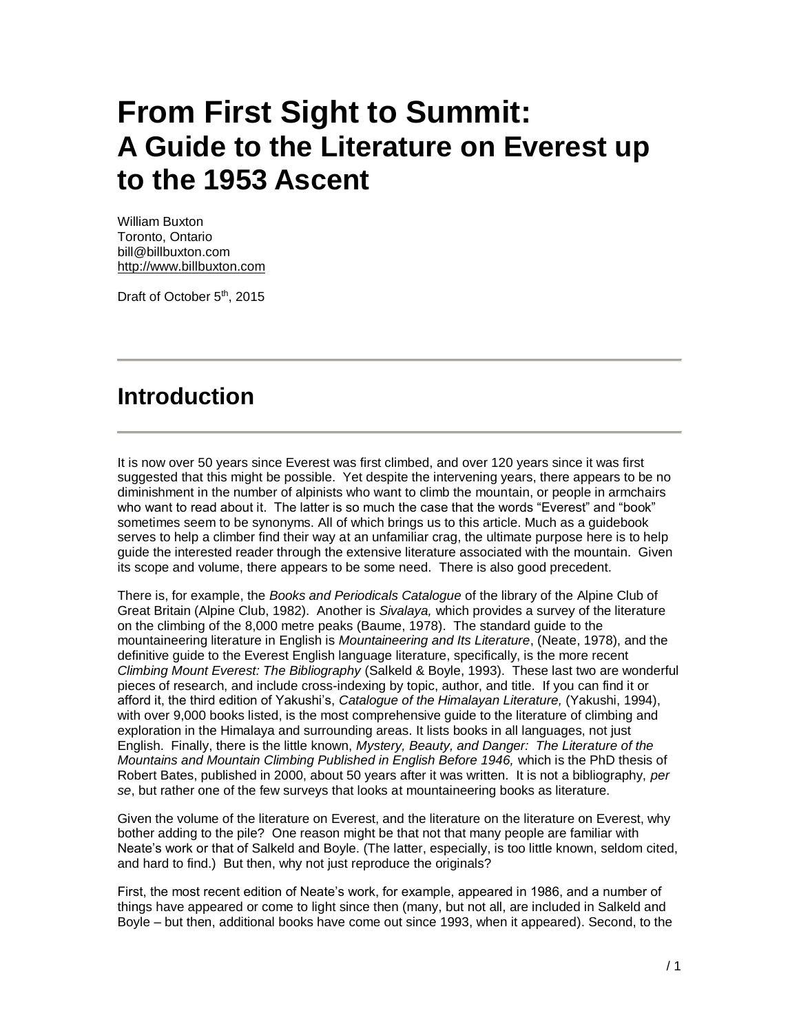# From First Sight to Summit: A Guide to the Literature on Everest up to the 1953 Ascent

William Buxton
Toronto, Ontario
bill@billbuxton.com
http://www.billbuxton.com

Draft of October 5th, 2015

## Introduction

It is now over 50 years since Everest was first climbed, and over 120 years since it was first suggested that this might be possible. Yet despite the intervening years, there appears to be no diminishment in the number of alpinists who want to climb the mountain, or people in armchairs who want to read about it. The latter is so much the case that the words "Everest" and "book" sometimes seem to be synonyms. All of which brings us to this article. Much as a guidebook serves to help a climber find their way at an unfamiliar crag, the ultimate purpose here is to help guide the interested reader through the extensive literature associated with the mountain. Given its scope and volume, there appears to be some need. There is also good precedent.

There is, for example, the *Books and Periodicals Catalogue* of the library of the Alpine Club of Great Britain (Alpine Club, 1982). Another is *Sivalaya,* which provides a survey of the literature on the climbing of the 8,000 metre peaks (Baume, 1978). The standard guide to the mountaineering literature in English is *Mountaineering and Its Literature*, (Neate, 1978), and the definitive guide to the Everest English language literature, specifically, is the more recent *Climbing Mount Everest: The Bibliography* (Salkeld & Boyle, 1993). These last two are wonderful pieces of research, and include cross-indexing by topic, author, and title. If you can find it or afford it, the third edition of Yakushi's, *Catalogue of the Himalayan Literature,* (Yakushi, 1994), with over 9,000 books listed, is the most comprehensive guide to the literature of climbing and exploration in the Himalaya and surrounding areas. It lists books in all languages, not just English. Finally, there is the little known, *Mystery, Beauty, and Danger: The Literature of the Mountains and Mountain Climbing Published in English Before 1946,* which is the PhD thesis of Robert Bates, published in 2000, about 50 years after it was written. It is not a bibliography, *per se*, but rather one of the few surveys that looks at mountaineering books as literature.

Given the volume of the literature on Everest, and the literature on the literature on Everest, why bother adding to the pile? One reason might be that not that many people are familiar with Neate's work or that of Salkeld and Boyle. (The latter, especially, is too little known, seldom cited, and hard to find.) But then, why not just reproduce the originals?

First, the most recent edition of Neate's work, for example, appeared in 1986, and a number of things have appeared or come to light since then (many, but not all, are included in Salkeld and Boyle – but then, additional books have come out since 1993, when it appeared). Second, to the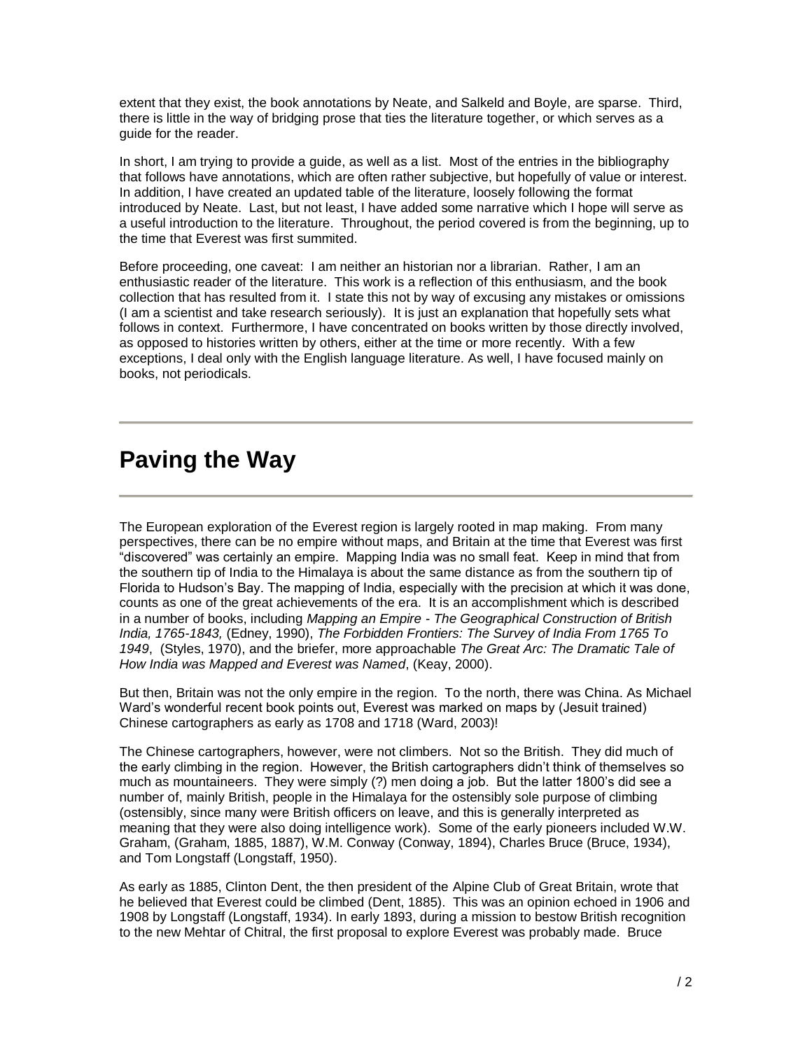extent that they exist, the book annotations by Neate, and Salkeld and Boyle, are sparse. Third, there is little in the way of bridging prose that ties the literature together, or which serves as a guide for the reader.

In short, I am trying to provide a guide, as well as a list. Most of the entries in the bibliography that follows have annotations, which are often rather subjective, but hopefully of value or interest. In addition, I have created an updated table of the literature, loosely following the format introduced by Neate. Last, but not least, I have added some narrative which I hope will serve as a useful introduction to the literature. Throughout, the period covered is from the beginning, up to the time that Everest was first summited.

Before proceeding, one caveat: I am neither an historian nor a librarian. Rather, I am an enthusiastic reader of the literature. This work is a reflection of this enthusiasm, and the book collection that has resulted from it. I state this not by way of excusing any mistakes or omissions (I am a scientist and take research seriously). It is just an explanation that hopefully sets what follows in context. Furthermore, I have concentrated on books written by those directly involved, as opposed to histories written by others, either at the time or more recently. With a few exceptions, I deal only with the English language literature. As well, I have focused mainly on books, not periodicals.

# Paving the Way

The European exploration of the Everest region is largely rooted in map making. From many perspectives, there can be no empire without maps, and Britain at the time that Everest was first "discovered" was certainly an empire. Mapping India was no small feat. Keep in mind that from the southern tip of India to the Himalaya is about the same distance as from the southern tip of Florida to Hudson's Bay. The mapping of India, especially with the precision at which it was done, counts as one of the great achievements of the era. It is an accomplishment which is described in a number of books, including *Mapping an Empire - The Geographical Construction of British India, 1765-1843,* (Edney, 1990), *The Forbidden Frontiers: The Survey of India From 1765 To 1949*, (Styles, 1970), and the briefer, more approachable *The Great Arc: The Dramatic Tale of How India was Mapped and Everest was Named*, (Keay, 2000).

But then, Britain was not the only empire in the region. To the north, there was China. As Michael Ward's wonderful recent book points out, Everest was marked on maps by (Jesuit trained) Chinese cartographers as early as 1708 and 1718 (Ward, 2003)!

The Chinese cartographers, however, were not climbers. Not so the British. They did much of the early climbing in the region. However, the British cartographers didn't think of themselves so much as mountaineers. They were simply (?) men doing a job. But the latter 1800's did see a number of, mainly British, people in the Himalaya for the ostensibly sole purpose of climbing (ostensibly, since many were British officers on leave, and this is generally interpreted as meaning that they were also doing intelligence work). Some of the early pioneers included W.W. Graham, (Graham, 1885, 1887), W.M. Conway (Conway, 1894), Charles Bruce (Bruce, 1934), and Tom Longstaff (Longstaff, 1950).

As early as 1885, Clinton Dent, the then president of the Alpine Club of Great Britain, wrote that he believed that Everest could be climbed (Dent, 1885). This was an opinion echoed in 1906 and 1908 by Longstaff (Longstaff, 1934). In early 1893, during a mission to bestow British recognition to the new Mehtar of Chitral, the first proposal to explore Everest was probably made. Bruce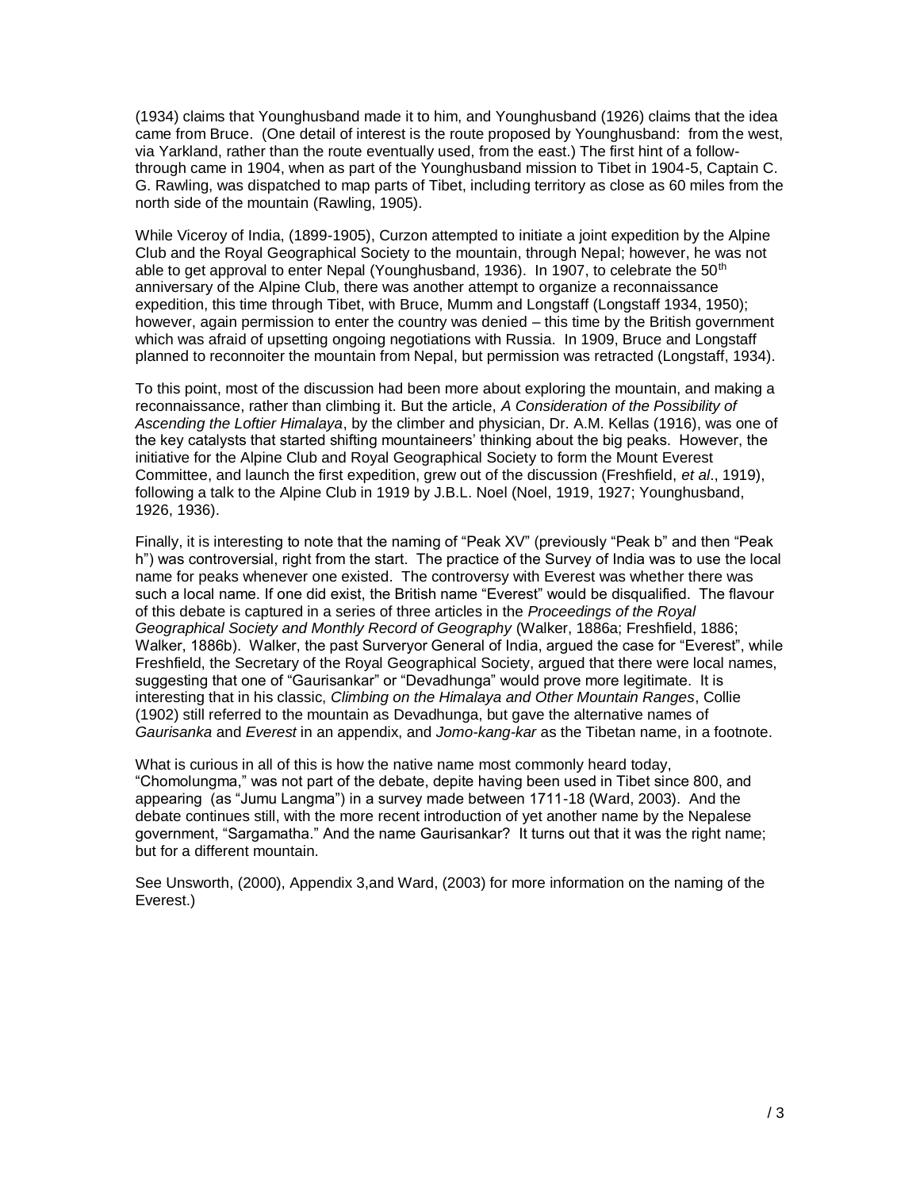(1934) claims that Younghusband made it to him, and Younghusband (1926) claims that the idea came from Bruce. (One detail of interest is the route proposed by Younghusband: from the west, via Yarkland, rather than the route eventually used, from the east.) The first hint of a follow-through came in 1904, when as part of the Younghusband mission to Tibet in 1904-5, Captain C. G. Rawling, was dispatched to map parts of Tibet, including territory as close as 60 miles from the north side of the mountain (Rawling, 1905).

While Viceroy of India, (1899-1905), Curzon attempted to initiate a joint expedition by the Alpine Club and the Royal Geographical Society to the mountain, through Nepal; however, he was not able to get approval to enter Nepal (Younghusband, 1936). In 1907, to celebrate the 50th anniversary of the Alpine Club, there was another attempt to organize a reconnaissance expedition, this time through Tibet, with Bruce, Mumm and Longstaff (Longstaff 1934, 1950); however, again permission to enter the country was denied – this time by the British government which was afraid of upsetting ongoing negotiations with Russia. In 1909, Bruce and Longstaff planned to reconnoiter the mountain from Nepal, but permission was retracted (Longstaff, 1934).

To this point, most of the discussion had been more about exploring the mountain, and making a reconnaissance, rather than climbing it. But the article, *A Consideration of the Possibility of Ascending the Loftier Himalaya*, by the climber and physician, Dr. A.M. Kellas (1916), was one of the key catalysts that started shifting mountaineers' thinking about the big peaks. However, the initiative for the Alpine Club and Royal Geographical Society to form the Mount Everest Committee, and launch the first expedition, grew out of the discussion (Freshfield, *et al*., 1919), following a talk to the Alpine Club in 1919 by J.B.L. Noel (Noel, 1919, 1927; Younghusband, 1926, 1936).

Finally, it is interesting to note that the naming of "Peak XV" (previously "Peak b" and then "Peak h") was controversial, right from the start. The practice of the Survey of India was to use the local name for peaks whenever one existed. The controversy with Everest was whether there was such a local name. If one did exist, the British name "Everest" would be disqualified. The flavour of this debate is captured in a series of three articles in the *Proceedings of the Royal Geographical Society and Monthly Record of Geography* (Walker, 1886a; Freshfield, 1886; Walker, 1886b). Walker, the past Surveryor General of India, argued the case for "Everest", while Freshfield, the Secretary of the Royal Geographical Society, argued that there were local names, suggesting that one of "Gaurisankar" or "Devadhunga" would prove more legitimate. It is interesting that in his classic, *Climbing on the Himalaya and Other Mountain Ranges*, Collie (1902) still referred to the mountain as Devadhunga, but gave the alternative names of *Gaurisanka* and *Everest* in an appendix, and *Jomo-kang-kar* as the Tibetan name, in a footnote.

What is curious in all of this is how the native name most commonly heard today, "Chomolungma," was not part of the debate, depite having been used in Tibet since 800, and appearing (as "Jumu Langma") in a survey made between 1711-18 (Ward, 2003). And the debate continues still, with the more recent introduction of yet another name by the Nepalese government, "Sargamatha." And the name Gaurisankar? It turns out that it was the right name; but for a different mountain.

See Unsworth, (2000), Appendix 3,and Ward, (2003) for more information on the naming of the Everest.)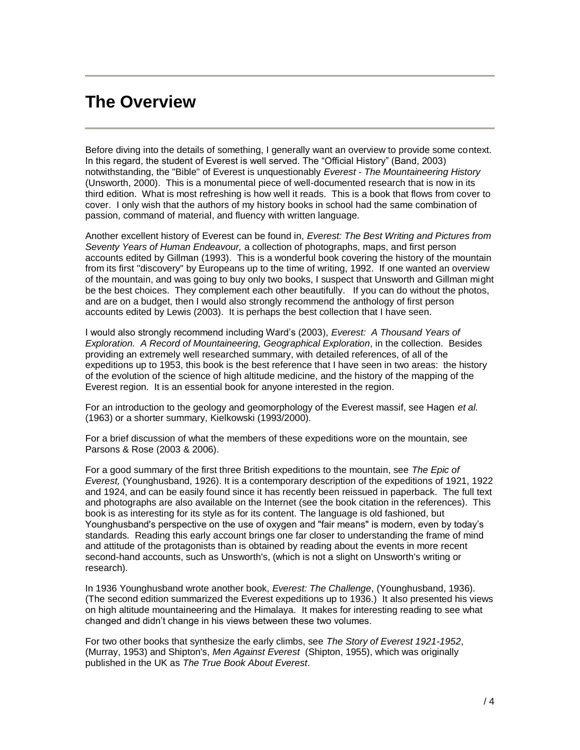# The Overview

Before diving into the details of something, I generally want an overview to provide some context. In this regard, the student of Everest is well served. The "Official History" (Band, 2003) notwithstanding, the "Bible" of Everest is unquestionably *Everest - The Mountaineering History* (Unsworth, 2000). This is a monumental piece of well-documented research that is now in its third edition. What is most refreshing is how well it reads. This is a book that flows from cover to cover. I only wish that the authors of my history books in school had the same combination of passion, command of material, and fluency with written language.

Another excellent history of Everest can be found in, *Everest: The Best Writing and Pictures from Seventy Years of Human Endeavour,* a collection of photographs, maps, and first person accounts edited by Gillman (1993). This is a wonderful book covering the history of the mountain from its first "discovery" by Europeans up to the time of writing, 1992. If one wanted an overview of the mountain, and was going to buy only two books, I suspect that Unsworth and Gillman might be the best choices. They complement each other beautifully. If you can do without the photos, and are on a budget, then I would also strongly recommend the anthology of first person accounts edited by Lewis (2003). It is perhaps the best collection that I have seen.

I would also strongly recommend including Ward's (2003), *Everest: A Thousand Years of Exploration. A Record of Mountaineering, Geographical Exploration*, in the collection. Besides providing an extremely well researched summary, with detailed references, of all of the expeditions up to 1953, this book is the best reference that I have seen in two areas: the history of the evolution of the science of high altitude medicine, and the history of the mapping of the Everest region. It is an essential book for anyone interested in the region.

For an introduction to the geology and geomorphology of the Everest massif, see Hagen *et al.* (1963) or a shorter summary, Kielkowski (1993/2000).

For a brief discussion of what the members of these expeditions wore on the mountain, see Parsons & Rose (2003 & 2006).

For a good summary of the first three British expeditions to the mountain, see *The Epic of Everest,* (Younghusband, 1926). It is a contemporary description of the expeditions of 1921, 1922 and 1924, and can be easily found since it has recently been reissued in paperback. The full text and photographs are also available on the Internet (see the book citation in the references). This book is as interesting for its style as for its content. The language is old fashioned, but Younghusband's perspective on the use of oxygen and "fair means" is modern, even by today's standards. Reading this early account brings one far closer to understanding the frame of mind and attitude of the protagonists than is obtained by reading about the events in more recent second-hand accounts, such as Unsworth's, (which is not a slight on Unsworth's writing or research).

In 1936 Younghusband wrote another book, *Everest: The Challenge*, (Younghusband, 1936). (The second edition summarized the Everest expeditions up to 1936.) It also presented his views on high altitude mountaineering and the Himalaya. It makes for interesting reading to see what changed and didn't change in his views between these two volumes.

For two other books that synthesize the early climbs, see *The Story of Everest 1921-1952*, (Murray, 1953) and Shipton's, *Men Against Everest* (Shipton, 1955), which was originally published in the UK as *The True Book About Everest*.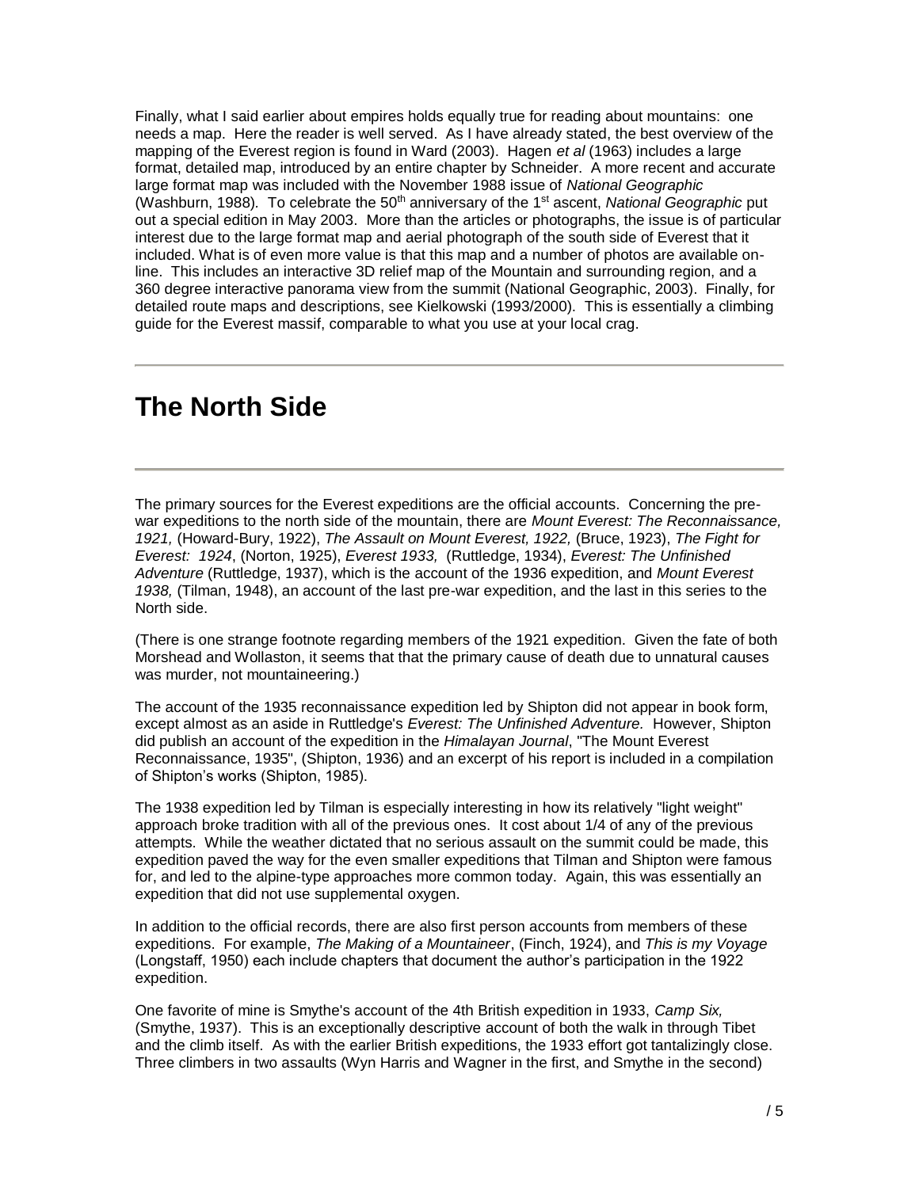Finally, what I said earlier about empires holds equally true for reading about mountains: one needs a map. Here the reader is well served. As I have already stated, the best overview of the mapping of the Everest region is found in Ward (2003). Hagen *et al* (1963) includes a large format, detailed map, introduced by an entire chapter by Schneider. A more recent and accurate large format map was included with the November 1988 issue of *National Geographic* (Washburn, 1988). To celebrate the 50th anniversary of the 1st ascent, *National Geographic* put out a special edition in May 2003. More than the articles or photographs, the issue is of particular interest due to the large format map and aerial photograph of the south side of Everest that it included. What is of even more value is that this map and a number of photos are available on-line. This includes an interactive 3D relief map of the Mountain and surrounding region, and a 360 degree interactive panorama view from the summit (National Geographic, 2003). Finally, for detailed route maps and descriptions, see Kielkowski (1993/2000). This is essentially a climbing guide for the Everest massif, comparable to what you use at your local crag.

---

# The North Side

---

The primary sources for the Everest expeditions are the official accounts. Concerning the pre-war expeditions to the north side of the mountain, there are *Mount Everest: The Reconnaissance, 1921,* (Howard-Bury, 1922), *The Assault on Mount Everest, 1922,* (Bruce, 1923), *The Fight for Everest: 1924*, (Norton, 1925), *Everest 1933,* (Ruttledge, 1934), *Everest: The Unfinished Adventure* (Ruttledge, 1937), which is the account of the 1936 expedition, and *Mount Everest 1938,* (Tilman, 1948), an account of the last pre-war expedition, and the last in this series to the North side.

(There is one strange footnote regarding members of the 1921 expedition. Given the fate of both Morshead and Wollaston, it seems that that the primary cause of death due to unnatural causes was murder, not mountaineering.)

The account of the 1935 reconnaissance expedition led by Shipton did not appear in book form, except almost as an aside in Ruttledge's *Everest: The Unfinished Adventure.* However, Shipton did publish an account of the expedition in the *Himalayan Journal*, "The Mount Everest Reconnaissance, 1935", (Shipton, 1936) and an excerpt of his report is included in a compilation of Shipton's works (Shipton, 1985).

The 1938 expedition led by Tilman is especially interesting in how its relatively "light weight" approach broke tradition with all of the previous ones. It cost about 1/4 of any of the previous attempts. While the weather dictated that no serious assault on the summit could be made, this expedition paved the way for the even smaller expeditions that Tilman and Shipton were famous for, and led to the alpine-type approaches more common today. Again, this was essentially an expedition that did not use supplemental oxygen.

In addition to the official records, there are also first person accounts from members of these expeditions. For example, *The Making of a Mountaineer*, (Finch, 1924), and *This is my Voyage* (Longstaff, 1950) each include chapters that document the author's participation in the 1922 expedition.

One favorite of mine is Smythe's account of the 4th British expedition in 1933, *Camp Six,* (Smythe, 1937). This is an exceptionally descriptive account of both the walk in through Tibet and the climb itself. As with the earlier British expeditions, the 1933 effort got tantalizingly close. Three climbers in two assaults (Wyn Harris and Wagner in the first, and Smythe in the second)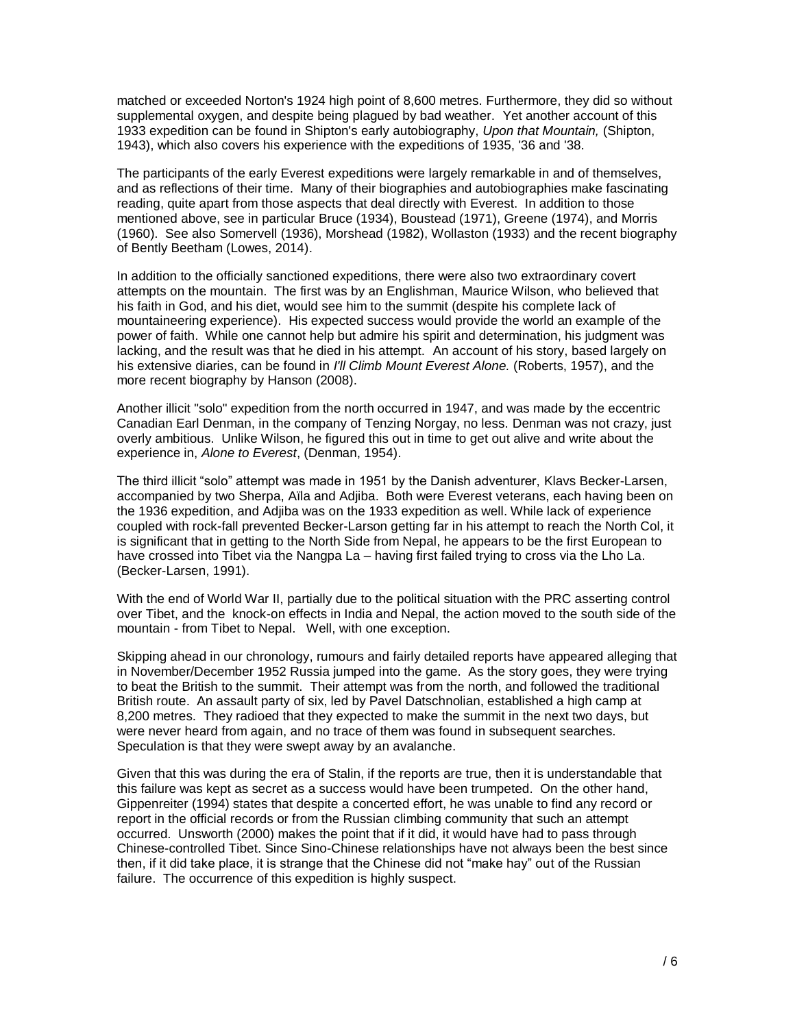matched or exceeded Norton's 1924 high point of 8,600 metres. Furthermore, they did so without supplemental oxygen, and despite being plagued by bad weather. Yet another account of this 1933 expedition can be found in Shipton's early autobiography, *Upon that Mountain,* (Shipton, 1943), which also covers his experience with the expeditions of 1935, '36 and '38.

The participants of the early Everest expeditions were largely remarkable in and of themselves, and as reflections of their time. Many of their biographies and autobiographies make fascinating reading, quite apart from those aspects that deal directly with Everest. In addition to those mentioned above, see in particular Bruce (1934), Boustead (1971), Greene (1974), and Morris (1960). See also Somervell (1936), Morshead (1982), Wollaston (1933) and the recent biography of Bently Beetham (Lowes, 2014).

In addition to the officially sanctioned expeditions, there were also two extraordinary covert attempts on the mountain. The first was by an Englishman, Maurice Wilson, who believed that his faith in God, and his diet, would see him to the summit (despite his complete lack of mountaineering experience). His expected success would provide the world an example of the power of faith. While one cannot help but admire his spirit and determination, his judgment was lacking, and the result was that he died in his attempt. An account of his story, based largely on his extensive diaries, can be found in *I'll Climb Mount Everest Alone.* (Roberts, 1957), and the more recent biography by Hanson (2008).

Another illicit "solo" expedition from the north occurred in 1947, and was made by the eccentric Canadian Earl Denman, in the company of Tenzing Norgay, no less. Denman was not crazy, just overly ambitious. Unlike Wilson, he figured this out in time to get out alive and write about the experience in, *Alone to Everest*, (Denman, 1954).

The third illicit "solo" attempt was made in 1951 by the Danish adventurer, Klavs Becker-Larsen, accompanied by two Sherpa, Aïla and Adjiba. Both were Everest veterans, each having been on the 1936 expedition, and Adjiba was on the 1933 expedition as well. While lack of experience coupled with rock-fall prevented Becker-Larson getting far in his attempt to reach the North Col, it is significant that in getting to the North Side from Nepal, he appears to be the first European to have crossed into Tibet via the Nangpa La – having first failed trying to cross via the Lho La. (Becker-Larsen, 1991).

With the end of World War II, partially due to the political situation with the PRC asserting control over Tibet, and the knock-on effects in India and Nepal, the action moved to the south side of the mountain - from Tibet to Nepal. Well, with one exception.

Skipping ahead in our chronology, rumours and fairly detailed reports have appeared alleging that in November/December 1952 Russia jumped into the game. As the story goes, they were trying to beat the British to the summit. Their attempt was from the north, and followed the traditional British route. An assault party of six, led by Pavel Datschnolian, established a high camp at 8,200 metres. They radioed that they expected to make the summit in the next two days, but were never heard from again, and no trace of them was found in subsequent searches. Speculation is that they were swept away by an avalanche.

Given that this was during the era of Stalin, if the reports are true, then it is understandable that this failure was kept as secret as a success would have been trumpeted. On the other hand, Gippenreiter (1994) states that despite a concerted effort, he was unable to find any record or report in the official records or from the Russian climbing community that such an attempt occurred. Unsworth (2000) makes the point that if it did, it would have had to pass through Chinese-controlled Tibet. Since Sino-Chinese relationships have not always been the best since then, if it did take place, it is strange that the Chinese did not "make hay" out of the Russian failure. The occurrence of this expedition is highly suspect.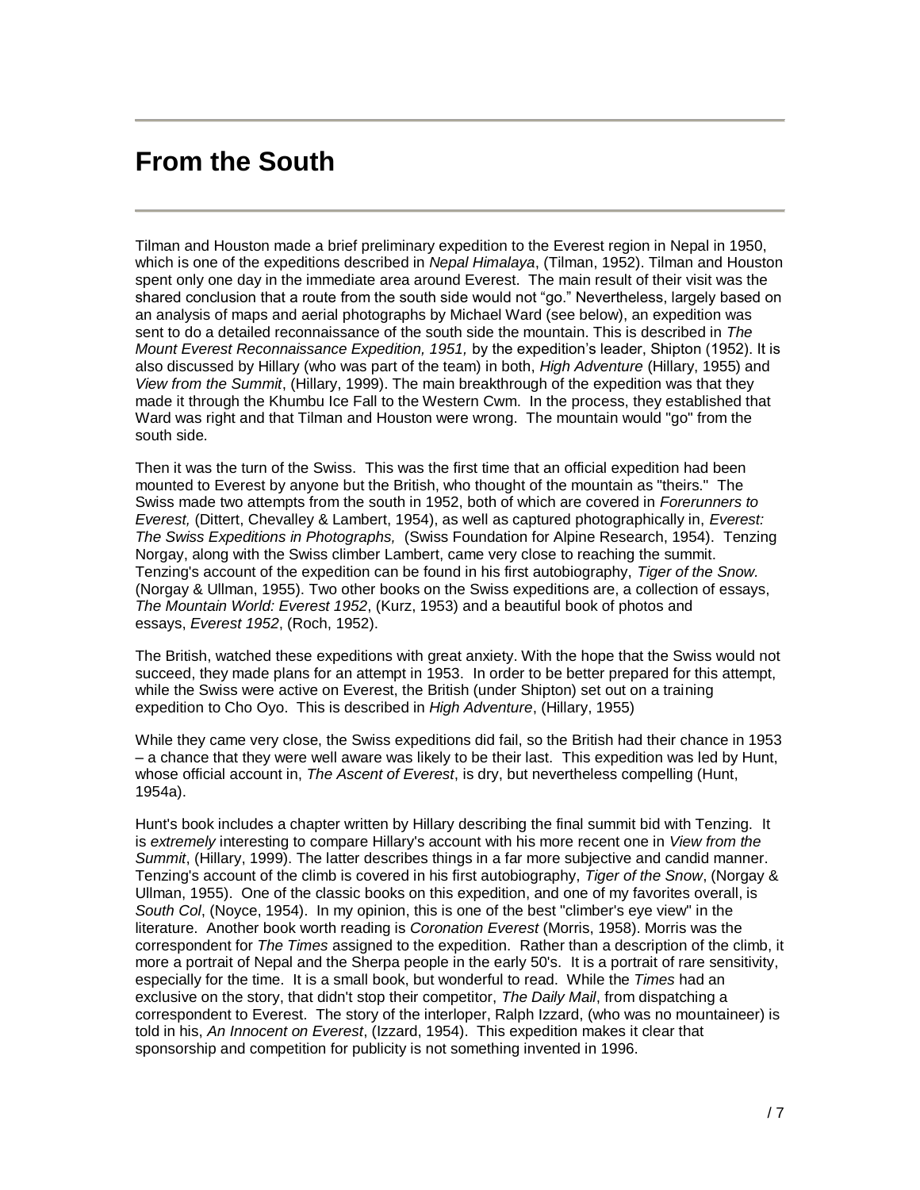# From the South

Tilman and Houston made a brief preliminary expedition to the Everest region in Nepal in 1950, which is one of the expeditions described in *Nepal Himalaya*, (Tilman, 1952). Tilman and Houston spent only one day in the immediate area around Everest. The main result of their visit was the shared conclusion that a route from the south side would not "go." Nevertheless, largely based on an analysis of maps and aerial photographs by Michael Ward (see below), an expedition was sent to do a detailed reconnaissance of the south side the mountain. This is described in *The Mount Everest Reconnaissance Expedition, 1951,* by the expedition's leader, Shipton (1952). It is also discussed by Hillary (who was part of the team) in both, *High Adventure* (Hillary, 1955) and *View from the Summit*, (Hillary, 1999). The main breakthrough of the expedition was that they made it through the Khumbu Ice Fall to the Western Cwm. In the process, they established that Ward was right and that Tilman and Houston were wrong. The mountain would "go" from the south side.

Then it was the turn of the Swiss. This was the first time that an official expedition had been mounted to Everest by anyone but the British, who thought of the mountain as "theirs." The Swiss made two attempts from the south in 1952, both of which are covered in *Forerunners to Everest,* (Dittert, Chevalley & Lambert, 1954), as well as captured photographically in, *Everest: The Swiss Expeditions in Photographs,* (Swiss Foundation for Alpine Research, 1954). Tenzing Norgay, along with the Swiss climber Lambert, came very close to reaching the summit. Tenzing's account of the expedition can be found in his first autobiography, *Tiger of the Snow.* (Norgay & Ullman, 1955). Two other books on the Swiss expeditions are, a collection of essays, *The Mountain World: Everest 1952*, (Kurz, 1953) and a beautiful book of photos and essays, *Everest 1952*, (Roch, 1952).

The British, watched these expeditions with great anxiety. With the hope that the Swiss would not succeed, they made plans for an attempt in 1953. In order to be better prepared for this attempt, while the Swiss were active on Everest, the British (under Shipton) set out on a training expedition to Cho Oyo. This is described in *High Adventure*, (Hillary, 1955)

While they came very close, the Swiss expeditions did fail, so the British had their chance in 1953 – a chance that they were well aware was likely to be their last. This expedition was led by Hunt, whose official account in, *The Ascent of Everest*, is dry, but nevertheless compelling (Hunt, 1954a).

Hunt's book includes a chapter written by Hillary describing the final summit bid with Tenzing. It is *extremely* interesting to compare Hillary's account with his more recent one in *View from the Summit*, (Hillary, 1999). The latter describes things in a far more subjective and candid manner. Tenzing's account of the climb is covered in his first autobiography, *Tiger of the Snow*, (Norgay & Ullman, 1955). One of the classic books on this expedition, and one of my favorites overall, is *South Col*, (Noyce, 1954). In my opinion, this is one of the best "climber's eye view" in the literature. Another book worth reading is *Coronation Everest* (Morris, 1958). Morris was the correspondent for *The Times* assigned to the expedition. Rather than a description of the climb, it more a portrait of Nepal and the Sherpa people in the early 50's. It is a portrait of rare sensitivity, especially for the time. It is a small book, but wonderful to read. While the *Times* had an exclusive on the story, that didn't stop their competitor, *The Daily Mail*, from dispatching a correspondent to Everest. The story of the interloper, Ralph Izzard, (who was no mountaineer) is told in his, *An Innocent on Everest*, (Izzard, 1954). This expedition makes it clear that sponsorship and competition for publicity is not something invented in 1996.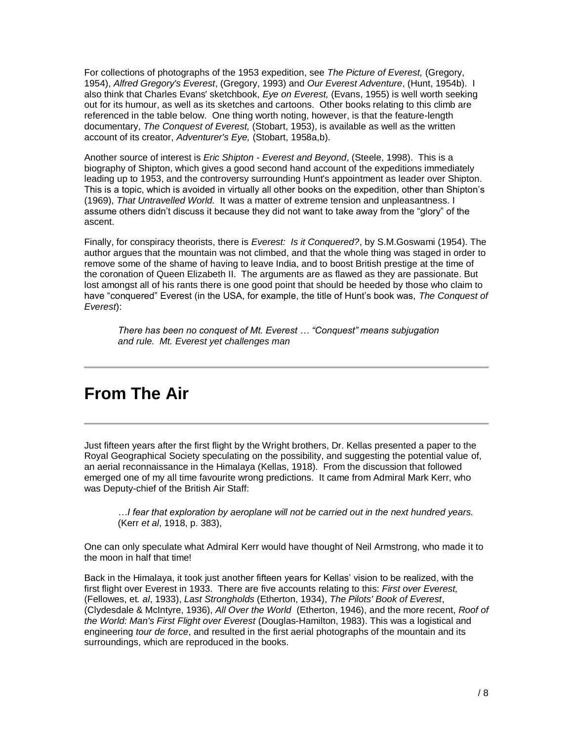For collections of photographs of the 1953 expedition, see *The Picture of Everest,* (Gregory, 1954), *Alfred Gregory's Everest*, (Gregory, 1993) and *Our Everest Adventure*, (Hunt, 1954b). I also think that Charles Evans' sketchbook, *Eye on Everest,* (Evans, 1955) is well worth seeking out for its humour, as well as its sketches and cartoons. Other books relating to this climb are referenced in the table below. One thing worth noting, however, is that the feature-length documentary, *The Conquest of Everest,* (Stobart, 1953), is available as well as the written account of its creator, *Adventurer's Eye,* (Stobart, 1958a,b).

Another source of interest is *Eric Shipton - Everest and Beyond*, (Steele, 1998). This is a biography of Shipton, which gives a good second hand account of the expeditions immediately leading up to 1953, and the controversy surrounding Hunt's appointment as leader over Shipton. This is a topic, which is avoided in virtually all other books on the expedition, other than Shipton's (1969), *That Untravelled World.* It was a matter of extreme tension and unpleasantness. I assume others didn't discuss it because they did not want to take away from the "glory" of the ascent.

Finally, for conspiracy theorists, there is *Everest: Is it Conquered?*, by S.M.Goswami (1954). The author argues that the mountain was not climbed, and that the whole thing was staged in order to remove some of the shame of having to leave India, and to boost British prestige at the time of the coronation of Queen Elizabeth II. The arguments are as flawed as they are passionate. But lost amongst all of his rants there is one good point that should be heeded by those who claim to have "conquered" Everest (in the USA, for example, the title of Hunt's book was, *The Conquest of Everest*):

> *There has been no conquest of Mt. Everest … "Conquest" means subjugation and rule. Mt. Everest yet challenges man*

---

# From The Air

---

Just fifteen years after the first flight by the Wright brothers, Dr. Kellas presented a paper to the Royal Geographical Society speculating on the possibility, and suggesting the potential value of, an aerial reconnaissance in the Himalaya (Kellas, 1918). From the discussion that followed emerged one of my all time favourite wrong predictions. It came from Admiral Mark Kerr, who was Deputy-chief of the British Air Staff:

> *…I fear that exploration by aeroplane will not be carried out in the next hundred years.* (Kerr *et al*, 1918, p. 383),

One can only speculate what Admiral Kerr would have thought of Neil Armstrong, who made it to the moon in half that time!

Back in the Himalaya, it took just another fifteen years for Kellas' vision to be realized, with the first flight over Everest in 1933. There are five accounts relating to this: *First over Everest,* (Fellowes, et. *al*, 1933), *Last Strongholds* (Etherton, 1934), *The Pilots' Book of Everest*, (Clydesdale & McIntyre, 1936), *All Over the World* (Etherton, 1946), and the more recent, *Roof of the World: Man's First Flight over Everest* (Douglas-Hamilton, 1983). This was a logistical and engineering *tour de force*, and resulted in the first aerial photographs of the mountain and its surroundings, which are reproduced in the books.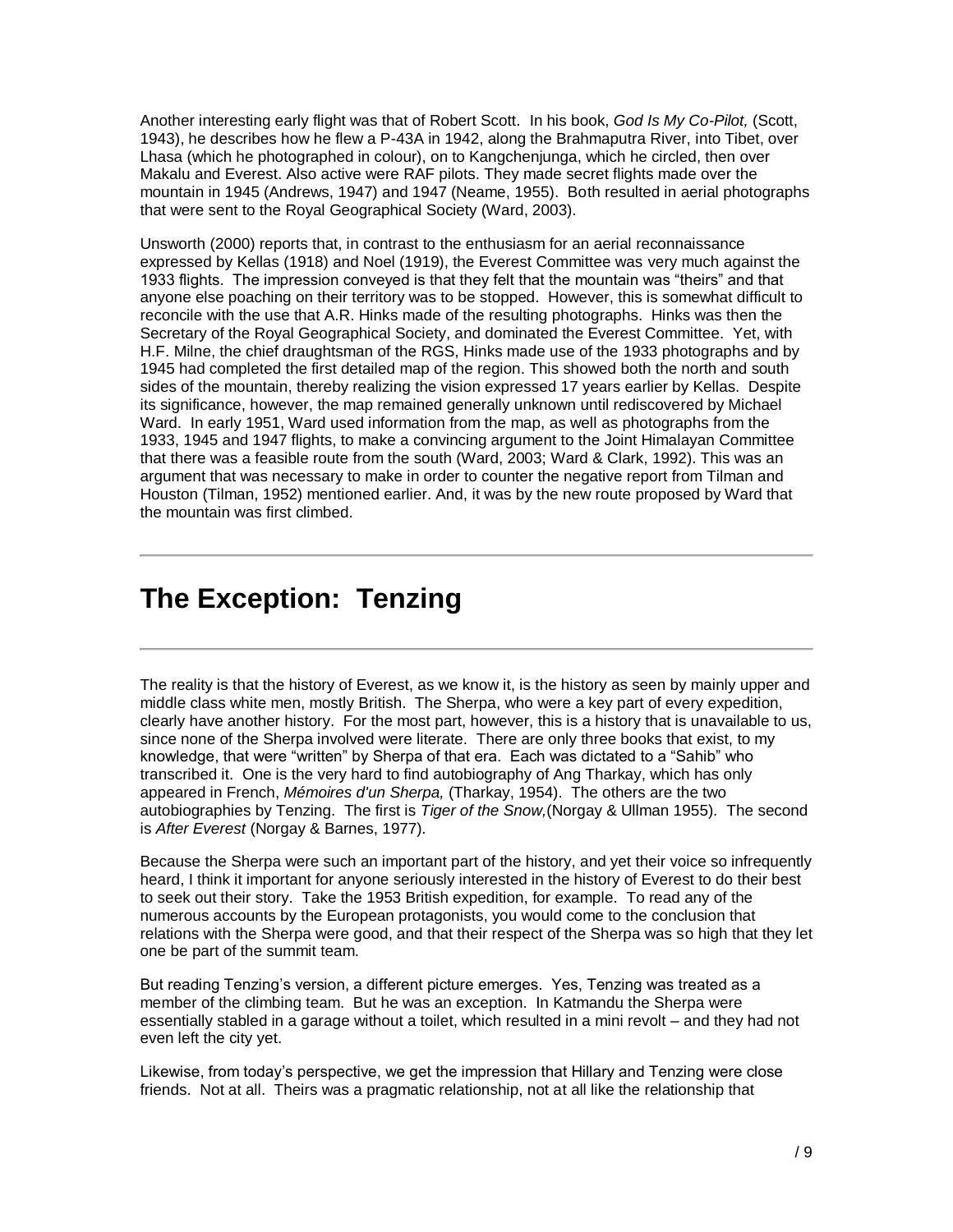Another interesting early flight was that of Robert Scott. In his book, *God Is My Co-Pilot,* (Scott, 1943), he describes how he flew a P-43A in 1942, along the Brahmaputra River, into Tibet, over Lhasa (which he photographed in colour), on to Kangchenjunga, which he circled, then over Makalu and Everest. Also active were RAF pilots. They made secret flights made over the mountain in 1945 (Andrews, 1947) and 1947 (Neame, 1955). Both resulted in aerial photographs that were sent to the Royal Geographical Society (Ward, 2003).

Unsworth (2000) reports that, in contrast to the enthusiasm for an aerial reconnaissance expressed by Kellas (1918) and Noel (1919), the Everest Committee was very much against the 1933 flights. The impression conveyed is that they felt that the mountain was "theirs" and that anyone else poaching on their territory was to be stopped. However, this is somewhat difficult to reconcile with the use that A.R. Hinks made of the resulting photographs. Hinks was then the Secretary of the Royal Geographical Society, and dominated the Everest Committee. Yet, with H.F. Milne, the chief draughtsman of the RGS, Hinks made use of the 1933 photographs and by 1945 had completed the first detailed map of the region. This showed both the north and south sides of the mountain, thereby realizing the vision expressed 17 years earlier by Kellas. Despite its significance, however, the map remained generally unknown until rediscovered by Michael Ward. In early 1951, Ward used information from the map, as well as photographs from the 1933, 1945 and 1947 flights, to make a convincing argument to the Joint Himalayan Committee that there was a feasible route from the south (Ward, 2003; Ward & Clark, 1992). This was an argument that was necessary to make in order to counter the negative report from Tilman and Houston (Tilman, 1952) mentioned earlier. And, it was by the new route proposed by Ward that the mountain was first climbed.

# The Exception: Tenzing

The reality is that the history of Everest, as we know it, is the history as seen by mainly upper and middle class white men, mostly British. The Sherpa, who were a key part of every expedition, clearly have another history. For the most part, however, this is a history that is unavailable to us, since none of the Sherpa involved were literate. There are only three books that exist, to my knowledge, that were "written" by Sherpa of that era. Each was dictated to a "Sahib" who transcribed it. One is the very hard to find autobiography of Ang Tharkay, which has only appeared in French, *Mémoires d'un Sherpa,* (Tharkay, 1954). The others are the two autobiographies by Tenzing. The first is *Tiger of the Snow,*(Norgay & Ullman 1955). The second is *After Everest* (Norgay & Barnes, 1977).

Because the Sherpa were such an important part of the history, and yet their voice so infrequently heard, I think it important for anyone seriously interested in the history of Everest to do their best to seek out their story. Take the 1953 British expedition, for example. To read any of the numerous accounts by the European protagonists, you would come to the conclusion that relations with the Sherpa were good, and that their respect of the Sherpa was so high that they let one be part of the summit team.

But reading Tenzing's version, a different picture emerges. Yes, Tenzing was treated as a member of the climbing team. But he was an exception. In Katmandu the Sherpa were essentially stabled in a garage without a toilet, which resulted in a mini revolt – and they had not even left the city yet.

Likewise, from today's perspective, we get the impression that Hillary and Tenzing were close friends. Not at all. Theirs was a pragmatic relationship, not at all like the relationship that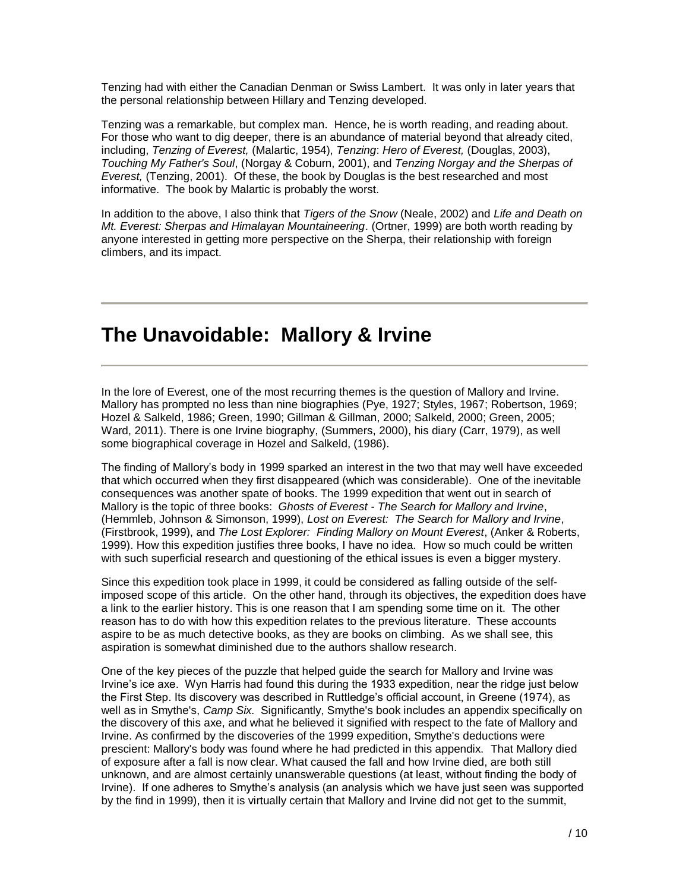Tenzing had with either the Canadian Denman or Swiss Lambert. It was only in later years that the personal relationship between Hillary and Tenzing developed.

Tenzing was a remarkable, but complex man. Hence, he is worth reading, and reading about. For those who want to dig deeper, there is an abundance of material beyond that already cited, including, *Tenzing of Everest,* (Malartic, 1954), *Tenzing*: *Hero of Everest,* (Douglas, 2003), *Touching My Father's Soul*, (Norgay & Coburn, 2001), and *Tenzing Norgay and the Sherpas of Everest,* (Tenzing, 2001). Of these, the book by Douglas is the best researched and most informative. The book by Malartic is probably the worst.

In addition to the above, I also think that *Tigers of the Snow* (Neale, 2002) and *Life and Death on Mt. Everest: Sherpas and Himalayan Mountaineering*. (Ortner, 1999) are both worth reading by anyone interested in getting more perspective on the Sherpa, their relationship with foreign climbers, and its impact.

---

# The Unavoidable: Mallory & Irvine

---

In the lore of Everest, one of the most recurring themes is the question of Mallory and Irvine. Mallory has prompted no less than nine biographies (Pye, 1927; Styles, 1967; Robertson, 1969; Hozel & Salkeld, 1986; Green, 1990; Gillman & Gillman, 2000; Salkeld, 2000; Green, 2005; Ward, 2011). There is one Irvine biography, (Summers, 2000), his diary (Carr, 1979), as well some biographical coverage in Hozel and Salkeld, (1986).

The finding of Mallory's body in 1999 sparked an interest in the two that may well have exceeded that which occurred when they first disappeared (which was considerable). One of the inevitable consequences was another spate of books. The 1999 expedition that went out in search of Mallory is the topic of three books: *Ghosts of Everest - The Search for Mallory and Irvine*, (Hemmleb, Johnson & Simonson, 1999), *Lost on Everest: The Search for Mallory and Irvine*, (Firstbrook, 1999), and *The Lost Explorer: Finding Mallory on Mount Everest*, (Anker & Roberts, 1999). How this expedition justifies three books, I have no idea. How so much could be written with such superficial research and questioning of the ethical issues is even a bigger mystery.

Since this expedition took place in 1999, it could be considered as falling outside of the self-imposed scope of this article. On the other hand, through its objectives, the expedition does have a link to the earlier history. This is one reason that I am spending some time on it. The other reason has to do with how this expedition relates to the previous literature. These accounts aspire to be as much detective books, as they are books on climbing. As we shall see, this aspiration is somewhat diminished due to the authors shallow research.

One of the key pieces of the puzzle that helped guide the search for Mallory and Irvine was Irvine's ice axe. Wyn Harris had found this during the 1933 expedition, near the ridge just below the First Step. Its discovery was described in Ruttledge's official account, in Greene (1974), as well as in Smythe's, *Camp Six*. Significantly, Smythe's book includes an appendix specifically on the discovery of this axe, and what he believed it signified with respect to the fate of Mallory and Irvine. As confirmed by the discoveries of the 1999 expedition, Smythe's deductions were prescient: Mallory's body was found where he had predicted in this appendix. That Mallory died of exposure after a fall is now clear. What caused the fall and how Irvine died, are both still unknown, and are almost certainly unanswerable questions (at least, without finding the body of Irvine). If one adheres to Smythe's analysis (an analysis which we have just seen was supported by the find in 1999), then it is virtually certain that Mallory and Irvine did not get to the summit,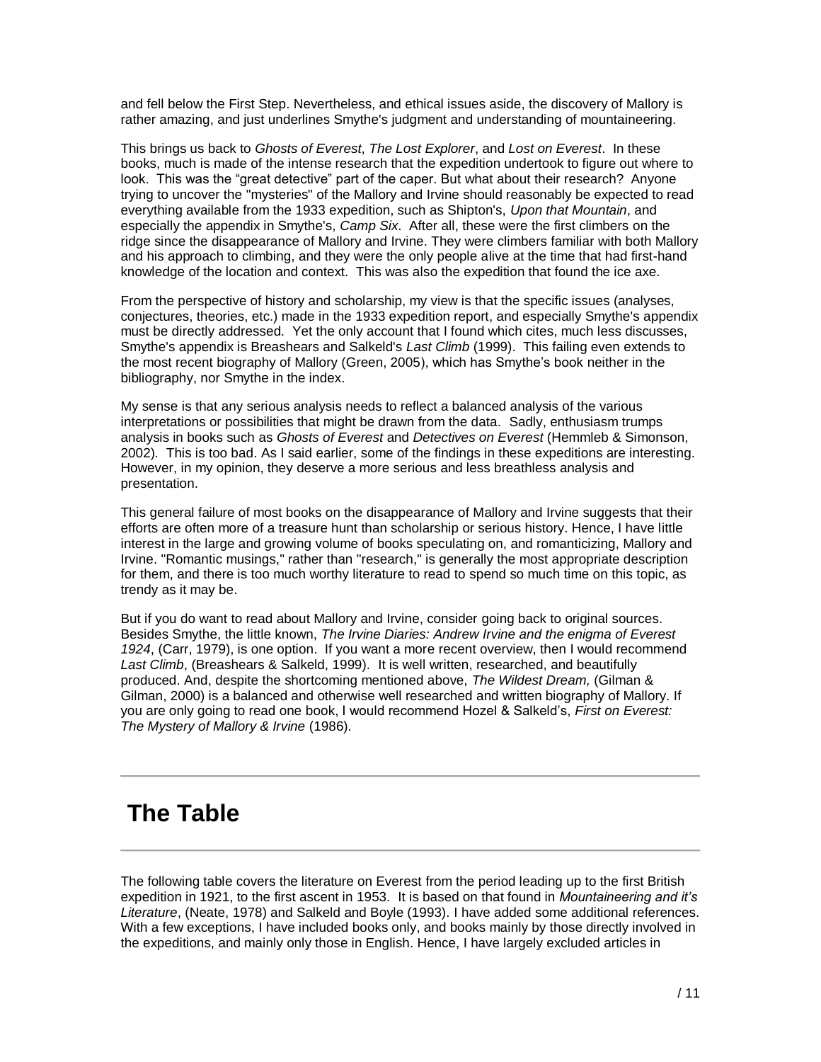and fell below the First Step. Nevertheless, and ethical issues aside, the discovery of Mallory is rather amazing, and just underlines Smythe's judgment and understanding of mountaineering.

This brings us back to *Ghosts of Everest*, *The Lost Explorer*, and *Lost on Everest*. In these books, much is made of the intense research that the expedition undertook to figure out where to look. This was the "great detective" part of the caper. But what about their research? Anyone trying to uncover the "mysteries" of the Mallory and Irvine should reasonably be expected to read everything available from the 1933 expedition, such as Shipton's, *Upon that Mountain*, and especially the appendix in Smythe's, *Camp Six*. After all, these were the first climbers on the ridge since the disappearance of Mallory and Irvine. They were climbers familiar with both Mallory and his approach to climbing, and they were the only people alive at the time that had first-hand knowledge of the location and context. This was also the expedition that found the ice axe.

From the perspective of history and scholarship, my view is that the specific issues (analyses, conjectures, theories, etc.) made in the 1933 expedition report, and especially Smythe's appendix must be directly addressed. Yet the only account that I found which cites, much less discusses, Smythe's appendix is Breashears and Salkeld's *Last Climb* (1999). This failing even extends to the most recent biography of Mallory (Green, 2005), which has Smythe's book neither in the bibliography, nor Smythe in the index.

My sense is that any serious analysis needs to reflect a balanced analysis of the various interpretations or possibilities that might be drawn from the data. Sadly, enthusiasm trumps analysis in books such as *Ghosts of Everest* and *Detectives on Everest* (Hemmleb & Simonson, 2002). This is too bad. As I said earlier, some of the findings in these expeditions are interesting. However, in my opinion, they deserve a more serious and less breathless analysis and presentation.

This general failure of most books on the disappearance of Mallory and Irvine suggests that their efforts are often more of a treasure hunt than scholarship or serious history. Hence, I have little interest in the large and growing volume of books speculating on, and romanticizing, Mallory and Irvine. "Romantic musings," rather than "research," is generally the most appropriate description for them, and there is too much worthy literature to read to spend so much time on this topic, as trendy as it may be.

But if you do want to read about Mallory and Irvine, consider going back to original sources. Besides Smythe, the little known, *The Irvine Diaries: Andrew Irvine and the enigma of Everest 1924*, (Carr, 1979), is one option. If you want a more recent overview, then I would recommend *Last Climb*, (Breashears & Salkeld, 1999). It is well written, researched, and beautifully produced. And, despite the shortcoming mentioned above, *The Wildest Dream,* (Gilman & Gilman, 2000) is a balanced and otherwise well researched and written biography of Mallory. If you are only going to read one book, I would recommend Hozel & Salkeld's, *First on Everest: The Mystery of Mallory & Irvine* (1986).

---

# The Table

---

The following table covers the literature on Everest from the period leading up to the first British expedition in 1921, to the first ascent in 1953. It is based on that found in *Mountaineering and it's Literature*, (Neate, 1978) and Salkeld and Boyle (1993). I have added some additional references. With a few exceptions, I have included books only, and books mainly by those directly involved in the expeditions, and mainly only those in English. Hence, I have largely excluded articles in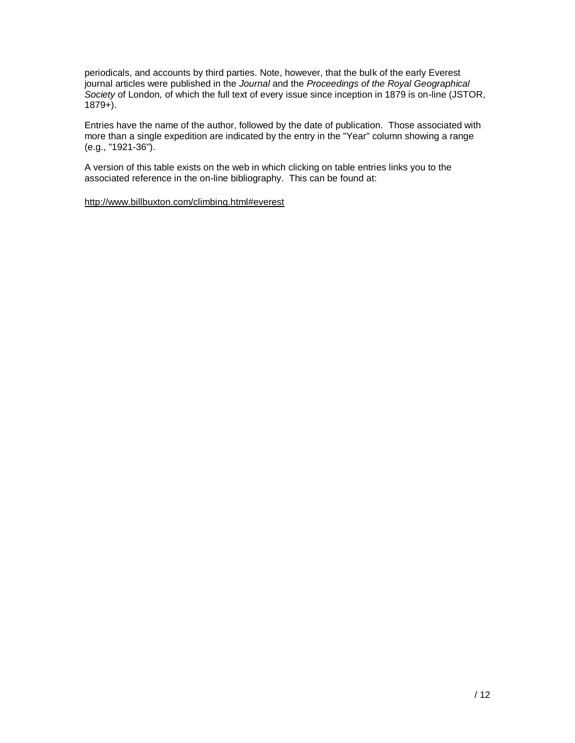periodicals, and accounts by third parties. Note, however, that the bulk of the early Everest journal articles were published in the *Journal* and the *Proceedings of the Royal Geographical Society* of London, of which the full text of every issue since inception in 1879 is on-line (JSTOR, 1879+).

Entries have the name of the author, followed by the date of publication. Those associated with more than a single expedition are indicated by the entry in the "Year" column showing a range (e.g., "1921-36").

A version of this table exists on the web in which clicking on table entries links you to the associated reference in the on-line bibliography. This can be found at:

http://www.billbuxton.com/climbing.html#everest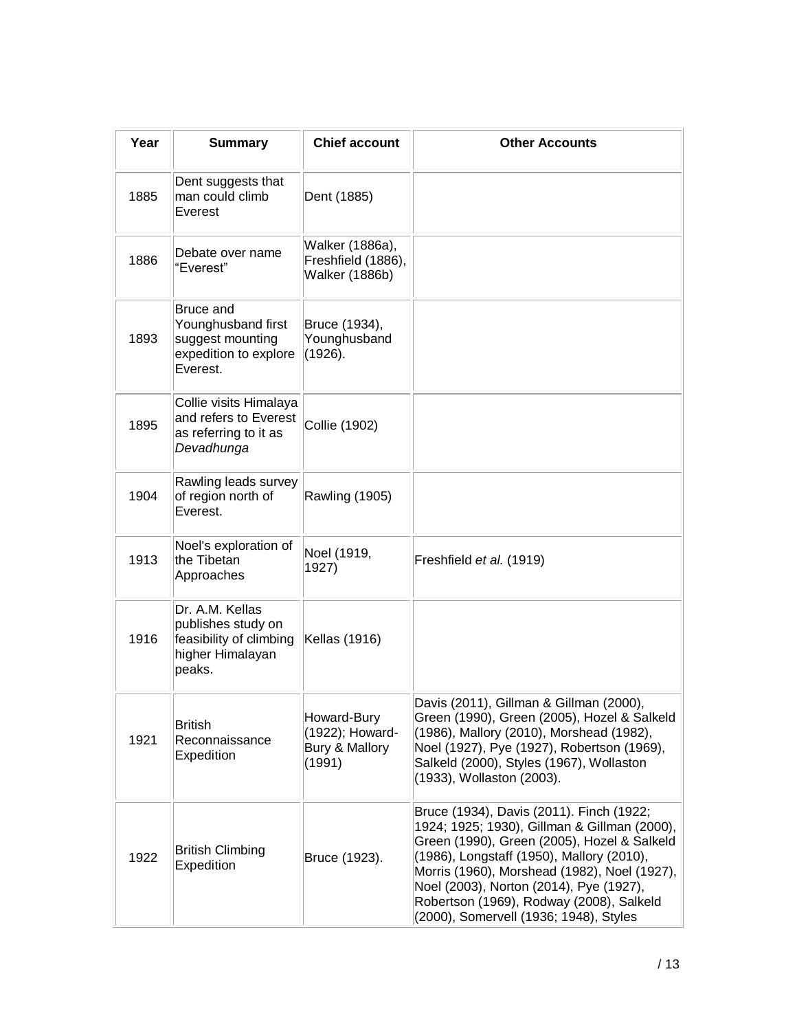| Year | Summary | Chief account | Other Accounts |
|---|---|---|---|
| 1885 | Dent suggests that man could climb Everest | Dent (1885) | |
| 1886 | Debate over name "Everest" | Walker (1886a), Freshfield (1886), Walker (1886b) | |
| 1893 | Bruce and Younghusband first suggest mounting expedition to explore Everest. | Bruce (1934), Younghusband (1926). | |
| 1895 | Collie visits Himalaya and refers to Everest as referring to it as *Devadhunga* | Collie (1902) | |
| 1904 | Rawling leads survey of region north of Everest. | Rawling (1905) | |
| 1913 | Noel's exploration of the Tibetan Approaches | Noel (1919, 1927) | Freshfield *et al.* (1919) |
| 1916 | Dr. A.M. Kellas publishes study on feasibility of climbing higher Himalayan peaks. | Kellas (1916) | |
| 1921 | British Reconnaissance Expedition | Howard-Bury (1922); Howard-Bury & Mallory (1991) | Davis (2011), Gillman & Gillman (2000), Green (1990), Green (2005), Hozel & Salkeld (1986), Mallory (2010), Morshead (1982), Noel (1927), Pye (1927), Robertson (1969), Salkeld (2000), Styles (1967), Wollaston (1933), Wollaston (2003). |
| 1922 | British Climbing Expedition | Bruce (1923). | Bruce (1934), Davis (2011). Finch (1922; 1924; 1925; 1930), Gillman & Gillman (2000), Green (1990), Green (2005), Hozel & Salkeld (1986), Longstaff (1950), Mallory (2010), Morris (1960), Morshead (1982), Noel (1927), Noel (2003), Norton (2014), Pye (1927), Robertson (1969), Rodway (2008), Salkeld (2000), Somervell (1936; 1948), Styles |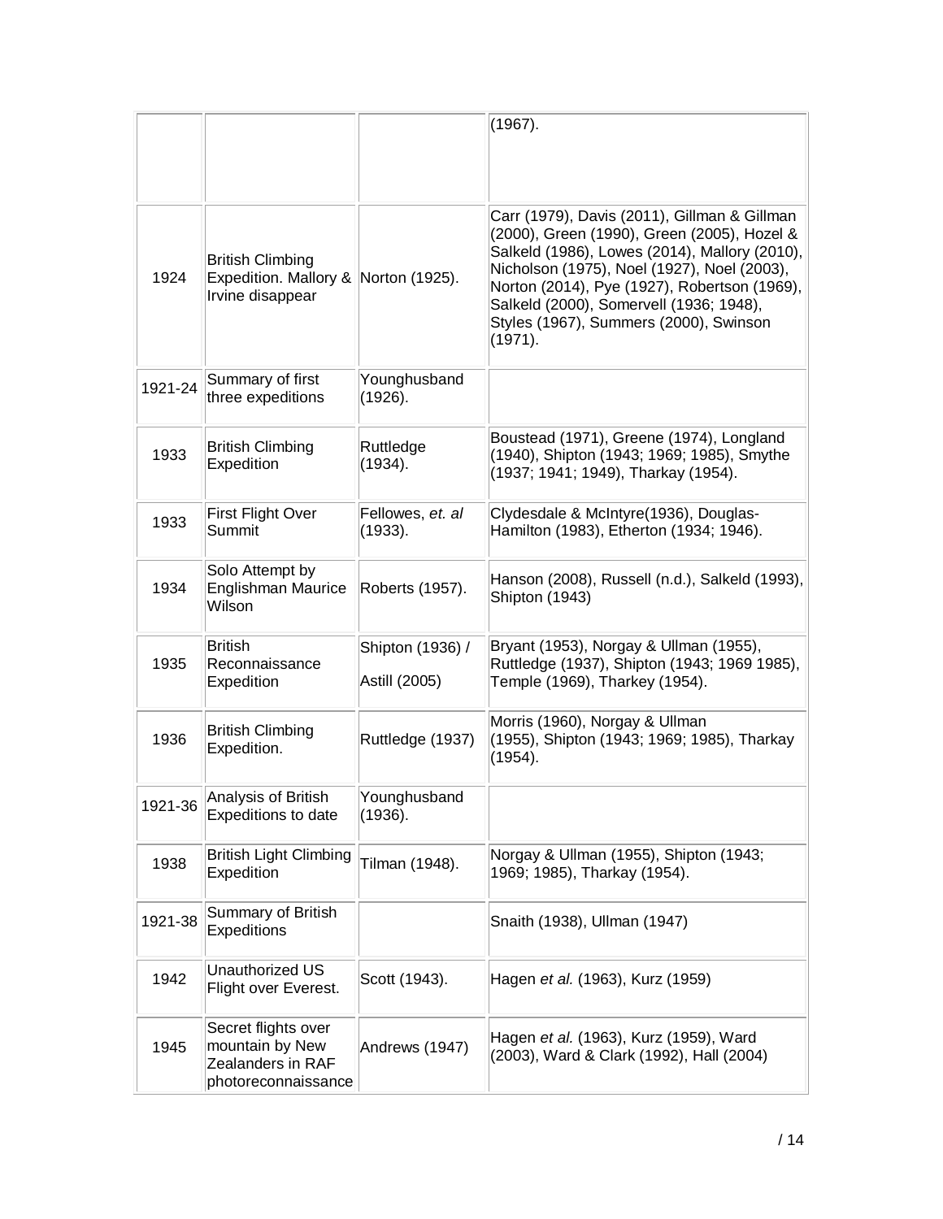| | | | |
|---|---|---|---|
| | | | (1967). |
| 1924 | British Climbing Expedition. Mallory & Irvine disappear | Norton (1925). | Carr (1979), Davis (2011), Gillman & Gillman (2000), Green (1990), Green (2005), Hozel & Salkeld (1986), Lowes (2014), Mallory (2010), Nicholson (1975), Noel (1927), Noel (2003), Norton (2014), Pye (1927), Robertson (1969), Salkeld (2000), Somervell (1936; 1948), Styles (1967), Summers (2000), Swinson (1971). |
| 1921-24 | Summary of first three expeditions | Younghusband (1926). | |
| 1933 | British Climbing Expedition | Ruttledge (1934). | Boustead (1971), Greene (1974), Longland (1940), Shipton (1943; 1969; 1985), Smythe (1937; 1941; 1949), Tharkay (1954). |
| 1933 | First Flight Over Summit | Fellowes, *et. al* (1933). | Clydesdale & McIntyre(1936), Douglas-Hamilton (1983), Etherton (1934; 1946). |
| 1934 | Solo Attempt by Englishman Maurice Wilson | Roberts (1957). | Hanson (2008), Russell (n.d.), Salkeld (1993), Shipton (1943) |
| 1935 | British Reconnaissance Expedition | Shipton (1936) / Astill (2005) | Bryant (1953), Norgay & Ullman (1955), Ruttledge (1937), Shipton (1943; 1969 1985), Temple (1969), Tharkey (1954). |
| 1936 | British Climbing Expedition. | Ruttledge (1937) | Morris (1960), Norgay & Ullman (1955), Shipton (1943; 1969; 1985), Tharkay (1954). |
| 1921-36 | Analysis of British Expeditions to date | Younghusband (1936). | |
| 1938 | British Light Climbing Expedition | Tilman (1948). | Norgay & Ullman (1955), Shipton (1943; 1969; 1985), Tharkay (1954). |
| 1921-38 | Summary of British Expeditions | | Snaith (1938), Ullman (1947) |
| 1942 | Unauthorized US Flight over Everest. | Scott (1943). | Hagen *et al.* (1963), Kurz (1959) |
| 1945 | Secret flights over mountain by New Zealanders in RAF photoreconnaissance | Andrews (1947) | Hagen *et al.* (1963), Kurz (1959), Ward (2003), Ward & Clark (1992), Hall (2004) |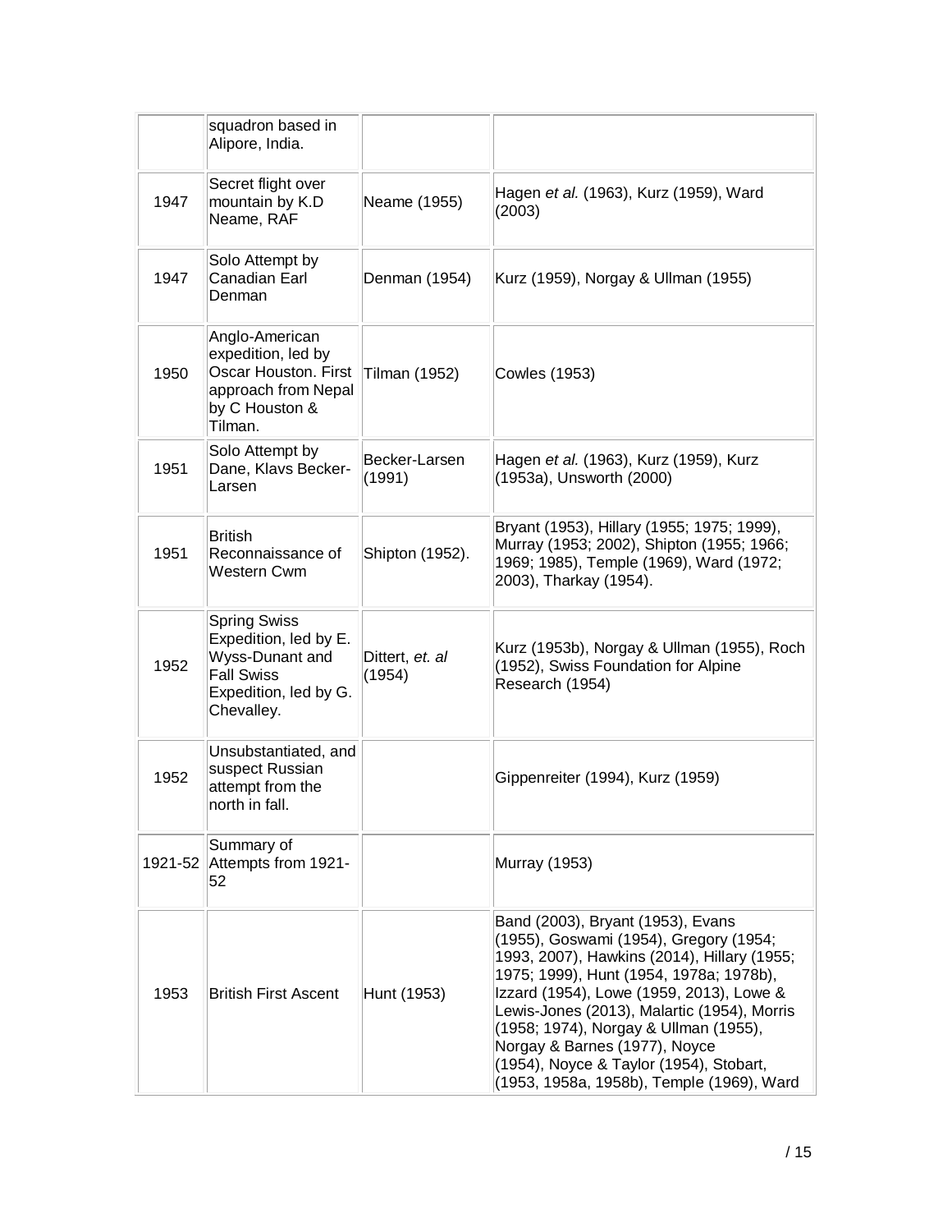| | | | |
|---|---|---|---|
| | squadron based in Alipore, India. | | |
| 1947 | Secret flight over mountain by K.D Neame, RAF | Neame (1955) | Hagen *et al.* (1963), Kurz (1959), Ward (2003) |
| 1947 | Solo Attempt by Canadian Earl Denman | Denman (1954) | Kurz (1959), Norgay & Ullman (1955) |
| 1950 | Anglo-American expedition, led by Oscar Houston. First approach from Nepal by C Houston & Tilman. | Tilman (1952) | Cowles (1953) |
| 1951 | Solo Attempt by Dane, Klavs Becker-Larsen | Becker-Larsen (1991) | Hagen *et al.* (1963), Kurz (1959), Kurz (1953a), Unsworth (2000) |
| 1951 | British Reconnaissance of Western Cwm | Shipton (1952). | Bryant (1953), Hillary (1955; 1975; 1999), Murray (1953; 2002), Shipton (1955; 1966; 1969; 1985), Temple (1969), Ward (1972; 2003), Tharkay (1954). |
| 1952 | Spring Swiss Expedition, led by E. Wyss-Dunant and Fall Swiss Expedition, led by G. Chevalley. | Dittert, *et. al* (1954) | Kurz (1953b), Norgay & Ullman (1955), Roch (1952), Swiss Foundation for Alpine Research (1954) |
| 1952 | Unsubstantiated, and suspect Russian attempt from the north in fall. | | Gippenreiter (1994), Kurz (1959) |
| 1921-52 | Summary of Attempts from 1921-52 | | Murray (1953) |
| 1953 | British First Ascent | Hunt (1953) | Band (2003), Bryant (1953), Evans (1955), Goswami (1954), Gregory (1954; 1993, 2007), Hawkins (2014), Hillary (1955; 1975; 1999), Hunt (1954, 1978a; 1978b), Izzard (1954), Lowe (1959, 2013), Lowe & Lewis-Jones (2013), Malartic (1954), Morris (1958; 1974), Norgay & Ullman (1955), Norgay & Barnes (1977), Noyce (1954), Noyce & Taylor (1954), Stobart, (1953, 1958a, 1958b), Temple (1969), Ward |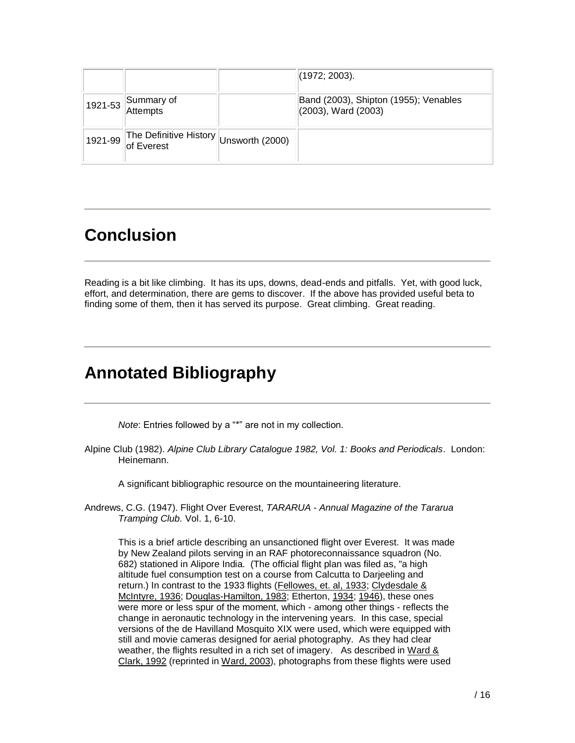| | | | |
|---|---|---|---|
| | | | (1972; 2003). |
| 1921-53 | Summary of Attempts | | Band (2003), Shipton (1955); Venables (2003), Ward (2003) |
| 1921-99 | The Definitive History of Everest | Unsworth (2000) | |

## Conclusion

Reading is a bit like climbing. It has its ups, downs, dead-ends and pitfalls. Yet, with good luck, effort, and determination, there are gems to discover. If the above has provided useful beta to finding some of them, then it has served its purpose. Great climbing. Great reading.

## Annotated Bibliography

*Note*: Entries followed by a "*" are not in my collection.

Alpine Club (1982). *Alpine Club Library Catalogue 1982, Vol. 1: Books and Periodicals*. London: Heinemann.

A significant bibliographic resource on the mountaineering literature.

Andrews, C.G. (1947). Flight Over Everest, *TARARUA - Annual Magazine of the Tararua Tramping Club.* Vol. 1, 6-10.

This is a brief article describing an unsanctioned flight over Everest. It was made by New Zealand pilots serving in an RAF photoreconnaissance squadron (No. 682) stationed in Alipore India. (The official flight plan was filed as, "a high altitude fuel consumption test on a course from Calcutta to Darjeeling and return.) In contrast to the 1933 flights (Fellowes, et. al, 1933; Clydesdale & McIntyre, 1936; Douglas-Hamilton, 1983; Etherton, 1934; 1946), these ones were more or less spur of the moment, which - among other things - reflects the change in aeronautic technology in the intervening years. In this case, special versions of the de Havilland Mosquito XIX were used, which were equipped with still and movie cameras designed for aerial photography. As they had clear weather, the flights resulted in a rich set of imagery. As described in Ward & Clark, 1992 (reprinted in Ward, 2003), photographs from these flights were used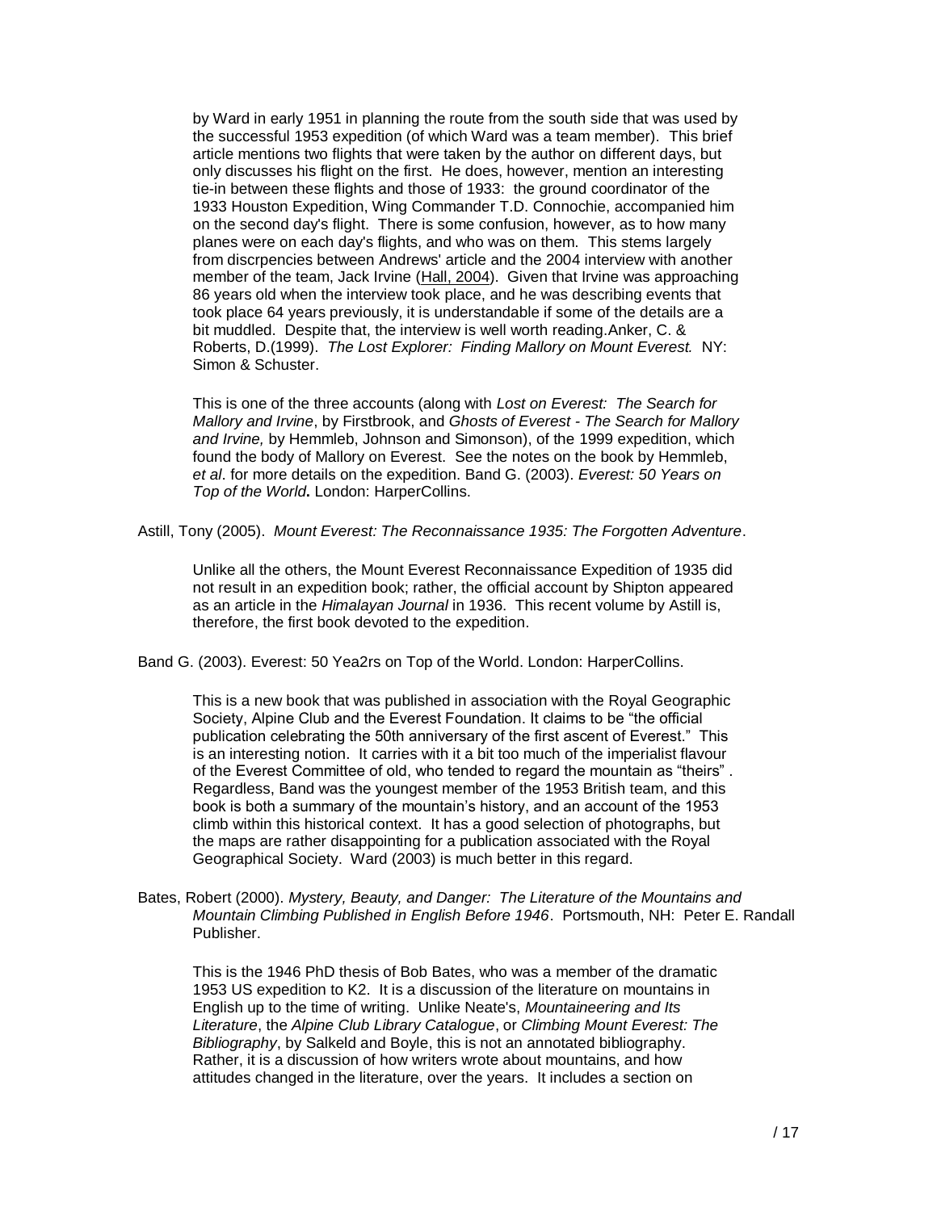by Ward in early 1951 in planning the route from the south side that was used by the successful 1953 expedition (of which Ward was a team member). This brief article mentions two flights that were taken by the author on different days, but only discusses his flight on the first. He does, however, mention an interesting tie-in between these flights and those of 1933: the ground coordinator of the 1933 Houston Expedition, Wing Commander T.D. Connochie, accompanied him on the second day's flight. There is some confusion, however, as to how many planes were on each day's flights, and who was on them. This stems largely from discrpencies between Andrews' article and the 2004 interview with another member of the team, Jack Irvine (Hall, 2004). Given that Irvine was approaching 86 years old when the interview took place, and he was describing events that took place 64 years previously, it is understandable if some of the details are a bit muddled. Despite that, the interview is well worth reading.Anker, C. & Roberts, D.(1999). *The Lost Explorer: Finding Mallory on Mount Everest.* NY: Simon & Schuster.

This is one of the three accounts (along with *Lost on Everest: The Search for Mallory and Irvine*, by Firstbrook, and *Ghosts of Everest - The Search for Mallory and Irvine,* by Hemmleb, Johnson and Simonson), of the 1999 expedition, which found the body of Mallory on Everest. See the notes on the book by Hemmleb, *et al*. for more details on the expedition. Band G. (2003). *Everest: 50 Years on Top of the World***.** London: HarperCollins.

Astill, Tony (2005). *Mount Everest: The Reconnaissance 1935: The Forgotten Adventure*.

Unlike all the others, the Mount Everest Reconnaissance Expedition of 1935 did not result in an expedition book; rather, the official account by Shipton appeared as an article in the *Himalayan Journal* in 1936. This recent volume by Astill is, therefore, the first book devoted to the expedition.

Band G. (2003). Everest: 50 Yea2rs on Top of the World. London: HarperCollins.

This is a new book that was published in association with the Royal Geographic Society, Alpine Club and the Everest Foundation. It claims to be "the official publication celebrating the 50th anniversary of the first ascent of Everest." This is an interesting notion. It carries with it a bit too much of the imperialist flavour of the Everest Committee of old, who tended to regard the mountain as "theirs" . Regardless, Band was the youngest member of the 1953 British team, and this book is both a summary of the mountain's history, and an account of the 1953 climb within this historical context. It has a good selection of photographs, but the maps are rather disappointing for a publication associated with the Royal Geographical Society. Ward (2003) is much better in this regard.

Bates, Robert (2000). *Mystery, Beauty, and Danger: The Literature of the Mountains and Mountain Climbing Published in English Before 1946*. Portsmouth, NH: Peter E. Randall Publisher.

This is the 1946 PhD thesis of Bob Bates, who was a member of the dramatic 1953 US expedition to K2. It is a discussion of the literature on mountains in English up to the time of writing. Unlike Neate's, *Mountaineering and Its Literature*, the *Alpine Club Library Catalogue*, or *Climbing Mount Everest: The Bibliography*, by Salkeld and Boyle, this is not an annotated bibliography. Rather, it is a discussion of how writers wrote about mountains, and how attitudes changed in the literature, over the years. It includes a section on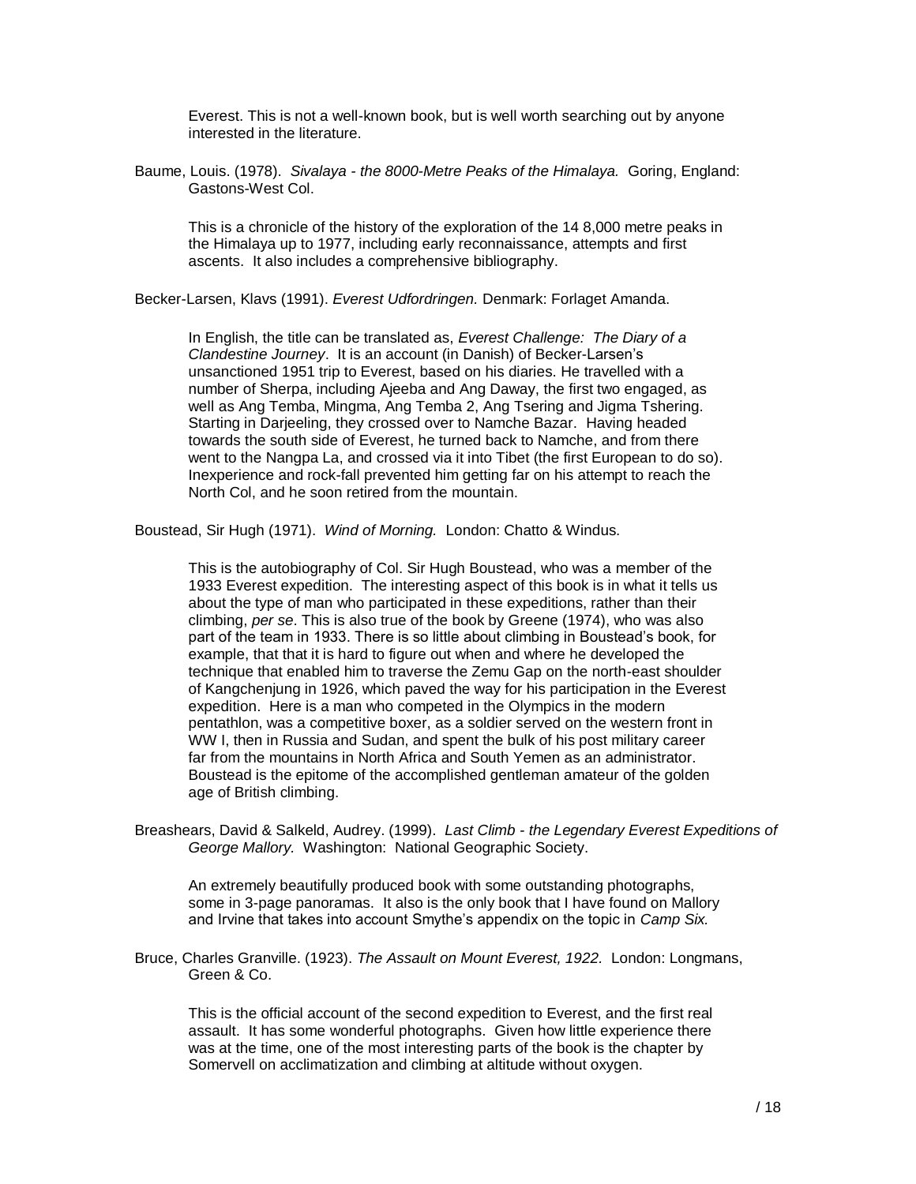Everest. This is not a well-known book, but is well worth searching out by anyone interested in the literature.

Baume, Louis. (1978). *Sivalaya - the 8000-Metre Peaks of the Himalaya.* Goring, England: Gastons-West Col.

> This is a chronicle of the history of the exploration of the 14 8,000 metre peaks in the Himalaya up to 1977, including early reconnaissance, attempts and first ascents. It also includes a comprehensive bibliography.

Becker-Larsen, Klavs (1991). *Everest Udfordringen.* Denmark: Forlaget Amanda.

> In English, the title can be translated as, *Everest Challenge: The Diary of a Clandestine Journey*. It is an account (in Danish) of Becker-Larsen's unsanctioned 1951 trip to Everest, based on his diaries. He travelled with a number of Sherpa, including Ajeeba and Ang Daway, the first two engaged, as well as Ang Temba, Mingma, Ang Temba 2, Ang Tsering and Jigma Tshering. Starting in Darjeeling, they crossed over to Namche Bazar. Having headed towards the south side of Everest, he turned back to Namche, and from there went to the Nangpa La, and crossed via it into Tibet (the first European to do so). Inexperience and rock-fall prevented him getting far on his attempt to reach the North Col, and he soon retired from the mountain.

Boustead, Sir Hugh (1971). *Wind of Morning.* London: Chatto & Windus.

> This is the autobiography of Col. Sir Hugh Boustead, who was a member of the 1933 Everest expedition. The interesting aspect of this book is in what it tells us about the type of man who participated in these expeditions, rather than their climbing, *per se*. This is also true of the book by Greene (1974), who was also part of the team in 1933. There is so little about climbing in Boustead's book, for example, that that it is hard to figure out when and where he developed the technique that enabled him to traverse the Zemu Gap on the north-east shoulder of Kangchenjung in 1926, which paved the way for his participation in the Everest expedition. Here is a man who competed in the Olympics in the modern pentathlon, was a competitive boxer, as a soldier served on the western front in WW I, then in Russia and Sudan, and spent the bulk of his post military career far from the mountains in North Africa and South Yemen as an administrator. Boustead is the epitome of the accomplished gentleman amateur of the golden age of British climbing.

Breashears, David & Salkeld, Audrey. (1999). *Last Climb - the Legendary Everest Expeditions of George Mallory.* Washington: National Geographic Society.

> An extremely beautifully produced book with some outstanding photographs, some in 3-page panoramas. It also is the only book that I have found on Mallory and Irvine that takes into account Smythe's appendix on the topic in *Camp Six.*

Bruce, Charles Granville. (1923). *The Assault on Mount Everest, 1922.* London: Longmans, Green & Co.

> This is the official account of the second expedition to Everest, and the first real assault. It has some wonderful photographs. Given how little experience there was at the time, one of the most interesting parts of the book is the chapter by Somervell on acclimatization and climbing at altitude without oxygen.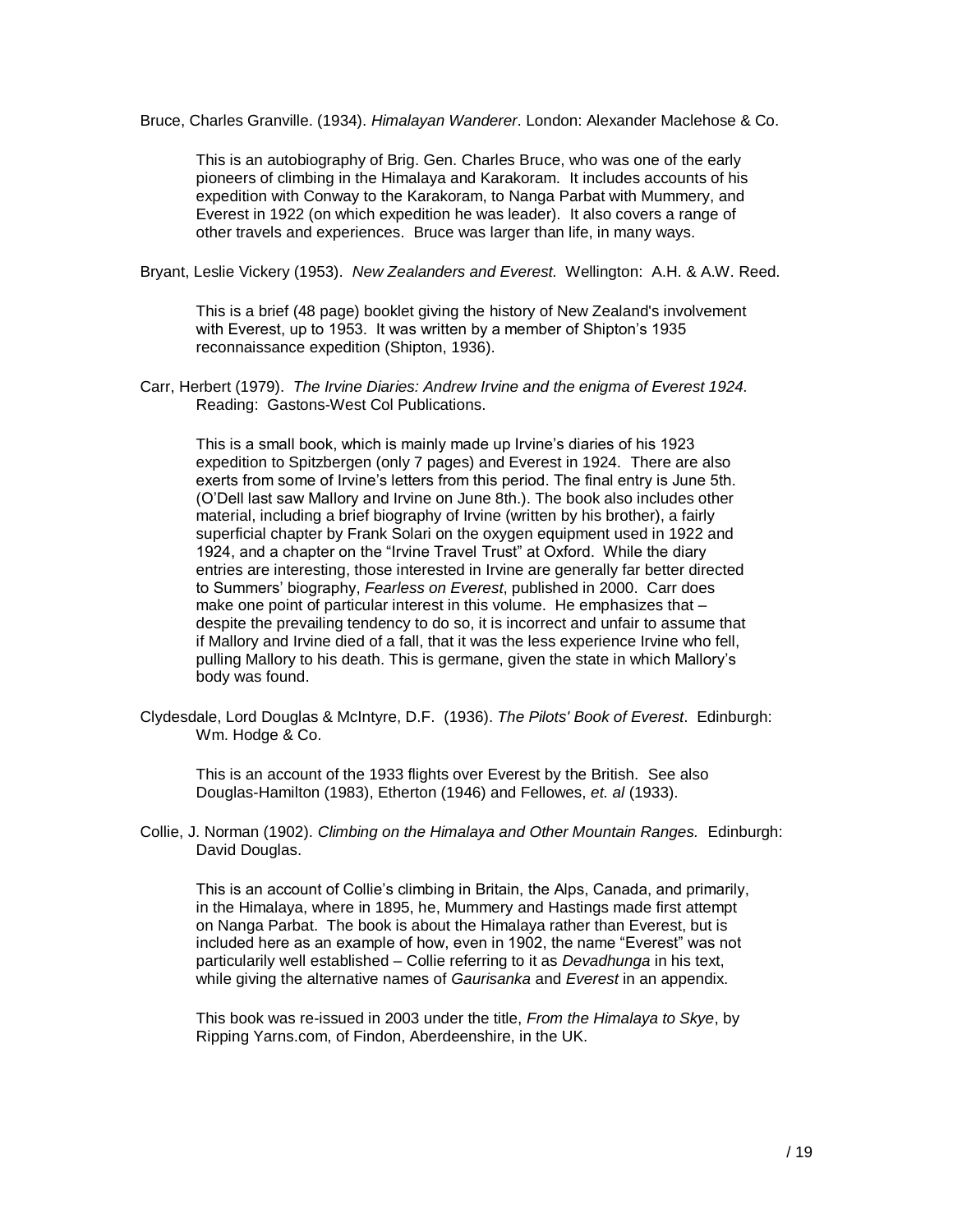Bruce, Charles Granville. (1934). *Himalayan Wanderer*. London: Alexander Maclehose & Co.

This is an autobiography of Brig. Gen. Charles Bruce, who was one of the early pioneers of climbing in the Himalaya and Karakoram. It includes accounts of his expedition with Conway to the Karakoram, to Nanga Parbat with Mummery, and Everest in 1922 (on which expedition he was leader). It also covers a range of other travels and experiences. Bruce was larger than life, in many ways.

Bryant, Leslie Vickery (1953). *New Zealanders and Everest.* Wellington: A.H. & A.W. Reed.

This is a brief (48 page) booklet giving the history of New Zealand's involvement with Everest, up to 1953. It was written by a member of Shipton's 1935 reconnaissance expedition (Shipton, 1936).

Carr, Herbert (1979). *The Irvine Diaries: Andrew Irvine and the enigma of Everest 1924.* Reading: Gastons-West Col Publications.

This is a small book, which is mainly made up Irvine's diaries of his 1923 expedition to Spitzbergen (only 7 pages) and Everest in 1924. There are also exerts from some of Irvine's letters from this period. The final entry is June 5th. (O'Dell last saw Mallory and Irvine on June 8th.). The book also includes other material, including a brief biography of Irvine (written by his brother), a fairly superficial chapter by Frank Solari on the oxygen equipment used in 1922 and 1924, and a chapter on the "Irvine Travel Trust" at Oxford. While the diary entries are interesting, those interested in Irvine are generally far better directed to Summers' biography, *Fearless on Everest*, published in 2000. Carr does make one point of particular interest in this volume. He emphasizes that – despite the prevailing tendency to do so, it is incorrect and unfair to assume that if Mallory and Irvine died of a fall, that it was the less experience Irvine who fell, pulling Mallory to his death. This is germane, given the state in which Mallory's body was found.

Clydesdale, Lord Douglas & McIntyre, D.F. (1936). *The Pilots' Book of Everest*. Edinburgh: Wm. Hodge & Co.

This is an account of the 1933 flights over Everest by the British. See also Douglas-Hamilton (1983), Etherton (1946) and Fellowes, *et. al* (1933).

Collie, J. Norman (1902). *Climbing on the Himalaya and Other Mountain Ranges.* Edinburgh: David Douglas.

This is an account of Collie's climbing in Britain, the Alps, Canada, and primarily, in the Himalaya, where in 1895, he, Mummery and Hastings made first attempt on Nanga Parbat. The book is about the Himalaya rather than Everest, but is included here as an example of how, even in 1902, the name "Everest" was not particularily well established – Collie referring to it as *Devadhunga* in his text, while giving the alternative names of *Gaurisanka* and *Everest* in an appendix.

This book was re-issued in 2003 under the title, *From the Himalaya to Skye*, by Ripping Yarns.com, of Findon, Aberdeenshire, in the UK.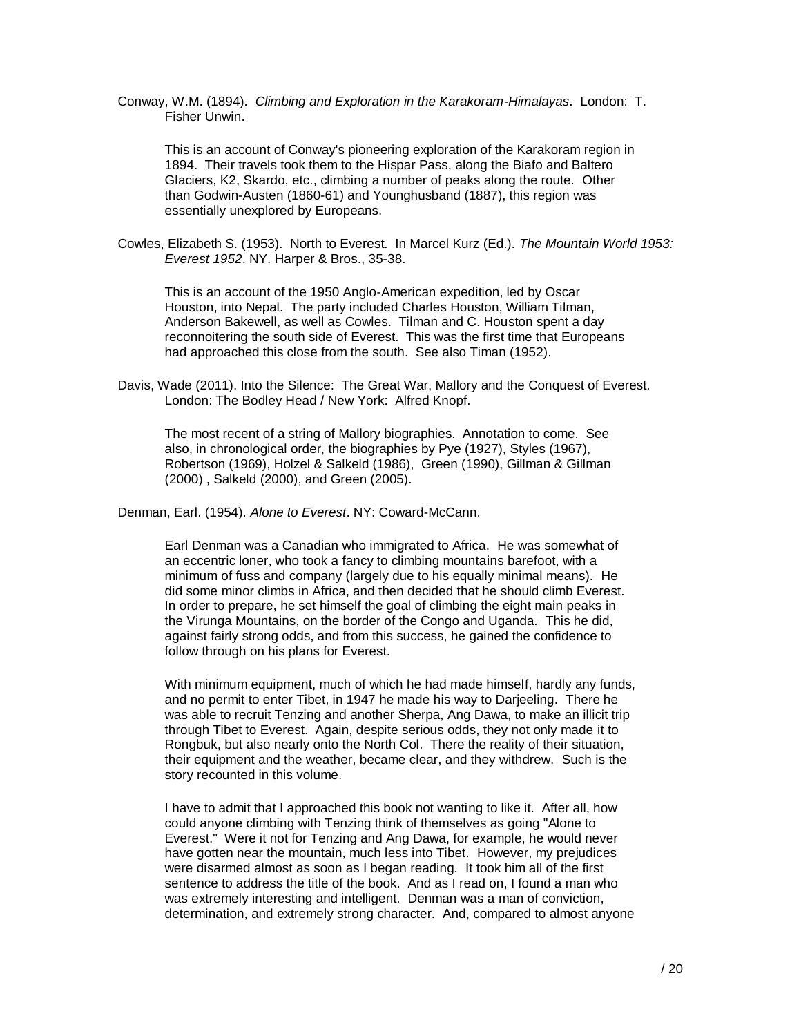Conway, W.M. (1894). *Climbing and Exploration in the Karakoram-Himalayas*. London: T. Fisher Unwin.

This is an account of Conway's pioneering exploration of the Karakoram region in 1894. Their travels took them to the Hispar Pass, along the Biafo and Baltero Glaciers, K2, Skardo, etc., climbing a number of peaks along the route. Other than Godwin-Austen (1860-61) and Younghusband (1887), this region was essentially unexplored by Europeans.

Cowles, Elizabeth S. (1953). North to Everest. In Marcel Kurz (Ed.). *The Mountain World 1953: Everest 1952*. NY. Harper & Bros., 35-38.

This is an account of the 1950 Anglo-American expedition, led by Oscar Houston, into Nepal. The party included Charles Houston, William Tilman, Anderson Bakewell, as well as Cowles. Tilman and C. Houston spent a day reconnoitering the south side of Everest. This was the first time that Europeans had approached this close from the south. See also Timan (1952).

Davis, Wade (2011). Into the Silence: The Great War, Mallory and the Conquest of Everest. London: The Bodley Head / New York: Alfred Knopf.

The most recent of a string of Mallory biographies. Annotation to come. See also, in chronological order, the biographies by Pye (1927), Styles (1967), Robertson (1969), Holzel & Salkeld (1986), Green (1990), Gillman & Gillman (2000) , Salkeld (2000), and Green (2005).

Denman, Earl. (1954). *Alone to Everest*. NY: Coward-McCann.

Earl Denman was a Canadian who immigrated to Africa. He was somewhat of an eccentric loner, who took a fancy to climbing mountains barefoot, with a minimum of fuss and company (largely due to his equally minimal means). He did some minor climbs in Africa, and then decided that he should climb Everest. In order to prepare, he set himself the goal of climbing the eight main peaks in the Virunga Mountains, on the border of the Congo and Uganda. This he did, against fairly strong odds, and from this success, he gained the confidence to follow through on his plans for Everest.

With minimum equipment, much of which he had made himself, hardly any funds, and no permit to enter Tibet, in 1947 he made his way to Darjeeling. There he was able to recruit Tenzing and another Sherpa, Ang Dawa, to make an illicit trip through Tibet to Everest. Again, despite serious odds, they not only made it to Rongbuk, but also nearly onto the North Col. There the reality of their situation, their equipment and the weather, became clear, and they withdrew. Such is the story recounted in this volume.

I have to admit that I approached this book not wanting to like it. After all, how could anyone climbing with Tenzing think of themselves as going "Alone to Everest." Were it not for Tenzing and Ang Dawa, for example, he would never have gotten near the mountain, much less into Tibet. However, my prejudices were disarmed almost as soon as I began reading. It took him all of the first sentence to address the title of the book. And as I read on, I found a man who was extremely interesting and intelligent. Denman was a man of conviction, determination, and extremely strong character. And, compared to almost anyone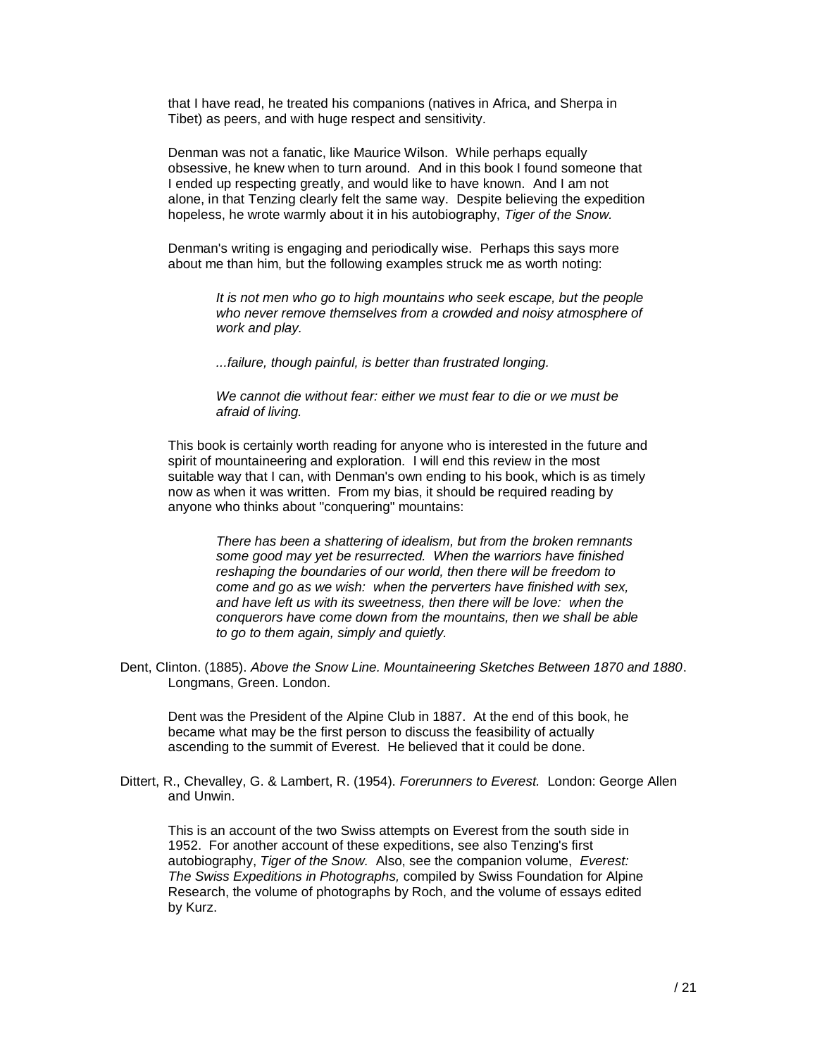that I have read, he treated his companions (natives in Africa, and Sherpa in Tibet) as peers, and with huge respect and sensitivity.

Denman was not a fanatic, like Maurice Wilson. While perhaps equally obsessive, he knew when to turn around. And in this book I found someone that I ended up respecting greatly, and would like to have known. And I am not alone, in that Tenzing clearly felt the same way. Despite believing the expedition hopeless, he wrote warmly about it in his autobiography, *Tiger of the Snow.*

Denman's writing is engaging and periodically wise. Perhaps this says more about me than him, but the following examples struck me as worth noting:

> *It is not men who go to high mountains who seek escape, but the people who never remove themselves from a crowded and noisy atmosphere of work and play.*
>
> *...failure, though painful, is better than frustrated longing.*
>
> *We cannot die without fear: either we must fear to die or we must be afraid of living.*

This book is certainly worth reading for anyone who is interested in the future and spirit of mountaineering and exploration. I will end this review in the most suitable way that I can, with Denman's own ending to his book, which is as timely now as when it was written. From my bias, it should be required reading by anyone who thinks about "conquering" mountains:

> *There has been a shattering of idealism, but from the broken remnants some good may yet be resurrected. When the warriors have finished reshaping the boundaries of our world, then there will be freedom to come and go as we wish: when the perverters have finished with sex, and have left us with its sweetness, then there will be love: when the conquerors have come down from the mountains, then we shall be able to go to them again, simply and quietly.*

Dent, Clinton. (1885). *Above the Snow Line. Mountaineering Sketches Between 1870 and 1880*. Longmans, Green. London.

Dent was the President of the Alpine Club in 1887. At the end of this book, he became what may be the first person to discuss the feasibility of actually ascending to the summit of Everest. He believed that it could be done.

Dittert, R., Chevalley, G. & Lambert, R. (1954). *Forerunners to Everest.* London: George Allen and Unwin.

This is an account of the two Swiss attempts on Everest from the south side in 1952. For another account of these expeditions, see also Tenzing's first autobiography, *Tiger of the Snow.* Also, see the companion volume, *Everest: The Swiss Expeditions in Photographs,* compiled by Swiss Foundation for Alpine Research, the volume of photographs by Roch, and the volume of essays edited by Kurz.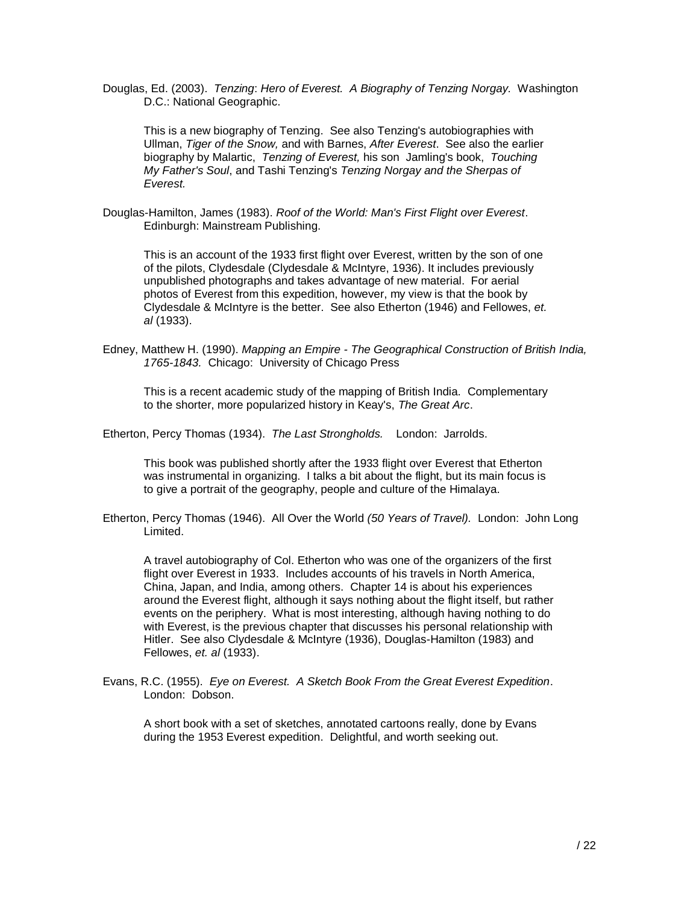Douglas, Ed. (2003). *Tenzing*: *Hero of Everest. A Biography of Tenzing Norgay.* Washington D.C.: National Geographic.

This is a new biography of Tenzing. See also Tenzing's autobiographies with Ullman, *Tiger of the Snow,* and with Barnes, *After Everest*. See also the earlier biography by Malartic, *Tenzing of Everest,* his son Jamling's book, *Touching My Father's Soul*, and Tashi Tenzing's *Tenzing Norgay and the Sherpas of Everest.*

Douglas-Hamilton, James (1983). *Roof of the World: Man's First Flight over Everest*. Edinburgh: Mainstream Publishing.

This is an account of the 1933 first flight over Everest, written by the son of one of the pilots, Clydesdale (Clydesdale & McIntyre, 1936). It includes previously unpublished photographs and takes advantage of new material. For aerial photos of Everest from this expedition, however, my view is that the book by Clydesdale & McIntyre is the better. See also Etherton (1946) and Fellowes, *et. al* (1933).

Edney, Matthew H. (1990). *Mapping an Empire - The Geographical Construction of British India, 1765-1843.* Chicago: University of Chicago Press

This is a recent academic study of the mapping of British India. Complementary to the shorter, more popularized history in Keay's, *The Great Arc*.

Etherton, Percy Thomas (1934). *The Last Strongholds.* London: Jarrolds.

This book was published shortly after the 1933 flight over Everest that Etherton was instrumental in organizing. I talks a bit about the flight, but its main focus is to give a portrait of the geography, people and culture of the Himalaya.

Etherton, Percy Thomas (1946). All Over the World *(50 Years of Travel).* London: John Long Limited.

A travel autobiography of Col. Etherton who was one of the organizers of the first flight over Everest in 1933. Includes accounts of his travels in North America, China, Japan, and India, among others. Chapter 14 is about his experiences around the Everest flight, although it says nothing about the flight itself, but rather events on the periphery. What is most interesting, although having nothing to do with Everest, is the previous chapter that discusses his personal relationship with Hitler. See also Clydesdale & McIntyre (1936), Douglas-Hamilton (1983) and Fellowes, *et. al* (1933).

Evans, R.C. (1955). *Eye on Everest. A Sketch Book From the Great Everest Expedition*. London: Dobson.

A short book with a set of sketches, annotated cartoons really, done by Evans during the 1953 Everest expedition. Delightful, and worth seeking out.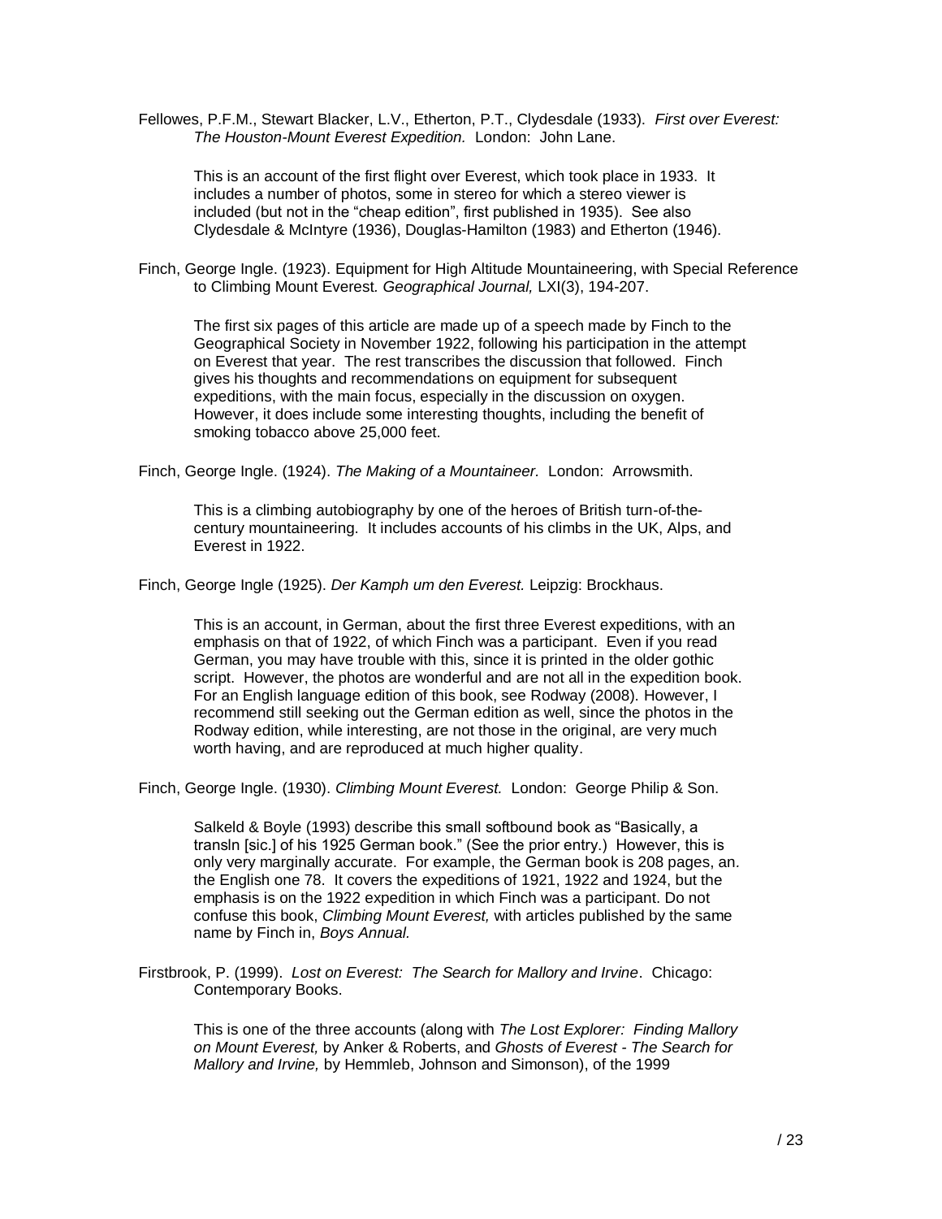Fellowes, P.F.M., Stewart Blacker, L.V., Etherton, P.T., Clydesdale (1933). *First over Everest: The Houston-Mount Everest Expedition.* London: John Lane.

This is an account of the first flight over Everest, which took place in 1933. It includes a number of photos, some in stereo for which a stereo viewer is included (but not in the "cheap edition", first published in 1935). See also Clydesdale & McIntyre (1936), Douglas-Hamilton (1983) and Etherton (1946).

Finch, George Ingle. (1923). Equipment for High Altitude Mountaineering, with Special Reference to Climbing Mount Everest. *Geographical Journal,* LXI(3), 194-207.

The first six pages of this article are made up of a speech made by Finch to the Geographical Society in November 1922, following his participation in the attempt on Everest that year. The rest transcribes the discussion that followed. Finch gives his thoughts and recommendations on equipment for subsequent expeditions, with the main focus, especially in the discussion on oxygen. However, it does include some interesting thoughts, including the benefit of smoking tobacco above 25,000 feet.

Finch, George Ingle. (1924). *The Making of a Mountaineer.* London: Arrowsmith.

This is a climbing autobiography by one of the heroes of British turn-of-the-century mountaineering. It includes accounts of his climbs in the UK, Alps, and Everest in 1922.

Finch, George Ingle (1925). *Der Kamph um den Everest.* Leipzig: Brockhaus.

This is an account, in German, about the first three Everest expeditions, with an emphasis on that of 1922, of which Finch was a participant. Even if you read German, you may have trouble with this, since it is printed in the older gothic script. However, the photos are wonderful and are not all in the expedition book. For an English language edition of this book, see Rodway (2008). However, I recommend still seeking out the German edition as well, since the photos in the Rodway edition, while interesting, are not those in the original, are very much worth having, and are reproduced at much higher quality.

Finch, George Ingle. (1930). *Climbing Mount Everest.* London: George Philip & Son.

Salkeld & Boyle (1993) describe this small softbound book as "Basically, a transln [sic.] of his 1925 German book." (See the prior entry.) However, this is only very marginally accurate. For example, the German book is 208 pages, an. the English one 78. It covers the expeditions of 1921, 1922 and 1924, but the emphasis is on the 1922 expedition in which Finch was a participant. Do not confuse this book, *Climbing Mount Everest,* with articles published by the same name by Finch in, *Boys Annual.*

Firstbrook, P. (1999). *Lost on Everest: The Search for Mallory and Irvine*. Chicago: Contemporary Books.

This is one of the three accounts (along with *The Lost Explorer: Finding Mallory on Mount Everest,* by Anker & Roberts, and *Ghosts of Everest - The Search for Mallory and Irvine,* by Hemmleb, Johnson and Simonson), of the 1999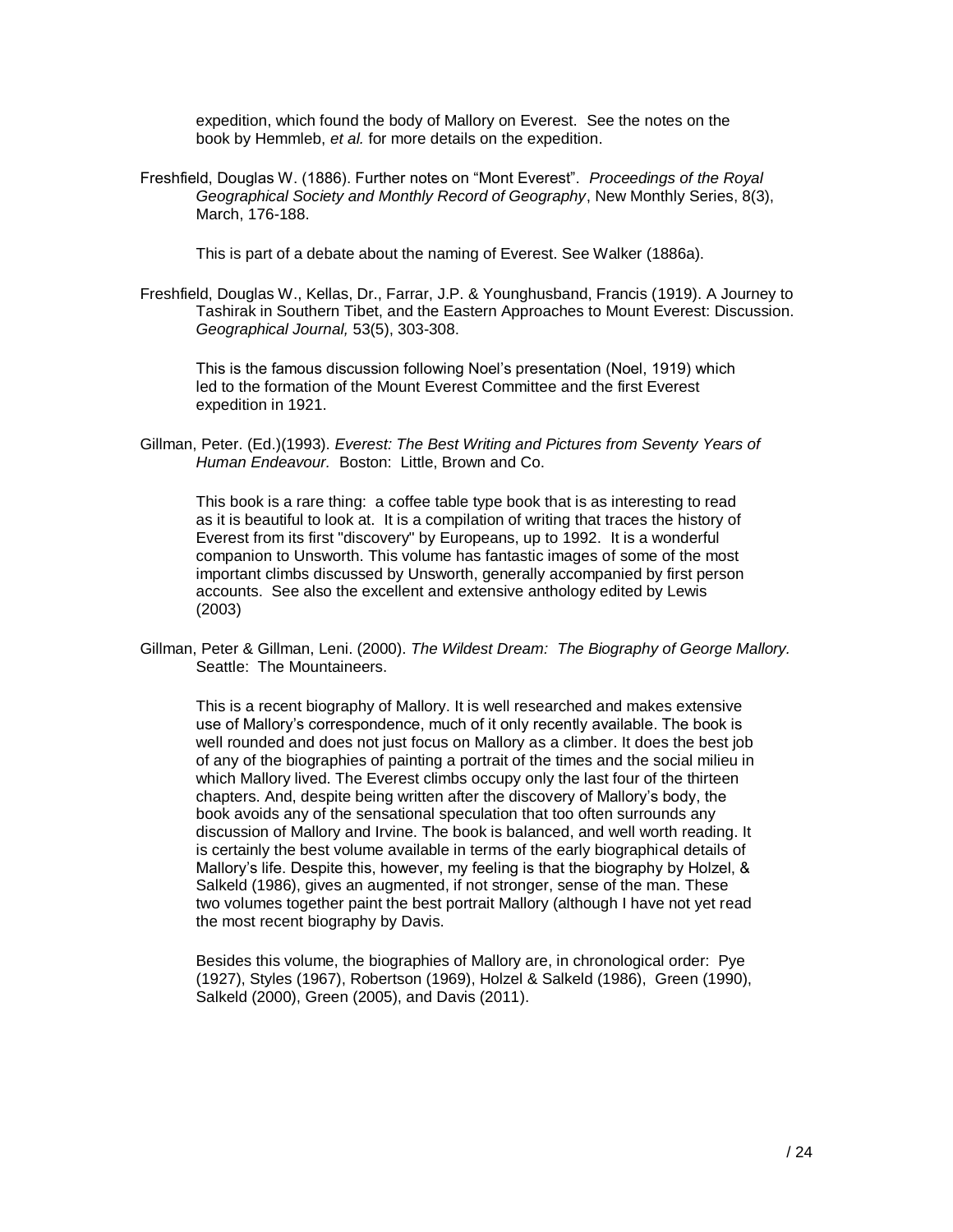expedition, which found the body of Mallory on Everest. See the notes on the book by Hemmleb, *et al.* for more details on the expedition.

Freshfield, Douglas W. (1886). Further notes on "Mont Everest". *Proceedings of the Royal Geographical Society and Monthly Record of Geography*, New Monthly Series, 8(3), March, 176-188.

This is part of a debate about the naming of Everest. See Walker (1886a).

Freshfield, Douglas W., Kellas, Dr., Farrar, J.P. & Younghusband, Francis (1919). A Journey to Tashirak in Southern Tibet, and the Eastern Approaches to Mount Everest: Discussion. *Geographical Journal,* 53(5), 303-308.

This is the famous discussion following Noel's presentation (Noel, 1919) which led to the formation of the Mount Everest Committee and the first Everest expedition in 1921.

Gillman, Peter. (Ed.)(1993). *Everest: The Best Writing and Pictures from Seventy Years of Human Endeavour.* Boston: Little, Brown and Co.

This book is a rare thing: a coffee table type book that is as interesting to read as it is beautiful to look at. It is a compilation of writing that traces the history of Everest from its first "discovery" by Europeans, up to 1992. It is a wonderful companion to Unsworth. This volume has fantastic images of some of the most important climbs discussed by Unsworth, generally accompanied by first person accounts. See also the excellent and extensive anthology edited by Lewis (2003)

Gillman, Peter & Gillman, Leni. (2000). *The Wildest Dream: The Biography of George Mallory.* Seattle: The Mountaineers.

This is a recent biography of Mallory. It is well researched and makes extensive use of Mallory's correspondence, much of it only recently available. The book is well rounded and does not just focus on Mallory as a climber. It does the best job of any of the biographies of painting a portrait of the times and the social milieu in which Mallory lived. The Everest climbs occupy only the last four of the thirteen chapters. And, despite being written after the discovery of Mallory's body, the book avoids any of the sensational speculation that too often surrounds any discussion of Mallory and Irvine. The book is balanced, and well worth reading. It is certainly the best volume available in terms of the early biographical details of Mallory's life. Despite this, however, my feeling is that the biography by Holzel, & Salkeld (1986), gives an augmented, if not stronger, sense of the man. These two volumes together paint the best portrait Mallory (although I have not yet read the most recent biography by Davis.

Besides this volume, the biographies of Mallory are, in chronological order: Pye (1927), Styles (1967), Robertson (1969), Holzel & Salkeld (1986), Green (1990), Salkeld (2000), Green (2005), and Davis (2011).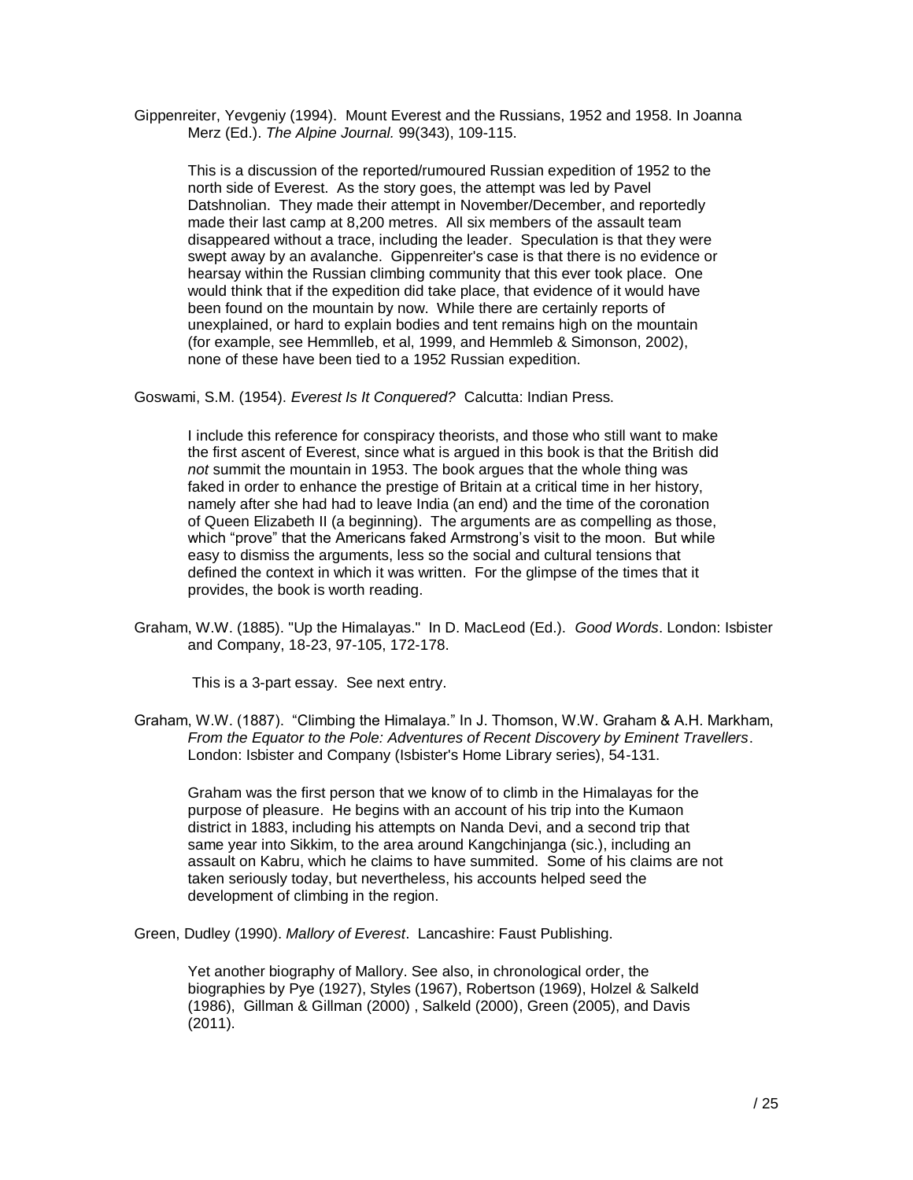Gippenreiter, Yevgeniy (1994). Mount Everest and the Russians, 1952 and 1958. In Joanna Merz (Ed.). *The Alpine Journal.* 99(343), 109-115.

> This is a discussion of the reported/rumoured Russian expedition of 1952 to the north side of Everest. As the story goes, the attempt was led by Pavel Datshnolian. They made their attempt in November/December, and reportedly made their last camp at 8,200 metres. All six members of the assault team disappeared without a trace, including the leader. Speculation is that they were swept away by an avalanche. Gippenreiter's case is that there is no evidence or hearsay within the Russian climbing community that this ever took place. One would think that if the expedition did take place, that evidence of it would have been found on the mountain by now. While there are certainly reports of unexplained, or hard to explain bodies and tent remains high on the mountain (for example, see Hemmlleb, et al, 1999, and Hemmleb & Simonson, 2002), none of these have been tied to a 1952 Russian expedition.

Goswami, S.M. (1954). *Everest Is It Conquered?* Calcutta: Indian Press.

> I include this reference for conspiracy theorists, and those who still want to make the first ascent of Everest, since what is argued in this book is that the British did *not* summit the mountain in 1953. The book argues that the whole thing was faked in order to enhance the prestige of Britain at a critical time in her history, namely after she had had to leave India (an end) and the time of the coronation of Queen Elizabeth II (a beginning). The arguments are as compelling as those, which "prove" that the Americans faked Armstrong's visit to the moon. But while easy to dismiss the arguments, less so the social and cultural tensions that defined the context in which it was written. For the glimpse of the times that it provides, the book is worth reading.

Graham, W.W. (1885). "Up the Himalayas." In D. MacLeod (Ed.). *Good Words*. London: Isbister and Company, 18-23, 97-105, 172-178.

> This is a 3-part essay. See next entry.

Graham, W.W. (1887). "Climbing the Himalaya." In J. Thomson, W.W. Graham & A.H. Markham, *From the Equator to the Pole: Adventures of Recent Discovery by Eminent Travellers*. London: Isbister and Company (Isbister's Home Library series), 54-131.

> Graham was the first person that we know of to climb in the Himalayas for the purpose of pleasure. He begins with an account of his trip into the Kumaon district in 1883, including his attempts on Nanda Devi, and a second trip that same year into Sikkim, to the area around Kangchinjanga (sic.), including an assault on Kabru, which he claims to have summited. Some of his claims are not taken seriously today, but nevertheless, his accounts helped seed the development of climbing in the region.

Green, Dudley (1990). *Mallory of Everest*. Lancashire: Faust Publishing.

> Yet another biography of Mallory. See also, in chronological order, the biographies by Pye (1927), Styles (1967), Robertson (1969), Holzel & Salkeld (1986), Gillman & Gillman (2000) , Salkeld (2000), Green (2005), and Davis (2011).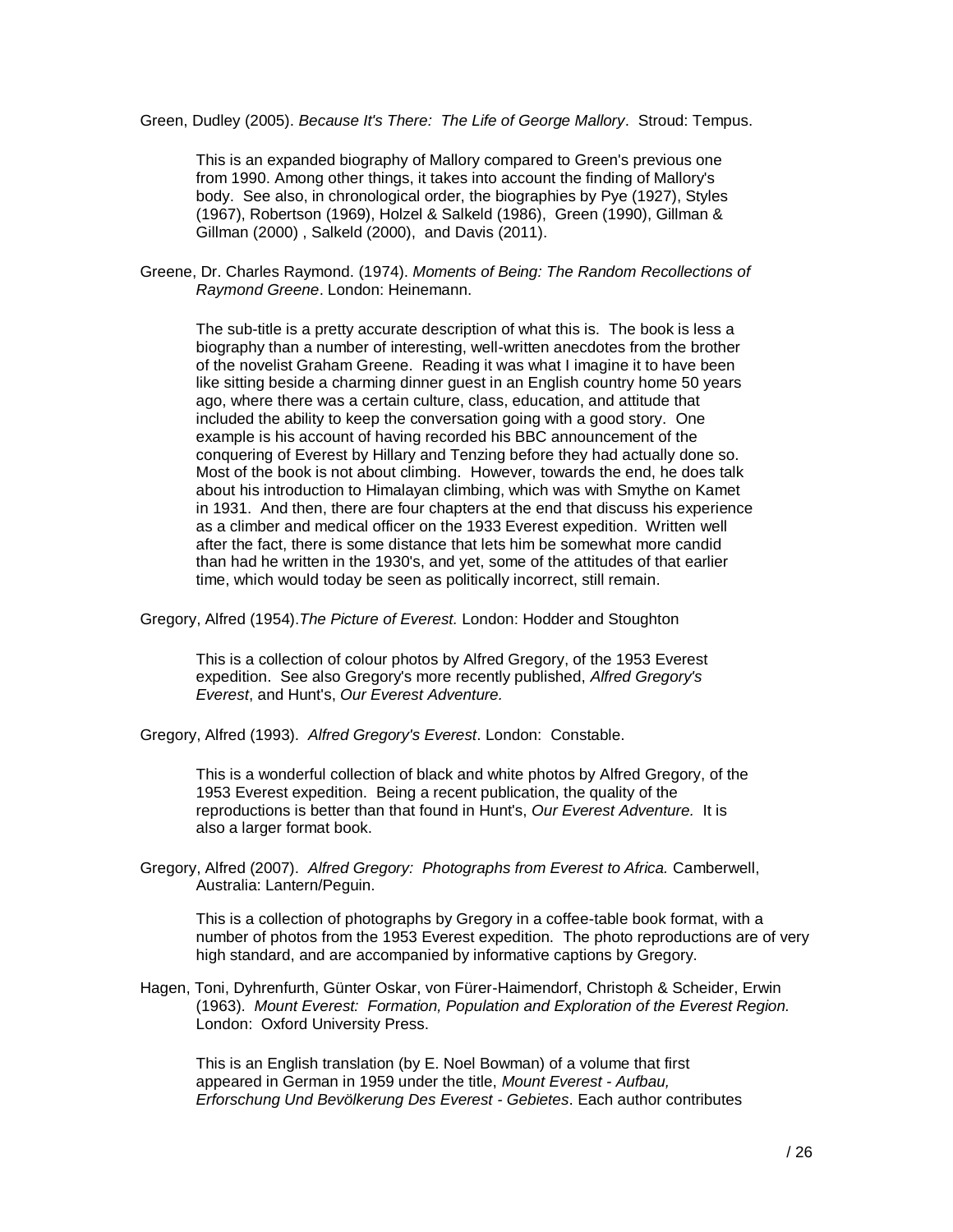Green, Dudley (2005). *Because It's There: The Life of George Mallory*. Stroud: Tempus.

> This is an expanded biography of Mallory compared to Green's previous one from 1990. Among other things, it takes into account the finding of Mallory's body. See also, in chronological order, the biographies by Pye (1927), Styles (1967), Robertson (1969), Holzel & Salkeld (1986), Green (1990), Gillman & Gillman (2000) , Salkeld (2000), and Davis (2011).

Greene, Dr. Charles Raymond. (1974). *Moments of Being: The Random Recollections of Raymond Greene*. London: Heinemann.

> The sub-title is a pretty accurate description of what this is. The book is less a biography than a number of interesting, well-written anecdotes from the brother of the novelist Graham Greene. Reading it was what I imagine it to have been like sitting beside a charming dinner guest in an English country home 50 years ago, where there was a certain culture, class, education, and attitude that included the ability to keep the conversation going with a good story. One example is his account of having recorded his BBC announcement of the conquering of Everest by Hillary and Tenzing before they had actually done so. Most of the book is not about climbing. However, towards the end, he does talk about his introduction to Himalayan climbing, which was with Smythe on Kamet in 1931. And then, there are four chapters at the end that discuss his experience as a climber and medical officer on the 1933 Everest expedition. Written well after the fact, there is some distance that lets him be somewhat more candid than had he written in the 1930's, and yet, some of the attitudes of that earlier time, which would today be seen as politically incorrect, still remain.

Gregory, Alfred (1954).*The Picture of Everest.* London: Hodder and Stoughton

> This is a collection of colour photos by Alfred Gregory, of the 1953 Everest expedition. See also Gregory's more recently published, *Alfred Gregory's Everest*, and Hunt's, *Our Everest Adventure.*

Gregory, Alfred (1993). *Alfred Gregory's Everest*. London: Constable.

> This is a wonderful collection of black and white photos by Alfred Gregory, of the 1953 Everest expedition. Being a recent publication, the quality of the reproductions is better than that found in Hunt's, *Our Everest Adventure.* It is also a larger format book.

Gregory, Alfred (2007). *Alfred Gregory: Photographs from Everest to Africa.* Camberwell, Australia: Lantern/Peguin.

> This is a collection of photographs by Gregory in a coffee-table book format, with a number of photos from the 1953 Everest expedition. The photo reproductions are of very high standard, and are accompanied by informative captions by Gregory.

Hagen, Toni, Dyhrenfurth, Günter Oskar, von Fürer-Haimendorf, Christoph & Scheider, Erwin (1963). *Mount Everest: Formation, Population and Exploration of the Everest Region.* London: Oxford University Press.

> This is an English translation (by E. Noel Bowman) of a volume that first appeared in German in 1959 under the title, *Mount Everest - Aufbau, Erforschung Und Bevölkerung Des Everest - Gebietes*. Each author contributes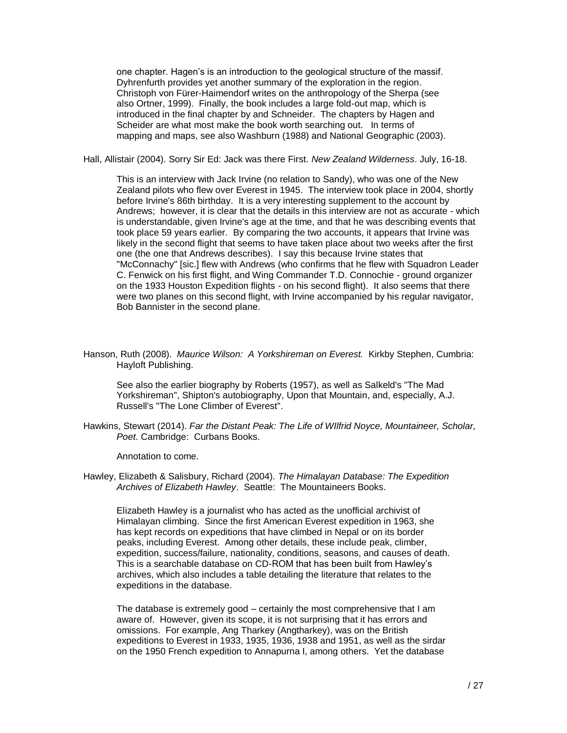one chapter. Hagen's is an introduction to the geological structure of the massif. Dyhrenfurth provides yet another summary of the exploration in the region. Christoph von Fürer-Haimendorf writes on the anthropology of the Sherpa (see also Ortner, 1999). Finally, the book includes a large fold-out map, which is introduced in the final chapter by and Schneider. The chapters by Hagen and Scheider are what most make the book worth searching out. In terms of mapping and maps, see also Washburn (1988) and National Geographic (2003).

Hall, Allistair (2004). Sorry Sir Ed: Jack was there First. *New Zealand Wilderness*. July, 16-18.

This is an interview with Jack Irvine (no relation to Sandy), who was one of the New Zealand pilots who flew over Everest in 1945. The interview took place in 2004, shortly before Irvine's 86th birthday. It is a very interesting supplement to the account by Andrews; however, it is clear that the details in this interview are not as accurate - which is understandable, given Irvine's age at the time, and that he was describing events that took place 59 years earlier. By comparing the two accounts, it appears that Irvine was likely in the second flight that seems to have taken place about two weeks after the first one (the one that Andrews describes). I say this because Irvine states that "McConnachy" [sic.] flew with Andrews (who confirms that he flew with Squadron Leader C. Fenwick on his first flight, and Wing Commander T.D. Connochie - ground organizer on the 1933 Houston Expedition flights - on his second flight). It also seems that there were two planes on this second flight, with Irvine accompanied by his regular navigator, Bob Bannister in the second plane.

Hanson, Ruth (2008). *Maurice Wilson: A Yorkshireman on Everest.* Kirkby Stephen, Cumbria: Hayloft Publishing.

See also the earlier biography by Roberts (1957), as well as Salkeld's "The Mad Yorkshireman", Shipton's autobiography, Upon that Mountain, and, especially, A.J. Russell's "The Lone Climber of Everest".

Hawkins, Stewart (2014). *Far the Distant Peak: The Life of WIlfrid Noyce, Mountaineer, Scholar, Poet*. Cambridge: Curbans Books.

Annotation to come.

Hawley, Elizabeth & Salisbury, Richard (2004). *The Himalayan Database: The Expedition Archives of Elizabeth Hawley*. Seattle: The Mountaineers Books.

Elizabeth Hawley is a journalist who has acted as the unofficial archivist of Himalayan climbing. Since the first American Everest expedition in 1963, she has kept records on expeditions that have climbed in Nepal or on its border peaks, including Everest. Among other details, these include peak, climber, expedition, success/failure, nationality, conditions, seasons, and causes of death. This is a searchable database on CD-ROM that has been built from Hawley's archives, which also includes a table detailing the literature that relates to the expeditions in the database.

The database is extremely good – certainly the most comprehensive that I am aware of. However, given its scope, it is not surprising that it has errors and omissions. For example, Ang Tharkey (Angtharkey), was on the British expeditions to Everest in 1933, 1935, 1936, 1938 and 1951, as well as the sirdar on the 1950 French expedition to Annapurna I, among others. Yet the database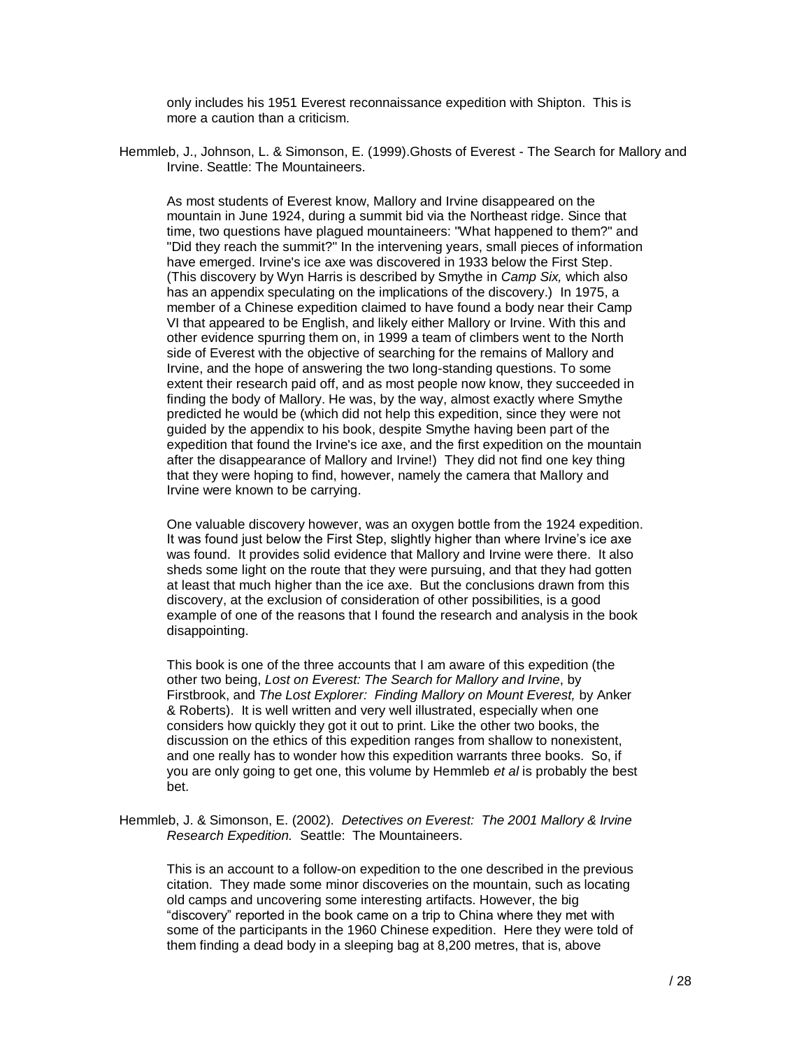only includes his 1951 Everest reconnaissance expedition with Shipton. This is more a caution than a criticism.

Hemmleb, J., Johnson, L. & Simonson, E. (1999).Ghosts of Everest - The Search for Mallory and Irvine. Seattle: The Mountaineers.

As most students of Everest know, Mallory and Irvine disappeared on the mountain in June 1924, during a summit bid via the Northeast ridge. Since that time, two questions have plagued mountaineers: "What happened to them?" and "Did they reach the summit?" In the intervening years, small pieces of information have emerged. Irvine's ice axe was discovered in 1933 below the First Step. (This discovery by Wyn Harris is described by Smythe in *Camp Six,* which also has an appendix speculating on the implications of the discovery.) In 1975, a member of a Chinese expedition claimed to have found a body near their Camp VI that appeared to be English, and likely either Mallory or Irvine. With this and other evidence spurring them on, in 1999 a team of climbers went to the North side of Everest with the objective of searching for the remains of Mallory and Irvine, and the hope of answering the two long-standing questions. To some extent their research paid off, and as most people now know, they succeeded in finding the body of Mallory. He was, by the way, almost exactly where Smythe predicted he would be (which did not help this expedition, since they were not guided by the appendix to his book, despite Smythe having been part of the expedition that found the Irvine's ice axe, and the first expedition on the mountain after the disappearance of Mallory and Irvine!) They did not find one key thing that they were hoping to find, however, namely the camera that Mallory and Irvine were known to be carrying.

One valuable discovery however, was an oxygen bottle from the 1924 expedition. It was found just below the First Step, slightly higher than where Irvine's ice axe was found. It provides solid evidence that Mallory and Irvine were there. It also sheds some light on the route that they were pursuing, and that they had gotten at least that much higher than the ice axe. But the conclusions drawn from this discovery, at the exclusion of consideration of other possibilities, is a good example of one of the reasons that I found the research and analysis in the book disappointing.

This book is one of the three accounts that I am aware of this expedition (the other two being, *Lost on Everest: The Search for Mallory and Irvine*, by Firstbrook, and *The Lost Explorer: Finding Mallory on Mount Everest,* by Anker & Roberts). It is well written and very well illustrated, especially when one considers how quickly they got it out to print. Like the other two books, the discussion on the ethics of this expedition ranges from shallow to nonexistent, and one really has to wonder how this expedition warrants three books. So, if you are only going to get one, this volume by Hemmleb *et al* is probably the best bet.

Hemmleb, J. & Simonson, E. (2002). *Detectives on Everest: The 2001 Mallory & Irvine Research Expedition.* Seattle: The Mountaineers.

This is an account to a follow-on expedition to the one described in the previous citation. They made some minor discoveries on the mountain, such as locating old camps and uncovering some interesting artifacts. However, the big "discovery" reported in the book came on a trip to China where they met with some of the participants in the 1960 Chinese expedition. Here they were told of them finding a dead body in a sleeping bag at 8,200 metres, that is, above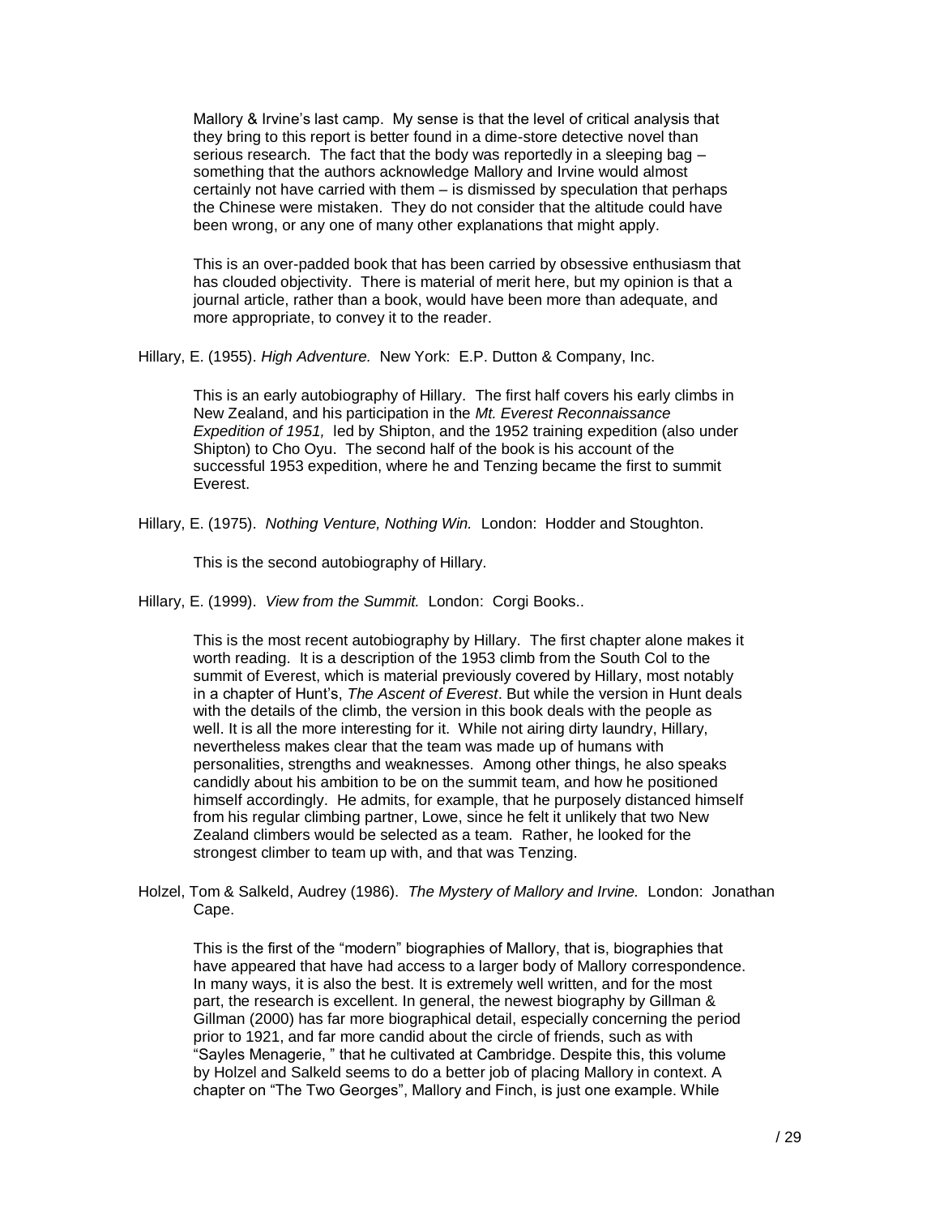Mallory & Irvine's last camp. My sense is that the level of critical analysis that they bring to this report is better found in a dime-store detective novel than serious research. The fact that the body was reportedly in a sleeping bag – something that the authors acknowledge Mallory and Irvine would almost certainly not have carried with them – is dismissed by speculation that perhaps the Chinese were mistaken. They do not consider that the altitude could have been wrong, or any one of many other explanations that might apply.

This is an over-padded book that has been carried by obsessive enthusiasm that has clouded objectivity. There is material of merit here, but my opinion is that a journal article, rather than a book, would have been more than adequate, and more appropriate, to convey it to the reader.

Hillary, E. (1955). *High Adventure.* New York: E.P. Dutton & Company, Inc.

This is an early autobiography of Hillary. The first half covers his early climbs in New Zealand, and his participation in the *Mt. Everest Reconnaissance Expedition of 1951,* led by Shipton, and the 1952 training expedition (also under Shipton) to Cho Oyu. The second half of the book is his account of the successful 1953 expedition, where he and Tenzing became the first to summit Everest.

Hillary, E. (1975). *Nothing Venture, Nothing Win.* London: Hodder and Stoughton.

This is the second autobiography of Hillary.

Hillary, E. (1999). *View from the Summit.* London: Corgi Books..

This is the most recent autobiography by Hillary. The first chapter alone makes it worth reading. It is a description of the 1953 climb from the South Col to the summit of Everest, which is material previously covered by Hillary, most notably in a chapter of Hunt's, *The Ascent of Everest*. But while the version in Hunt deals with the details of the climb, the version in this book deals with the people as well. It is all the more interesting for it. While not airing dirty laundry, Hillary, nevertheless makes clear that the team was made up of humans with personalities, strengths and weaknesses. Among other things, he also speaks candidly about his ambition to be on the summit team, and how he positioned himself accordingly. He admits, for example, that he purposely distanced himself from his regular climbing partner, Lowe, since he felt it unlikely that two New Zealand climbers would be selected as a team. Rather, he looked for the strongest climber to team up with, and that was Tenzing.

Holzel, Tom & Salkeld, Audrey (1986). *The Mystery of Mallory and Irvine.* London: Jonathan Cape.

This is the first of the "modern" biographies of Mallory, that is, biographies that have appeared that have had access to a larger body of Mallory correspondence. In many ways, it is also the best. It is extremely well written, and for the most part, the research is excellent. In general, the newest biography by Gillman & Gillman (2000) has far more biographical detail, especially concerning the period prior to 1921, and far more candid about the circle of friends, such as with "Sayles Menagerie, " that he cultivated at Cambridge. Despite this, this volume by Holzel and Salkeld seems to do a better job of placing Mallory in context. A chapter on "The Two Georges", Mallory and Finch, is just one example. While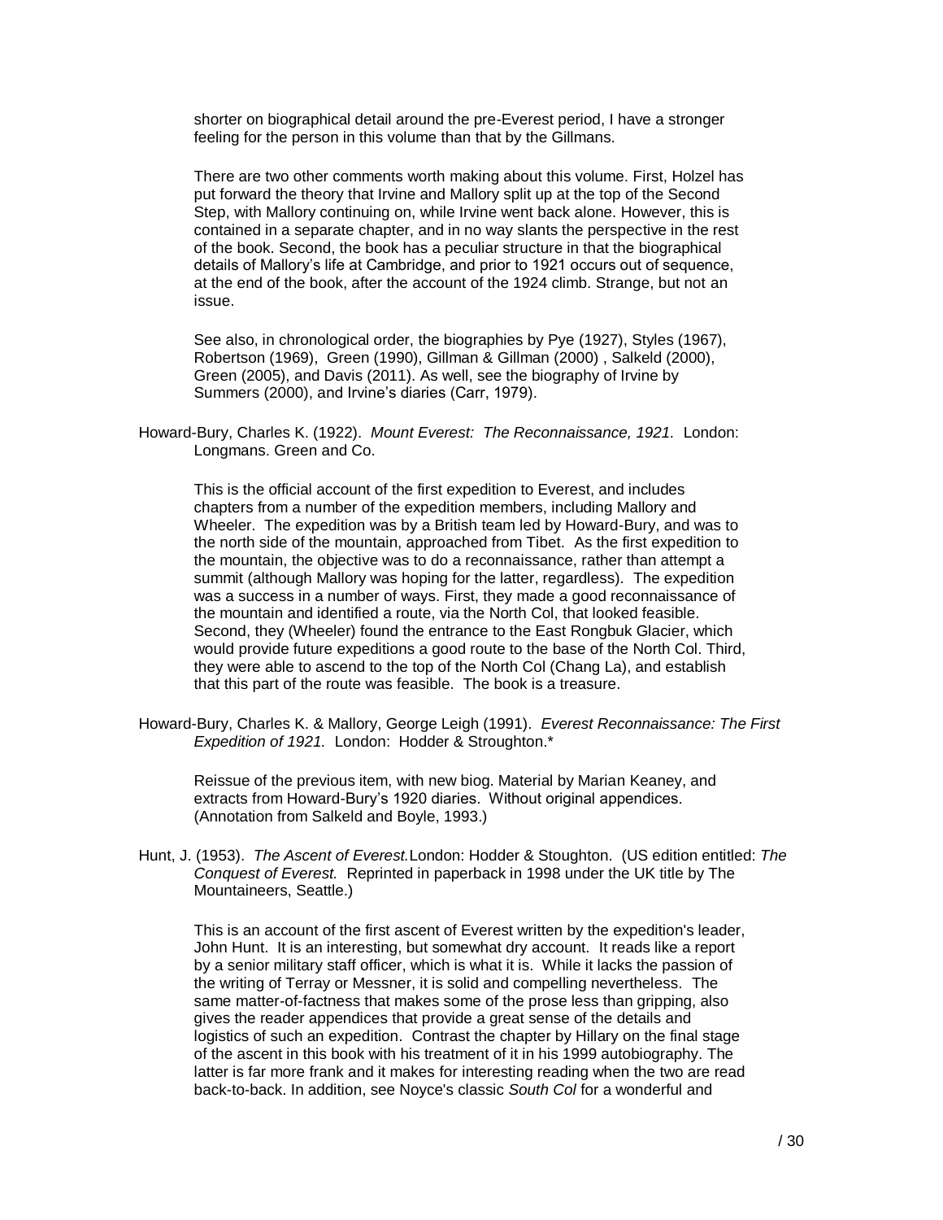shorter on biographical detail around the pre-Everest period, I have a stronger feeling for the person in this volume than that by the Gillmans.

There are two other comments worth making about this volume. First, Holzel has put forward the theory that Irvine and Mallory split up at the top of the Second Step, with Mallory continuing on, while Irvine went back alone. However, this is contained in a separate chapter, and in no way slants the perspective in the rest of the book. Second, the book has a peculiar structure in that the biographical details of Mallory's life at Cambridge, and prior to 1921 occurs out of sequence, at the end of the book, after the account of the 1924 climb. Strange, but not an issue.

See also, in chronological order, the biographies by Pye (1927), Styles (1967), Robertson (1969), Green (1990), Gillman & Gillman (2000) , Salkeld (2000), Green (2005), and Davis (2011). As well, see the biography of Irvine by Summers (2000), and Irvine's diaries (Carr, 1979).

Howard-Bury, Charles K. (1922). *Mount Everest: The Reconnaissance, 1921.* London: Longmans. Green and Co.

This is the official account of the first expedition to Everest, and includes chapters from a number of the expedition members, including Mallory and Wheeler. The expedition was by a British team led by Howard-Bury, and was to the north side of the mountain, approached from Tibet. As the first expedition to the mountain, the objective was to do a reconnaissance, rather than attempt a summit (although Mallory was hoping for the latter, regardless). The expedition was a success in a number of ways. First, they made a good reconnaissance of the mountain and identified a route, via the North Col, that looked feasible. Second, they (Wheeler) found the entrance to the East Rongbuk Glacier, which would provide future expeditions a good route to the base of the North Col. Third, they were able to ascend to the top of the North Col (Chang La), and establish that this part of the route was feasible. The book is a treasure.

Howard-Bury, Charles K. & Mallory, George Leigh (1991). *Everest Reconnaissance: The First Expedition of 1921.* London: Hodder & Stroughton.*

Reissue of the previous item, with new biog. Material by Marian Keaney, and extracts from Howard-Bury's 1920 diaries. Without original appendices. (Annotation from Salkeld and Boyle, 1993.)

Hunt, J. (1953). *The Ascent of Everest.* London: Hodder & Stoughton. (US edition entitled: *The Conquest of Everest.* Reprinted in paperback in 1998 under the UK title by The Mountaineers, Seattle.)

This is an account of the first ascent of Everest written by the expedition's leader, John Hunt. It is an interesting, but somewhat dry account. It reads like a report by a senior military staff officer, which is what it is. While it lacks the passion of the writing of Terray or Messner, it is solid and compelling nevertheless. The same matter-of-factness that makes some of the prose less than gripping, also gives the reader appendices that provide a great sense of the details and logistics of such an expedition. Contrast the chapter by Hillary on the final stage of the ascent in this book with his treatment of it in his 1999 autobiography. The latter is far more frank and it makes for interesting reading when the two are read back-to-back. In addition, see Noyce's classic *South Col* for a wonderful and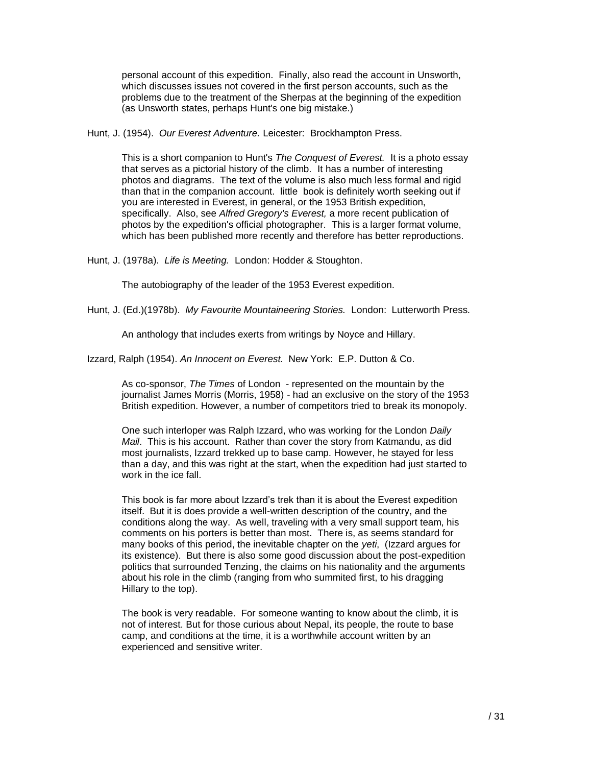personal account of this expedition. Finally, also read the account in Unsworth, which discusses issues not covered in the first person accounts, such as the problems due to the treatment of the Sherpas at the beginning of the expedition (as Unsworth states, perhaps Hunt's one big mistake.)

Hunt, J. (1954). *Our Everest Adventure.* Leicester: Brockhampton Press.

> This is a short companion to Hunt's *The Conquest of Everest.* It is a photo essay that serves as a pictorial history of the climb. It has a number of interesting photos and diagrams. The text of the volume is also much less formal and rigid than that in the companion account. little book is definitely worth seeking out if you are interested in Everest, in general, or the 1953 British expedition, specifically. Also, see *Alfred Gregory's Everest,* a more recent publication of photos by the expedition's official photographer. This is a larger format volume, which has been published more recently and therefore has better reproductions.

Hunt, J. (1978a). *Life is Meeting.* London: Hodder & Stoughton.

> The autobiography of the leader of the 1953 Everest expedition.

Hunt, J. (Ed.)(1978b). *My Favourite Mountaineering Stories.* London: Lutterworth Press.

> An anthology that includes exerts from writings by Noyce and Hillary.

Izzard, Ralph (1954). *An Innocent on Everest.* New York: E.P. Dutton & Co.

> As co-sponsor, *The Times* of London - represented on the mountain by the journalist James Morris (Morris, 1958) - had an exclusive on the story of the 1953 British expedition. However, a number of competitors tried to break its monopoly.
>
> One such interloper was Ralph Izzard, who was working for the London *Daily Mail*. This is his account. Rather than cover the story from Katmandu, as did most journalists, Izzard trekked up to base camp. However, he stayed for less than a day, and this was right at the start, when the expedition had just started to work in the ice fall.
>
> This book is far more about Izzard's trek than it is about the Everest expedition itself. But it is does provide a well-written description of the country, and the conditions along the way. As well, traveling with a very small support team, his comments on his porters is better than most. There is, as seems standard for many books of this period, the inevitable chapter on the *yeti*, (Izzard argues for its existence). But there is also some good discussion about the post-expedition politics that surrounded Tenzing, the claims on his nationality and the arguments about his role in the climb (ranging from who summited first, to his dragging Hillary to the top).
>
> The book is very readable. For someone wanting to know about the climb, it is not of interest. But for those curious about Nepal, its people, the route to base camp, and conditions at the time, it is a worthwhile account written by an experienced and sensitive writer.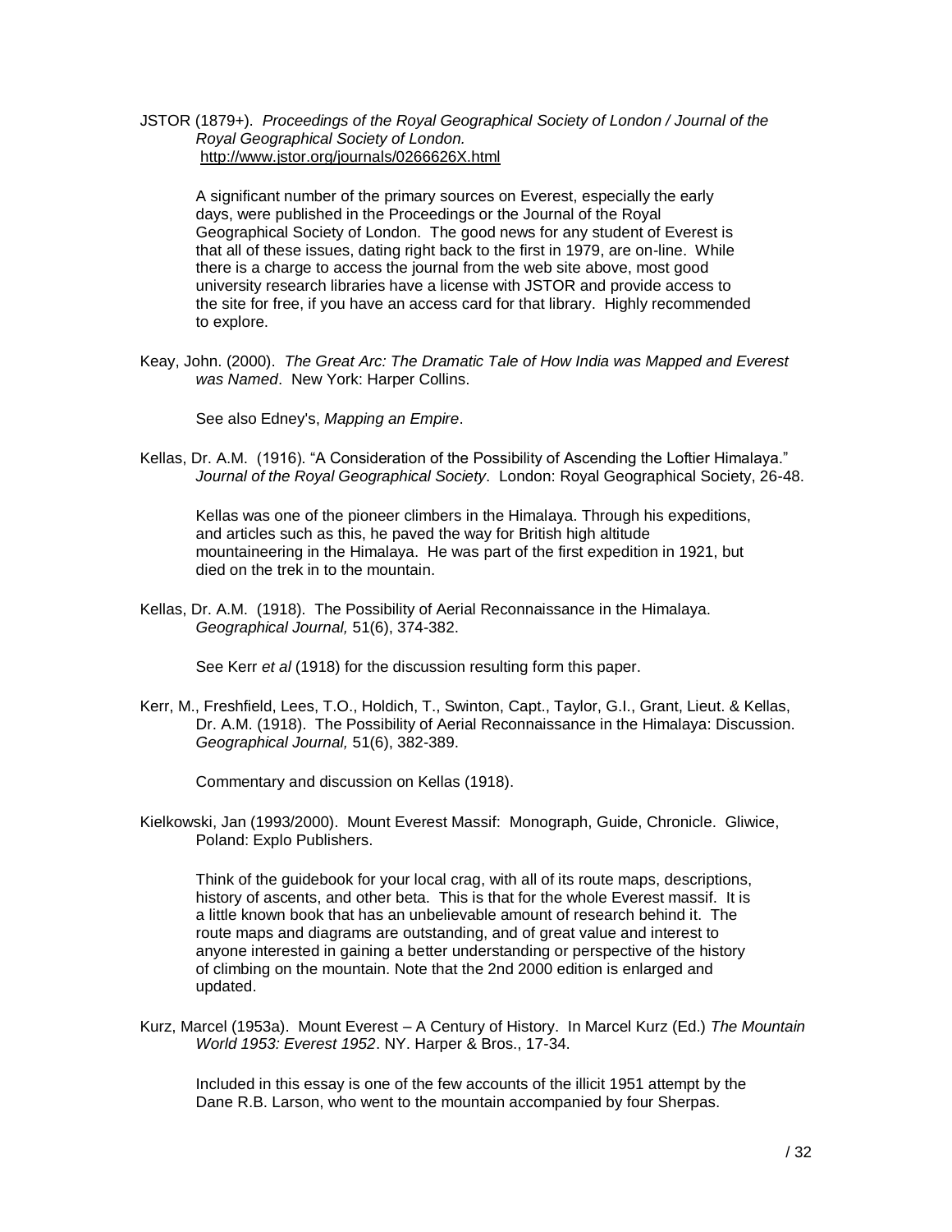JSTOR (1879+). *Proceedings of the Royal Geographical Society of London / Journal of the Royal Geographical Society of London.* http://www.jstor.org/journals/0266626X.html

A significant number of the primary sources on Everest, especially the early days, were published in the Proceedings or the Journal of the Royal Geographical Society of London. The good news for any student of Everest is that all of these issues, dating right back to the first in 1979, are on-line. While there is a charge to access the journal from the web site above, most good university research libraries have a license with JSTOR and provide access to the site for free, if you have an access card for that library. Highly recommended to explore.

Keay, John. (2000). *The Great Arc: The Dramatic Tale of How India was Mapped and Everest was Named*. New York: Harper Collins.

See also Edney's, *Mapping an Empire*.

Kellas, Dr. A.M. (1916). "A Consideration of the Possibility of Ascending the Loftier Himalaya." *Journal of the Royal Geographical Society*. London: Royal Geographical Society, 26-48.

Kellas was one of the pioneer climbers in the Himalaya. Through his expeditions, and articles such as this, he paved the way for British high altitude mountaineering in the Himalaya. He was part of the first expedition in 1921, but died on the trek in to the mountain.

Kellas, Dr. A.M. (1918). The Possibility of Aerial Reconnaissance in the Himalaya. *Geographical Journal,* 51(6), 374-382.

See Kerr *et al* (1918) for the discussion resulting form this paper.

Kerr, M., Freshfield, Lees, T.O., Holdich, T., Swinton, Capt., Taylor, G.I., Grant, Lieut. & Kellas, Dr. A.M. (1918). The Possibility of Aerial Reconnaissance in the Himalaya: Discussion. *Geographical Journal,* 51(6), 382-389.

Commentary and discussion on Kellas (1918).

Kielkowski, Jan (1993/2000). Mount Everest Massif: Monograph, Guide, Chronicle. Gliwice, Poland: Explo Publishers.

Think of the guidebook for your local crag, with all of its route maps, descriptions, history of ascents, and other beta. This is that for the whole Everest massif. It is a little known book that has an unbelievable amount of research behind it. The route maps and diagrams are outstanding, and of great value and interest to anyone interested in gaining a better understanding or perspective of the history of climbing on the mountain. Note that the 2nd 2000 edition is enlarged and updated.

Kurz, Marcel (1953a). Mount Everest – A Century of History. In Marcel Kurz (Ed.) *The Mountain World 1953: Everest 1952*. NY. Harper & Bros., 17-34.

Included in this essay is one of the few accounts of the illicit 1951 attempt by the Dane R.B. Larson, who went to the mountain accompanied by four Sherpas.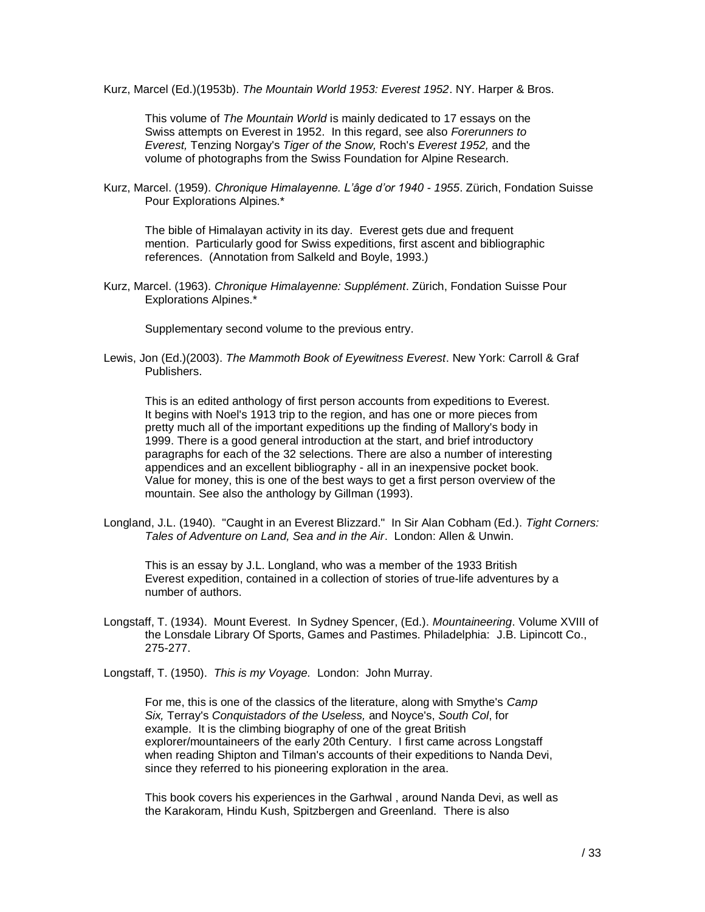Kurz, Marcel (Ed.)(1953b). *The Mountain World 1953: Everest 1952*. NY. Harper & Bros.

> This volume of *The Mountain World* is mainly dedicated to 17 essays on the Swiss attempts on Everest in 1952. In this regard, see also *Forerunners to Everest,* Tenzing Norgay's *Tiger of the Snow,* Roch's *Everest 1952,* and the volume of photographs from the Swiss Foundation for Alpine Research.

Kurz, Marcel. (1959). *Chronique Himalayenne. L'âge d'or 1940 - 1955*. Zürich, Fondation Suisse Pour Explorations Alpines.*

> The bible of Himalayan activity in its day. Everest gets due and frequent mention. Particularly good for Swiss expeditions, first ascent and bibliographic references. (Annotation from Salkeld and Boyle, 1993.)

Kurz, Marcel. (1963). *Chronique Himalayenne: Supplément*. Zürich, Fondation Suisse Pour Explorations Alpines.*

> Supplementary second volume to the previous entry.

Lewis, Jon (Ed.)(2003). *The Mammoth Book of Eyewitness Everest*. New York: Carroll & Graf Publishers.

> This is an edited anthology of first person accounts from expeditions to Everest. It begins with Noel's 1913 trip to the region, and has one or more pieces from pretty much all of the important expeditions up the finding of Mallory's body in 1999. There is a good general introduction at the start, and brief introductory paragraphs for each of the 32 selections. There are also a number of interesting appendices and an excellent bibliography - all in an inexpensive pocket book. Value for money, this is one of the best ways to get a first person overview of the mountain. See also the anthology by Gillman (1993).

Longland, J.L. (1940). "Caught in an Everest Blizzard." In Sir Alan Cobham (Ed.). *Tight Corners: Tales of Adventure on Land, Sea and in the Air*. London: Allen & Unwin.

> This is an essay by J.L. Longland, who was a member of the 1933 British Everest expedition, contained in a collection of stories of true-life adventures by a number of authors.

Longstaff, T. (1934). Mount Everest. In Sydney Spencer, (Ed.). *Mountaineering*. Volume XVIII of the Lonsdale Library Of Sports, Games and Pastimes. Philadelphia: J.B. Lipincott Co., 275-277.

Longstaff, T. (1950). *This is my Voyage.* London: John Murray.

> For me, this is one of the classics of the literature, along with Smythe's *Camp Six,* Terray's *Conquistadors of the Useless,* and Noyce's, *South Col*, for example. It is the climbing biography of one of the great British explorer/mountaineers of the early 20th Century. I first came across Longstaff when reading Shipton and Tilman's accounts of their expeditions to Nanda Devi, since they referred to his pioneering exploration in the area.
>
> This book covers his experiences in the Garhwal , around Nanda Devi, as well as the Karakoram, Hindu Kush, Spitzbergen and Greenland. There is also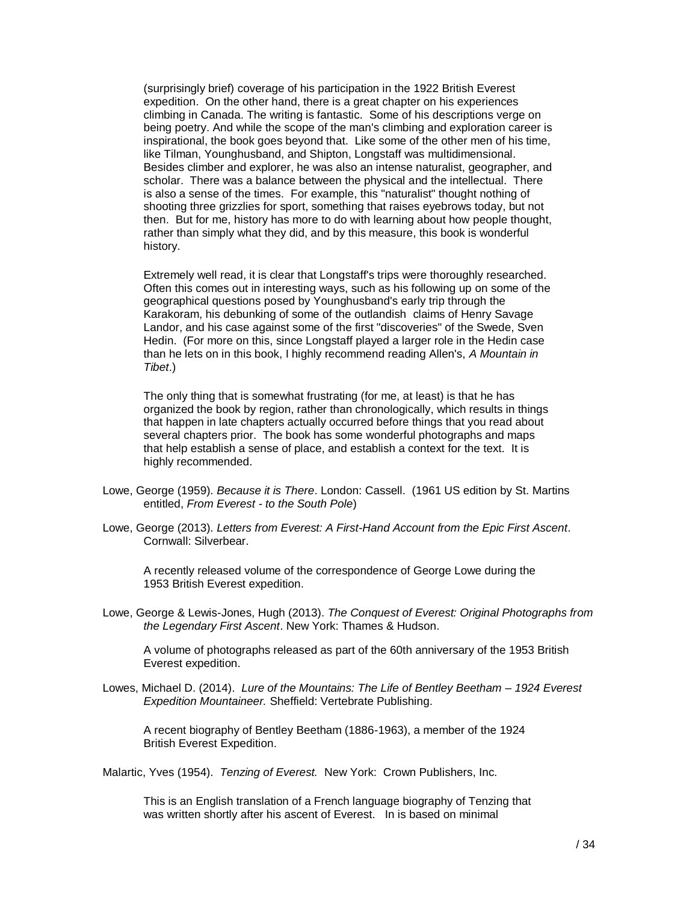(surprisingly brief) coverage of his participation in the 1922 British Everest expedition. On the other hand, there is a great chapter on his experiences climbing in Canada. The writing is fantastic. Some of his descriptions verge on being poetry. And while the scope of the man's climbing and exploration career is inspirational, the book goes beyond that. Like some of the other men of his time, like Tilman, Younghusband, and Shipton, Longstaff was multidimensional. Besides climber and explorer, he was also an intense naturalist, geographer, and scholar. There was a balance between the physical and the intellectual. There is also a sense of the times. For example, this "naturalist" thought nothing of shooting three grizzlies for sport, something that raises eyebrows today, but not then. But for me, history has more to do with learning about how people thought, rather than simply what they did, and by this measure, this book is wonderful history.

Extremely well read, it is clear that Longstaff's trips were thoroughly researched. Often this comes out in interesting ways, such as his following up on some of the geographical questions posed by Younghusband's early trip through the Karakoram, his debunking of some of the outlandish claims of Henry Savage Landor, and his case against some of the first "discoveries" of the Swede, Sven Hedin. (For more on this, since Longstaff played a larger role in the Hedin case than he lets on in this book, I highly recommend reading Allen's, *A Mountain in Tibet*.)

The only thing that is somewhat frustrating (for me, at least) is that he has organized the book by region, rather than chronologically, which results in things that happen in late chapters actually occurred before things that you read about several chapters prior. The book has some wonderful photographs and maps that help establish a sense of place, and establish a context for the text. It is highly recommended.

Lowe, George (1959). *Because it is There*. London: Cassell. (1961 US edition by St. Martins entitled, *From Everest - to the South Pole*)

Lowe, George (2013). *Letters from Everest: A First-Hand Account from the Epic First Ascent*. Cornwall: Silverbear.

A recently released volume of the correspondence of George Lowe during the 1953 British Everest expedition.

Lowe, George & Lewis-Jones, Hugh (2013). *The Conquest of Everest: Original Photographs from the Legendary First Ascent*. New York: Thames & Hudson.

A volume of photographs released as part of the 60th anniversary of the 1953 British Everest expedition.

Lowes, Michael D. (2014). *Lure of the Mountains: The Life of Bentley Beetham – 1924 Everest Expedition Mountaineer.* Sheffield: Vertebrate Publishing.

A recent biography of Bentley Beetham (1886-1963), a member of the 1924 British Everest Expedition.

Malartic, Yves (1954). *Tenzing of Everest.* New York: Crown Publishers, Inc.

This is an English translation of a French language biography of Tenzing that was written shortly after his ascent of Everest. In is based on minimal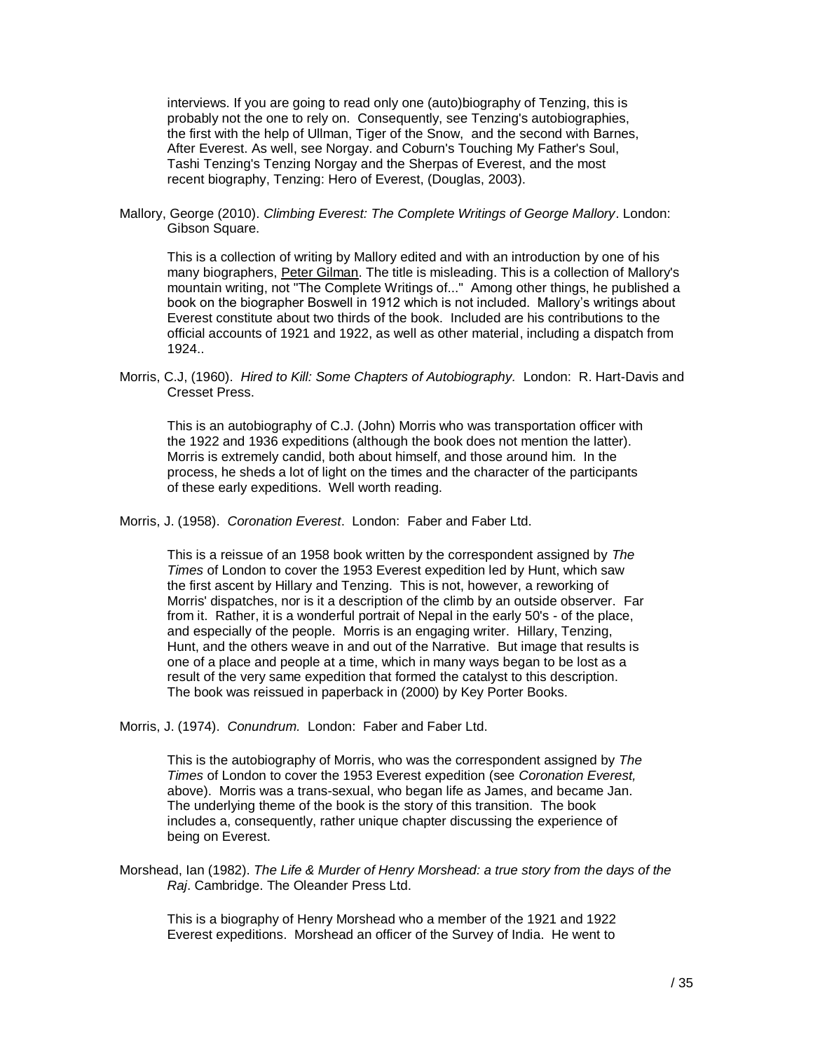interviews. If you are going to read only one (auto)biography of Tenzing, this is probably not the one to rely on. Consequently, see Tenzing's autobiographies, the first with the help of Ullman, Tiger of the Snow, and the second with Barnes, After Everest. As well, see Norgay. and Coburn's Touching My Father's Soul, Tashi Tenzing's Tenzing Norgay and the Sherpas of Everest, and the most recent biography, Tenzing: Hero of Everest, (Douglas, 2003).

Mallory, George (2010). *Climbing Everest: The Complete Writings of George Mallory*. London: Gibson Square.

This is a collection of writing by Mallory edited and with an introduction by one of his many biographers, Peter Gilman. The title is misleading. This is a collection of Mallory's mountain writing, not "The Complete Writings of..." Among other things, he published a book on the biographer Boswell in 1912 which is not included. Mallory's writings about Everest constitute about two thirds of the book. Included are his contributions to the official accounts of 1921 and 1922, as well as other material, including a dispatch from 1924..

Morris, C.J, (1960). *Hired to Kill: Some Chapters of Autobiography.* London: R. Hart-Davis and Cresset Press.

This is an autobiography of C.J. (John) Morris who was transportation officer with the 1922 and 1936 expeditions (although the book does not mention the latter). Morris is extremely candid, both about himself, and those around him. In the process, he sheds a lot of light on the times and the character of the participants of these early expeditions. Well worth reading.

Morris, J. (1958). *Coronation Everest*. London: Faber and Faber Ltd.

This is a reissue of an 1958 book written by the correspondent assigned by *The Times* of London to cover the 1953 Everest expedition led by Hunt, which saw the first ascent by Hillary and Tenzing. This is not, however, a reworking of Morris' dispatches, nor is it a description of the climb by an outside observer. Far from it. Rather, it is a wonderful portrait of Nepal in the early 50's - of the place, and especially of the people. Morris is an engaging writer. Hillary, Tenzing, Hunt, and the others weave in and out of the Narrative. But image that results is one of a place and people at a time, which in many ways began to be lost as a result of the very same expedition that formed the catalyst to this description. The book was reissued in paperback in (2000) by Key Porter Books.

Morris, J. (1974). *Conundrum.* London: Faber and Faber Ltd.

This is the autobiography of Morris, who was the correspondent assigned by *The Times* of London to cover the 1953 Everest expedition (see *Coronation Everest,* above). Morris was a trans-sexual, who began life as James, and became Jan. The underlying theme of the book is the story of this transition. The book includes a, consequently, rather unique chapter discussing the experience of being on Everest.

Morshead, Ian (1982). *The Life & Murder of Henry Morshead: a true story from the days of the Raj*. Cambridge. The Oleander Press Ltd.

This is a biography of Henry Morshead who a member of the 1921 and 1922 Everest expeditions. Morshead an officer of the Survey of India. He went to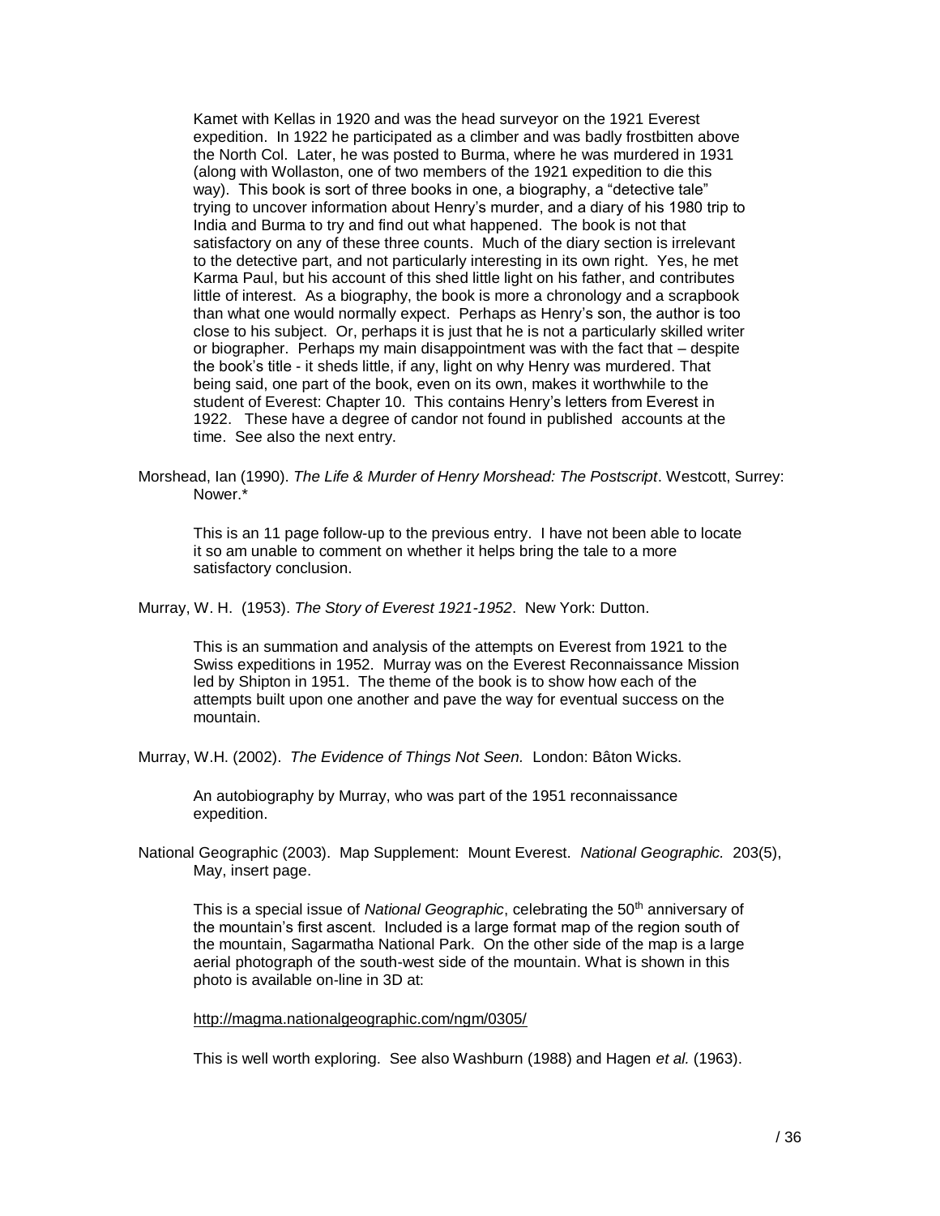Kamet with Kellas in 1920 and was the head surveyor on the 1921 Everest expedition. In 1922 he participated as a climber and was badly frostbitten above the North Col. Later, he was posted to Burma, where he was murdered in 1931 (along with Wollaston, one of two members of the 1921 expedition to die this way). This book is sort of three books in one, a biography, a "detective tale" trying to uncover information about Henry's murder, and a diary of his 1980 trip to India and Burma to try and find out what happened. The book is not that satisfactory on any of these three counts. Much of the diary section is irrelevant to the detective part, and not particularly interesting in its own right. Yes, he met Karma Paul, but his account of this shed little light on his father, and contributes little of interest. As a biography, the book is more a chronology and a scrapbook than what one would normally expect. Perhaps as Henry's son, the author is too close to his subject. Or, perhaps it is just that he is not a particularly skilled writer or biographer. Perhaps my main disappointment was with the fact that – despite the book's title - it sheds little, if any, light on why Henry was murdered. That being said, one part of the book, even on its own, makes it worthwhile to the student of Everest: Chapter 10. This contains Henry's letters from Everest in 1922. These have a degree of candor not found in published accounts at the time. See also the next entry.

Morshead, Ian (1990). *The Life & Murder of Henry Morshead: The Postscript*. Westcott, Surrey: Nower.*

This is an 11 page follow-up to the previous entry. I have not been able to locate it so am unable to comment on whether it helps bring the tale to a more satisfactory conclusion.

Murray, W. H. (1953). *The Story of Everest 1921-1952*. New York: Dutton.

This is an summation and analysis of the attempts on Everest from 1921 to the Swiss expeditions in 1952. Murray was on the Everest Reconnaissance Mission led by Shipton in 1951. The theme of the book is to show how each of the attempts built upon one another and pave the way for eventual success on the mountain.

Murray, W.H. (2002). *The Evidence of Things Not Seen.* London: Bâton Wicks.

An autobiography by Murray, who was part of the 1951 reconnaissance expedition.

National Geographic (2003). Map Supplement: Mount Everest. *National Geographic.* 203(5), May, insert page.

This is a special issue of *National Geographic*, celebrating the 50th anniversary of the mountain's first ascent. Included is a large format map of the region south of the mountain, Sagarmatha National Park. On the other side of the map is a large aerial photograph of the south-west side of the mountain. What is shown in this photo is available on-line in 3D at:

http://magma.nationalgeographic.com/ngm/0305/

This is well worth exploring. See also Washburn (1988) and Hagen *et al.* (1963).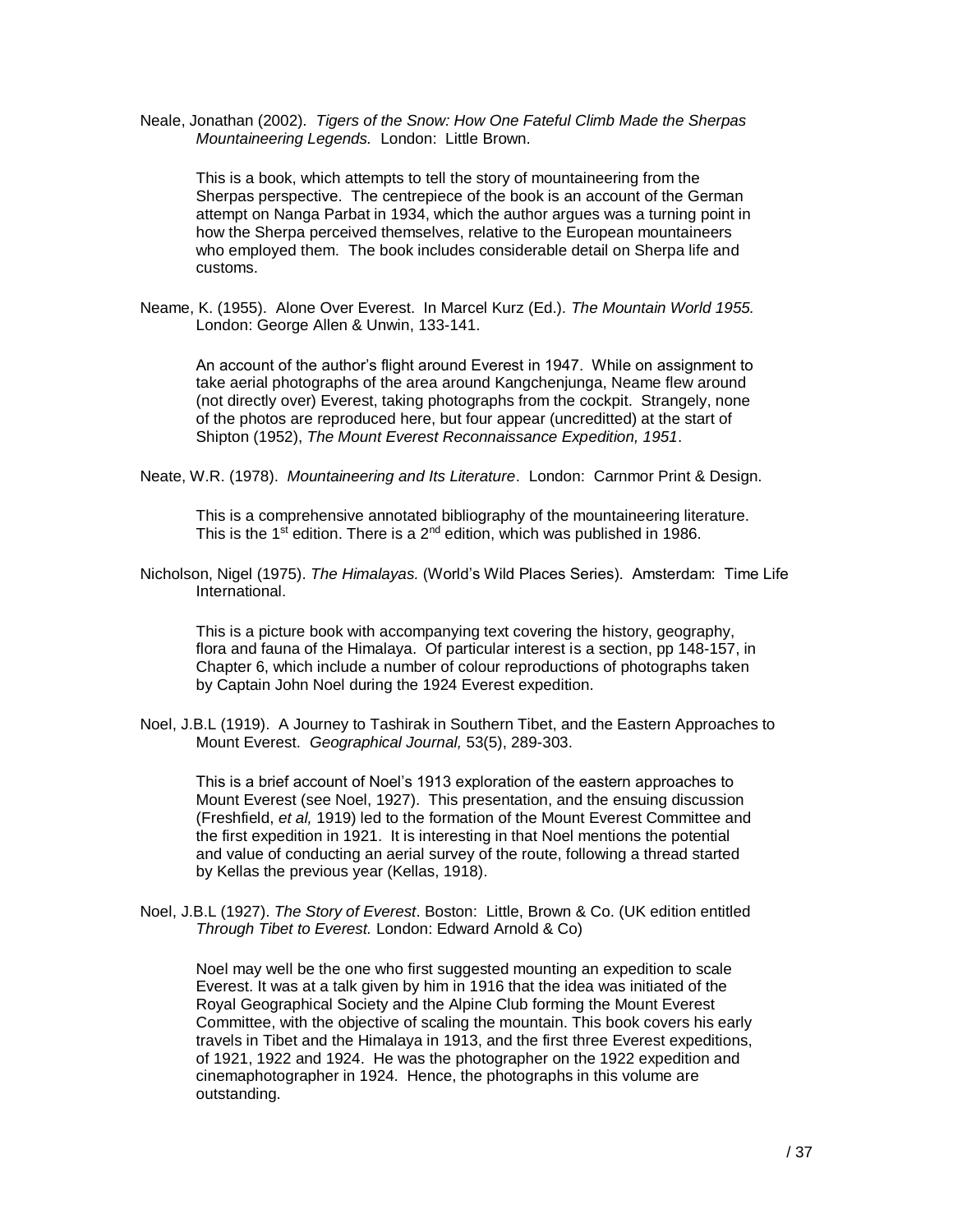Neale, Jonathan (2002). *Tigers of the Snow: How One Fateful Climb Made the Sherpas Mountaineering Legends.* London: Little Brown.

> This is a book, which attempts to tell the story of mountaineering from the Sherpas perspective. The centrepiece of the book is an account of the German attempt on Nanga Parbat in 1934, which the author argues was a turning point in how the Sherpa perceived themselves, relative to the European mountaineers who employed them. The book includes considerable detail on Sherpa life and customs.

Neame, K. (1955). Alone Over Everest. In Marcel Kurz (Ed.). *The Mountain World 1955.* London: George Allen & Unwin, 133-141.

> An account of the author's flight around Everest in 1947. While on assignment to take aerial photographs of the area around Kangchenjunga, Neame flew around (not directly over) Everest, taking photographs from the cockpit. Strangely, none of the photos are reproduced here, but four appear (uncreditted) at the start of Shipton (1952), *The Mount Everest Reconnaissance Expedition, 1951*.

Neate, W.R. (1978). *Mountaineering and Its Literature*. London: Carnmor Print & Design.

> This is a comprehensive annotated bibliography of the mountaineering literature. This is the 1st edition. There is a 2nd edition, which was published in 1986.

Nicholson, Nigel (1975). *The Himalayas.* (World's Wild Places Series). Amsterdam: Time Life International.

> This is a picture book with accompanying text covering the history, geography, flora and fauna of the Himalaya. Of particular interest is a section, pp 148-157, in Chapter 6, which include a number of colour reproductions of photographs taken by Captain John Noel during the 1924 Everest expedition.

Noel, J.B.L (1919). A Journey to Tashirak in Southern Tibet, and the Eastern Approaches to Mount Everest. *Geographical Journal,* 53(5), 289-303.

> This is a brief account of Noel's 1913 exploration of the eastern approaches to Mount Everest (see Noel, 1927). This presentation, and the ensuing discussion (Freshfield, *et al,* 1919) led to the formation of the Mount Everest Committee and the first expedition in 1921. It is interesting in that Noel mentions the potential and value of conducting an aerial survey of the route, following a thread started by Kellas the previous year (Kellas, 1918).

Noel, J.B.L (1927). *The Story of Everest*. Boston: Little, Brown & Co. (UK edition entitled *Through Tibet to Everest.* London: Edward Arnold & Co)

> Noel may well be the one who first suggested mounting an expedition to scale Everest. It was at a talk given by him in 1916 that the idea was initiated of the Royal Geographical Society and the Alpine Club forming the Mount Everest Committee, with the objective of scaling the mountain. This book covers his early travels in Tibet and the Himalaya in 1913, and the first three Everest expeditions, of 1921, 1922 and 1924. He was the photographer on the 1922 expedition and cinemaphotographer in 1924. Hence, the photographs in this volume are outstanding.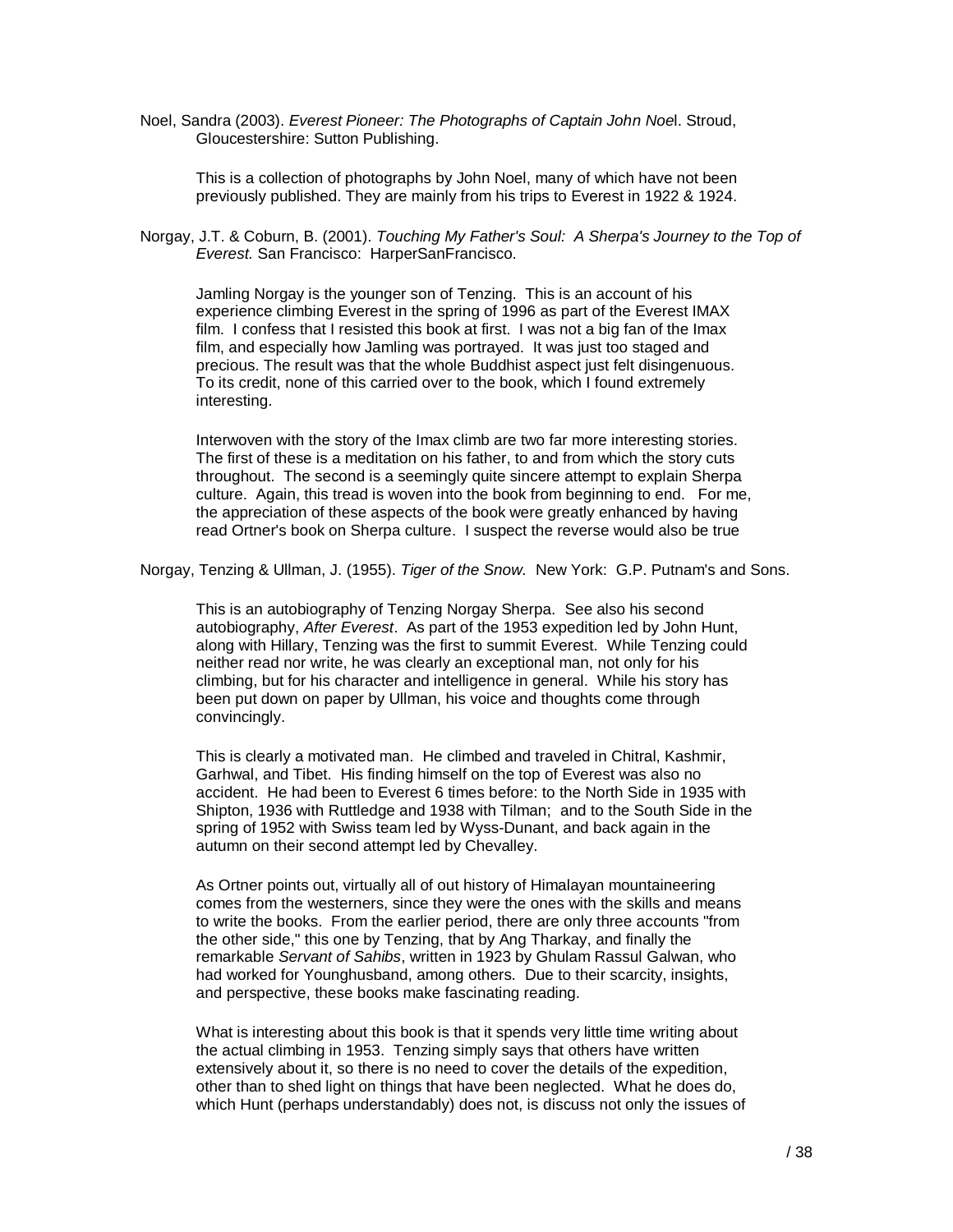Noel, Sandra (2003). *Everest Pioneer: The Photographs of Captain John Noel*. Stroud, Gloucestershire: Sutton Publishing.

This is a collection of photographs by John Noel, many of which have not been previously published. They are mainly from his trips to Everest in 1922 & 1924.

Norgay, J.T. & Coburn, B. (2001). *Touching My Father's Soul: A Sherpa's Journey to the Top of Everest.* San Francisco: HarperSanFrancisco.

Jamling Norgay is the younger son of Tenzing. This is an account of his experience climbing Everest in the spring of 1996 as part of the Everest IMAX film. I confess that I resisted this book at first. I was not a big fan of the Imax film, and especially how Jamling was portrayed. It was just too staged and precious. The result was that the whole Buddhist aspect just felt disingenuous. To its credit, none of this carried over to the book, which I found extremely interesting.

Interwoven with the story of the Imax climb are two far more interesting stories. The first of these is a meditation on his father, to and from which the story cuts throughout. The second is a seemingly quite sincere attempt to explain Sherpa culture. Again, this tread is woven into the book from beginning to end. For me, the appreciation of these aspects of the book were greatly enhanced by having read Ortner's book on Sherpa culture. I suspect the reverse would also be true

Norgay, Tenzing & Ullman, J. (1955). *Tiger of the Snow.* New York: G.P. Putnam's and Sons.

This is an autobiography of Tenzing Norgay Sherpa. See also his second autobiography, *After Everest*. As part of the 1953 expedition led by John Hunt, along with Hillary, Tenzing was the first to summit Everest. While Tenzing could neither read nor write, he was clearly an exceptional man, not only for his climbing, but for his character and intelligence in general. While his story has been put down on paper by Ullman, his voice and thoughts come through convincingly.

This is clearly a motivated man. He climbed and traveled in Chitral, Kashmir, Garhwal, and Tibet. His finding himself on the top of Everest was also no accident. He had been to Everest 6 times before: to the North Side in 1935 with Shipton, 1936 with Ruttledge and 1938 with Tilman; and to the South Side in the spring of 1952 with Swiss team led by Wyss-Dunant, and back again in the autumn on their second attempt led by Chevalley.

As Ortner points out, virtually all of out history of Himalayan mountaineering comes from the westerners, since they were the ones with the skills and means to write the books. From the earlier period, there are only three accounts "from the other side," this one by Tenzing, that by Ang Tharkay, and finally the remarkable *Servant of Sahibs*, written in 1923 by Ghulam Rassul Galwan, who had worked for Younghusband, among others. Due to their scarcity, insights, and perspective, these books make fascinating reading.

What is interesting about this book is that it spends very little time writing about the actual climbing in 1953. Tenzing simply says that others have written extensively about it, so there is no need to cover the details of the expedition, other than to shed light on things that have been neglected. What he does do, which Hunt (perhaps understandably) does not, is discuss not only the issues of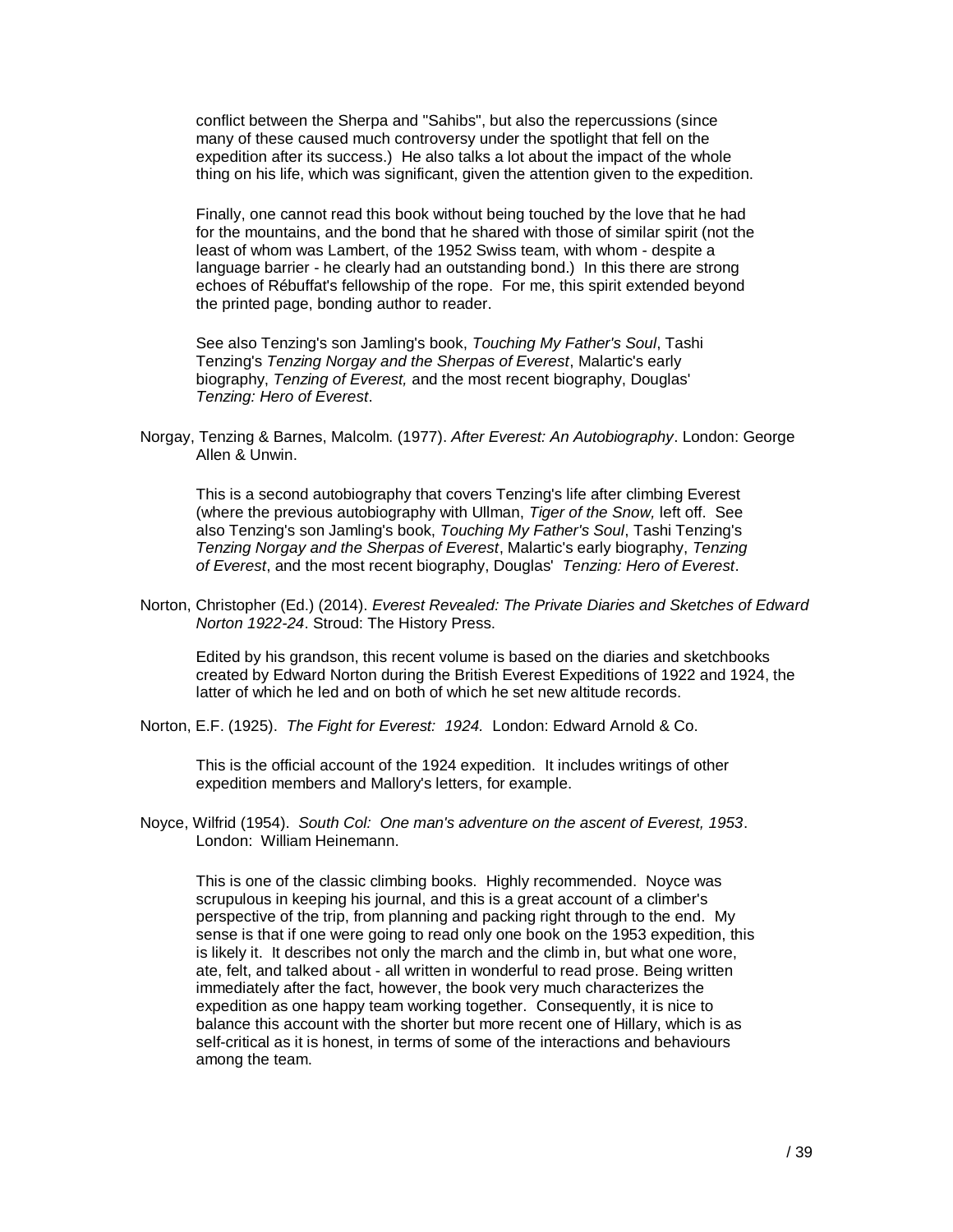conflict between the Sherpa and "Sahibs", but also the repercussions (since many of these caused much controversy under the spotlight that fell on the expedition after its success.) He also talks a lot about the impact of the whole thing on his life, which was significant, given the attention given to the expedition.

Finally, one cannot read this book without being touched by the love that he had for the mountains, and the bond that he shared with those of similar spirit (not the least of whom was Lambert, of the 1952 Swiss team, with whom - despite a language barrier - he clearly had an outstanding bond.) In this there are strong echoes of Rébuffat's fellowship of the rope. For me, this spirit extended beyond the printed page, bonding author to reader.

See also Tenzing's son Jamling's book, *Touching My Father's Soul*, Tashi Tenzing's *Tenzing Norgay and the Sherpas of Everest*, Malartic's early biography, *Tenzing of Everest,* and the most recent biography, Douglas' *Tenzing: Hero of Everest*.

Norgay, Tenzing & Barnes, Malcolm. (1977). *After Everest: An Autobiography*. London: George Allen & Unwin.

This is a second autobiography that covers Tenzing's life after climbing Everest (where the previous autobiography with Ullman, *Tiger of the Snow,* left off. See also Tenzing's son Jamling's book, *Touching My Father's Soul*, Tashi Tenzing's *Tenzing Norgay and the Sherpas of Everest*, Malartic's early biography, *Tenzing of Everest*, and the most recent biography, Douglas' *Tenzing: Hero of Everest*.

Norton, Christopher (Ed.) (2014). *Everest Revealed: The Private Diaries and Sketches of Edward Norton 1922-24*. Stroud: The History Press.

Edited by his grandson, this recent volume is based on the diaries and sketchbooks created by Edward Norton during the British Everest Expeditions of 1922 and 1924, the latter of which he led and on both of which he set new altitude records.

Norton, E.F. (1925). *The Fight for Everest: 1924.* London: Edward Arnold & Co.

This is the official account of the 1924 expedition. It includes writings of other expedition members and Mallory's letters, for example.

Noyce, Wilfrid (1954). *South Col: One man's adventure on the ascent of Everest, 1953*. London: William Heinemann.

This is one of the classic climbing books. Highly recommended. Noyce was scrupulous in keeping his journal, and this is a great account of a climber's perspective of the trip, from planning and packing right through to the end. My sense is that if one were going to read only one book on the 1953 expedition, this is likely it. It describes not only the march and the climb in, but what one wore, ate, felt, and talked about - all written in wonderful to read prose. Being written immediately after the fact, however, the book very much characterizes the expedition as one happy team working together. Consequently, it is nice to balance this account with the shorter but more recent one of Hillary, which is as self-critical as it is honest, in terms of some of the interactions and behaviours among the team.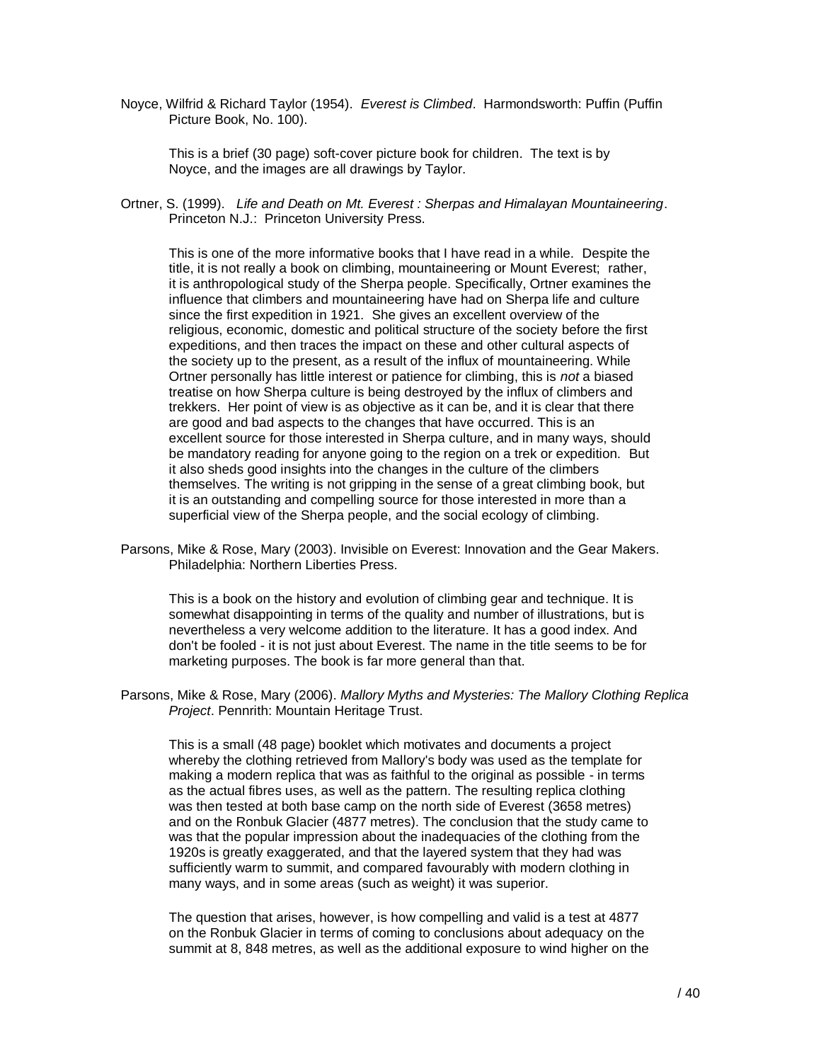Noyce, Wilfrid & Richard Taylor (1954). *Everest is Climbed*. Harmondsworth: Puffin (Puffin Picture Book, No. 100).

This is a brief (30 page) soft-cover picture book for children. The text is by Noyce, and the images are all drawings by Taylor.

Ortner, S. (1999). *Life and Death on Mt. Everest : Sherpas and Himalayan Mountaineering*. Princeton N.J.: Princeton University Press.

This is one of the more informative books that I have read in a while. Despite the title, it is not really a book on climbing, mountaineering or Mount Everest; rather, it is anthropological study of the Sherpa people. Specifically, Ortner examines the influence that climbers and mountaineering have had on Sherpa life and culture since the first expedition in 1921. She gives an excellent overview of the religious, economic, domestic and political structure of the society before the first expeditions, and then traces the impact on these and other cultural aspects of the society up to the present, as a result of the influx of mountaineering. While Ortner personally has little interest or patience for climbing, this is *not* a biased treatise on how Sherpa culture is being destroyed by the influx of climbers and trekkers. Her point of view is as objective as it can be, and it is clear that there are good and bad aspects to the changes that have occurred. This is an excellent source for those interested in Sherpa culture, and in many ways, should be mandatory reading for anyone going to the region on a trek or expedition. But it also sheds good insights into the changes in the culture of the climbers themselves. The writing is not gripping in the sense of a great climbing book, but it is an outstanding and compelling source for those interested in more than a superficial view of the Sherpa people, and the social ecology of climbing.

Parsons, Mike & Rose, Mary (2003). Invisible on Everest: Innovation and the Gear Makers. Philadelphia: Northern Liberties Press.

This is a book on the history and evolution of climbing gear and technique. It is somewhat disappointing in terms of the quality and number of illustrations, but is nevertheless a very welcome addition to the literature. It has a good index. And don't be fooled - it is not just about Everest. The name in the title seems to be for marketing purposes. The book is far more general than that.

Parsons, Mike & Rose, Mary (2006). *Mallory Myths and Mysteries: The Mallory Clothing Replica Project*. Pennrith: Mountain Heritage Trust.

This is a small (48 page) booklet which motivates and documents a project whereby the clothing retrieved from Mallory's body was used as the template for making a modern replica that was as faithful to the original as possible - in terms as the actual fibres uses, as well as the pattern. The resulting replica clothing was then tested at both base camp on the north side of Everest (3658 metres) and on the Ronbuk Glacier (4877 metres). The conclusion that the study came to was that the popular impression about the inadequacies of the clothing from the 1920s is greatly exaggerated, and that the layered system that they had was sufficiently warm to summit, and compared favourably with modern clothing in many ways, and in some areas (such as weight) it was superior.

The question that arises, however, is how compelling and valid is a test at 4877 on the Ronbuk Glacier in terms of coming to conclusions about adequacy on the summit at 8, 848 metres, as well as the additional exposure to wind higher on the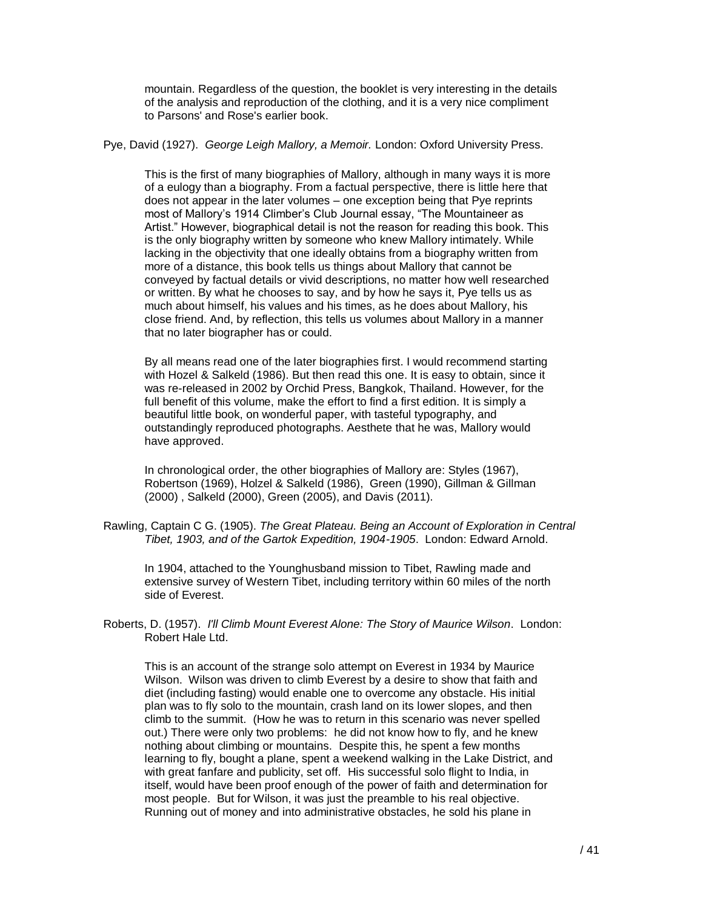mountain. Regardless of the question, the booklet is very interesting in the details of the analysis and reproduction of the clothing, and it is a very nice compliment to Parsons' and Rose's earlier book.

Pye, David (1927). *George Leigh Mallory, a Memoir.* London: Oxford University Press.

> This is the first of many biographies of Mallory, although in many ways it is more of a eulogy than a biography. From a factual perspective, there is little here that does not appear in the later volumes – one exception being that Pye reprints most of Mallory's 1914 Climber's Club Journal essay, "The Mountaineer as Artist." However, biographical detail is not the reason for reading this book. This is the only biography written by someone who knew Mallory intimately. While lacking in the objectivity that one ideally obtains from a biography written from more of a distance, this book tells us things about Mallory that cannot be conveyed by factual details or vivid descriptions, no matter how well researched or written. By what he chooses to say, and by how he says it, Pye tells us as much about himself, his values and his times, as he does about Mallory, his close friend. And, by reflection, this tells us volumes about Mallory in a manner that no later biographer has or could.
>
> By all means read one of the later biographies first. I would recommend starting with Hozel & Salkeld (1986). But then read this one. It is easy to obtain, since it was re-released in 2002 by Orchid Press, Bangkok, Thailand. However, for the full benefit of this volume, make the effort to find a first edition. It is simply a beautiful little book, on wonderful paper, with tasteful typography, and outstandingly reproduced photographs. Aesthete that he was, Mallory would have approved.
>
> In chronological order, the other biographies of Mallory are: Styles (1967), Robertson (1969), Holzel & Salkeld (1986), Green (1990), Gillman & Gillman (2000) , Salkeld (2000), Green (2005), and Davis (2011).

Rawling, Captain C G. (1905). *The Great Plateau. Being an Account of Exploration in Central Tibet, 1903, and of the Gartok Expedition, 1904-1905*. London: Edward Arnold.

> In 1904, attached to the Younghusband mission to Tibet, Rawling made and extensive survey of Western Tibet, including territory within 60 miles of the north side of Everest.

Roberts, D. (1957). *I'll Climb Mount Everest Alone: The Story of Maurice Wilson*. London: Robert Hale Ltd.

> This is an account of the strange solo attempt on Everest in 1934 by Maurice Wilson. Wilson was driven to climb Everest by a desire to show that faith and diet (including fasting) would enable one to overcome any obstacle. His initial plan was to fly solo to the mountain, crash land on its lower slopes, and then climb to the summit. (How he was to return in this scenario was never spelled out.) There were only two problems: he did not know how to fly, and he knew nothing about climbing or mountains. Despite this, he spent a few months learning to fly, bought a plane, spent a weekend walking in the Lake District, and with great fanfare and publicity, set off. His successful solo flight to India, in itself, would have been proof enough of the power of faith and determination for most people. But for Wilson, it was just the preamble to his real objective. Running out of money and into administrative obstacles, he sold his plane in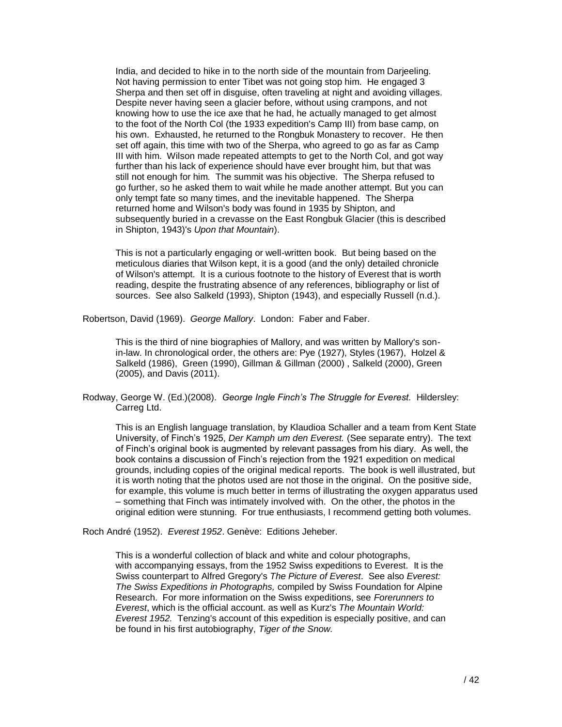India, and decided to hike in to the north side of the mountain from Darjeeling. Not having permission to enter Tibet was not going stop him. He engaged 3 Sherpa and then set off in disguise, often traveling at night and avoiding villages. Despite never having seen a glacier before, without using crampons, and not knowing how to use the ice axe that he had, he actually managed to get almost to the foot of the North Col (the 1933 expedition's Camp III) from base camp, on his own. Exhausted, he returned to the Rongbuk Monastery to recover. He then set off again, this time with two of the Sherpa, who agreed to go as far as Camp III with him. Wilson made repeated attempts to get to the North Col, and got way further than his lack of experience should have ever brought him, but that was still not enough for him. The summit was his objective. The Sherpa refused to go further, so he asked them to wait while he made another attempt. But you can only tempt fate so many times, and the inevitable happened. The Sherpa returned home and Wilson's body was found in 1935 by Shipton, and subsequently buried in a crevasse on the East Rongbuk Glacier (this is described in Shipton, 1943)'s *Upon that Mountain*).

This is not a particularly engaging or well-written book. But being based on the meticulous diaries that Wilson kept, it is a good (and the only) detailed chronicle of Wilson's attempt. It is a curious footnote to the history of Everest that is worth reading, despite the frustrating absence of any references, bibliography or list of sources. See also Salkeld (1993), Shipton (1943), and especially Russell (n.d.).

Robertson, David (1969). *George Mallory*. London: Faber and Faber.

This is the third of nine biographies of Mallory, and was written by Mallory's son-in-law. In chronological order, the others are: Pye (1927), Styles (1967), Holzel & Salkeld (1986), Green (1990), Gillman & Gillman (2000) , Salkeld (2000), Green (2005), and Davis (2011).

Rodway, George W. (Ed.)(2008). *George Ingle Finch's The Struggle for Everest.* Hildersley: Carreg Ltd.

This is an English language translation, by Klaudioa Schaller and a team from Kent State University, of Finch's 1925, *Der Kamph um den Everest.* (See separate entry). The text of Finch's original book is augmented by relevant passages from his diary. As well, the book contains a discussion of Finch's rejection from the 1921 expedition on medical grounds, including copies of the original medical reports. The book is well illustrated, but it is worth noting that the photos used are not those in the original. On the positive side, for example, this volume is much better in terms of illustrating the oxygen apparatus used – something that Finch was intimately involved with. On the other, the photos in the original edition were stunning. For true enthusiasts, I recommend getting both volumes.

Roch André (1952). *Everest 1952*. Genève: Editions Jeheber.

This is a wonderful collection of black and white and colour photographs, with accompanying essays, from the 1952 Swiss expeditions to Everest. It is the Swiss counterpart to Alfred Gregory's *The Picture of Everest*. See also *Everest: The Swiss Expeditions in Photographs,* compiled by Swiss Foundation for Alpine Research. For more information on the Swiss expeditions, see *Forerunners to Everest*, which is the official account. as well as Kurz's *The Mountain World: Everest 1952.* Tenzing's account of this expedition is especially positive, and can be found in his first autobiography, *Tiger of the Snow.*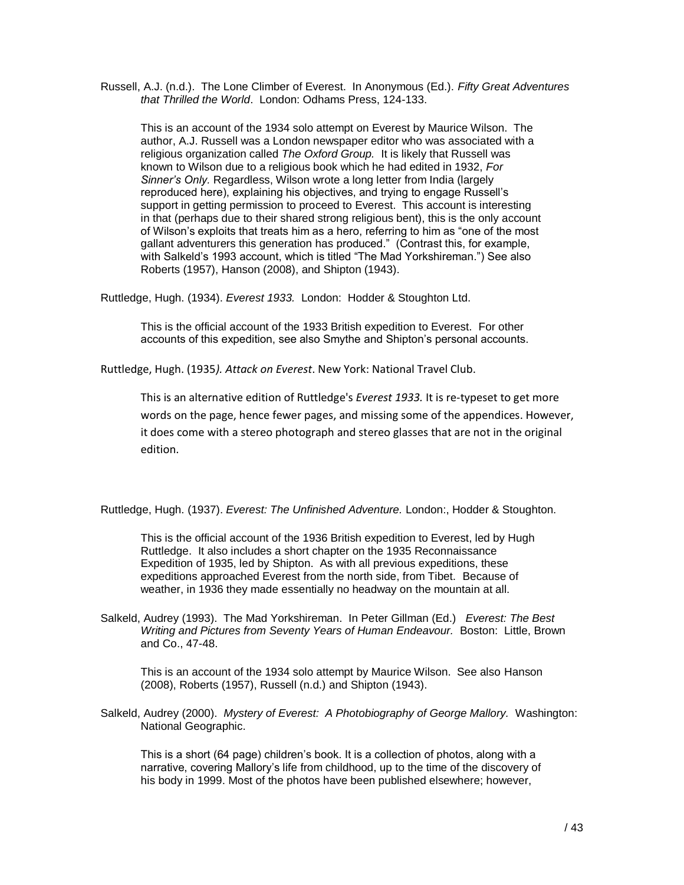Russell, A.J. (n.d.). The Lone Climber of Everest. In Anonymous (Ed.). *Fifty Great Adventures that Thrilled the World*. London: Odhams Press, 124-133.

This is an account of the 1934 solo attempt on Everest by Maurice Wilson. The author, A.J. Russell was a London newspaper editor who was associated with a religious organization called *The Oxford Group.* It is likely that Russell was known to Wilson due to a religious book which he had edited in 1932, *For Sinner's Only.* Regardless, Wilson wrote a long letter from India (largely reproduced here), explaining his objectives, and trying to engage Russell's support in getting permission to proceed to Everest. This account is interesting in that (perhaps due to their shared strong religious bent), this is the only account of Wilson's exploits that treats him as a hero, referring to him as "one of the most gallant adventurers this generation has produced." (Contrast this, for example, with Salkeld's 1993 account, which is titled "The Mad Yorkshireman.") See also Roberts (1957), Hanson (2008), and Shipton (1943).

Ruttledge, Hugh. (1934). *Everest 1933.* London: Hodder & Stoughton Ltd.

This is the official account of the 1933 British expedition to Everest. For other accounts of this expedition, see also Smythe and Shipton's personal accounts.

Ruttledge, Hugh. (1935*). Attack on Everest*. New York: National Travel Club.

This is an alternative edition of Ruttledge's *Everest 1933.* It is re-typeset to get more words on the page, hence fewer pages, and missing some of the appendices. However, it does come with a stereo photograph and stereo glasses that are not in the original edition.

Ruttledge, Hugh. (1937). *Everest: The Unfinished Adventure.* London:, Hodder & Stoughton.

This is the official account of the 1936 British expedition to Everest, led by Hugh Ruttledge. It also includes a short chapter on the 1935 Reconnaissance Expedition of 1935, led by Shipton. As with all previous expeditions, these expeditions approached Everest from the north side, from Tibet. Because of weather, in 1936 they made essentially no headway on the mountain at all.

Salkeld, Audrey (1993). The Mad Yorkshireman. In Peter Gillman (Ed.) *Everest: The Best Writing and Pictures from Seventy Years of Human Endeavour.* Boston: Little, Brown and Co., 47-48.

This is an account of the 1934 solo attempt by Maurice Wilson. See also Hanson (2008), Roberts (1957), Russell (n.d.) and Shipton (1943).

Salkeld, Audrey (2000). *Mystery of Everest: A Photobiography of George Mallory.* Washington: National Geographic.

This is a short (64 page) children's book. It is a collection of photos, along with a narrative, covering Mallory's life from childhood, up to the time of the discovery of his body in 1999. Most of the photos have been published elsewhere; however,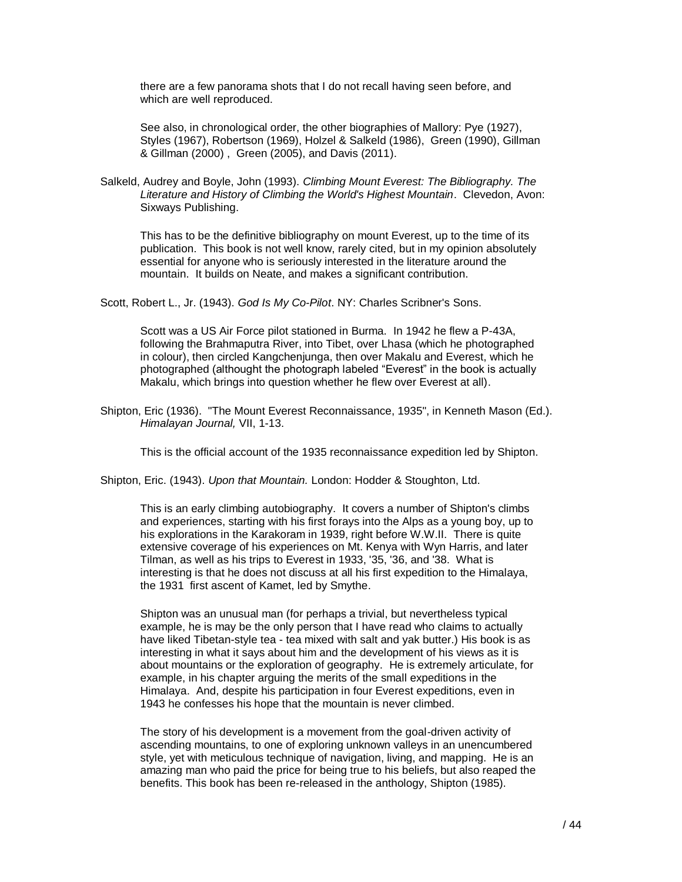there are a few panorama shots that I do not recall having seen before, and which are well reproduced.

See also, in chronological order, the other biographies of Mallory: Pye (1927), Styles (1967), Robertson (1969), Holzel & Salkeld (1986), Green (1990), Gillman & Gillman (2000) , Green (2005), and Davis (2011).

Salkeld, Audrey and Boyle, John (1993). *Climbing Mount Everest: The Bibliography. The Literature and History of Climbing the World's Highest Mountain*. Clevedon, Avon: Sixways Publishing.

This has to be the definitive bibliography on mount Everest, up to the time of its publication. This book is not well know, rarely cited, but in my opinion absolutely essential for anyone who is seriously interested in the literature around the mountain. It builds on Neate, and makes a significant contribution.

Scott, Robert L., Jr. (1943). *God Is My Co-Pilot*. NY: Charles Scribner's Sons.

Scott was a US Air Force pilot stationed in Burma. In 1942 he flew a P-43A, following the Brahmaputra River, into Tibet, over Lhasa (which he photographed in colour), then circled Kangchenjunga, then over Makalu and Everest, which he photographed (althought the photograph labeled "Everest" in the book is actually Makalu, which brings into question whether he flew over Everest at all).

Shipton, Eric (1936). "The Mount Everest Reconnaissance, 1935", in Kenneth Mason (Ed.). *Himalayan Journal,* VII, 1-13.

This is the official account of the 1935 reconnaissance expedition led by Shipton.

Shipton, Eric. (1943). *Upon that Mountain.* London: Hodder & Stoughton, Ltd.

This is an early climbing autobiography. It covers a number of Shipton's climbs and experiences, starting with his first forays into the Alps as a young boy, up to his explorations in the Karakoram in 1939, right before W.W.II. There is quite extensive coverage of his experiences on Mt. Kenya with Wyn Harris, and later Tilman, as well as his trips to Everest in 1933, '35, '36, and '38. What is interesting is that he does not discuss at all his first expedition to the Himalaya, the 1931 first ascent of Kamet, led by Smythe.

Shipton was an unusual man (for perhaps a trivial, but nevertheless typical example, he is may be the only person that I have read who claims to actually have liked Tibetan-style tea - tea mixed with salt and yak butter.) His book is as interesting in what it says about him and the development of his views as it is about mountains or the exploration of geography. He is extremely articulate, for example, in his chapter arguing the merits of the small expeditions in the Himalaya. And, despite his participation in four Everest expeditions, even in 1943 he confesses his hope that the mountain is never climbed.

The story of his development is a movement from the goal-driven activity of ascending mountains, to one of exploring unknown valleys in an unencumbered style, yet with meticulous technique of navigation, living, and mapping. He is an amazing man who paid the price for being true to his beliefs, but also reaped the benefits. This book has been re-released in the anthology, Shipton (1985).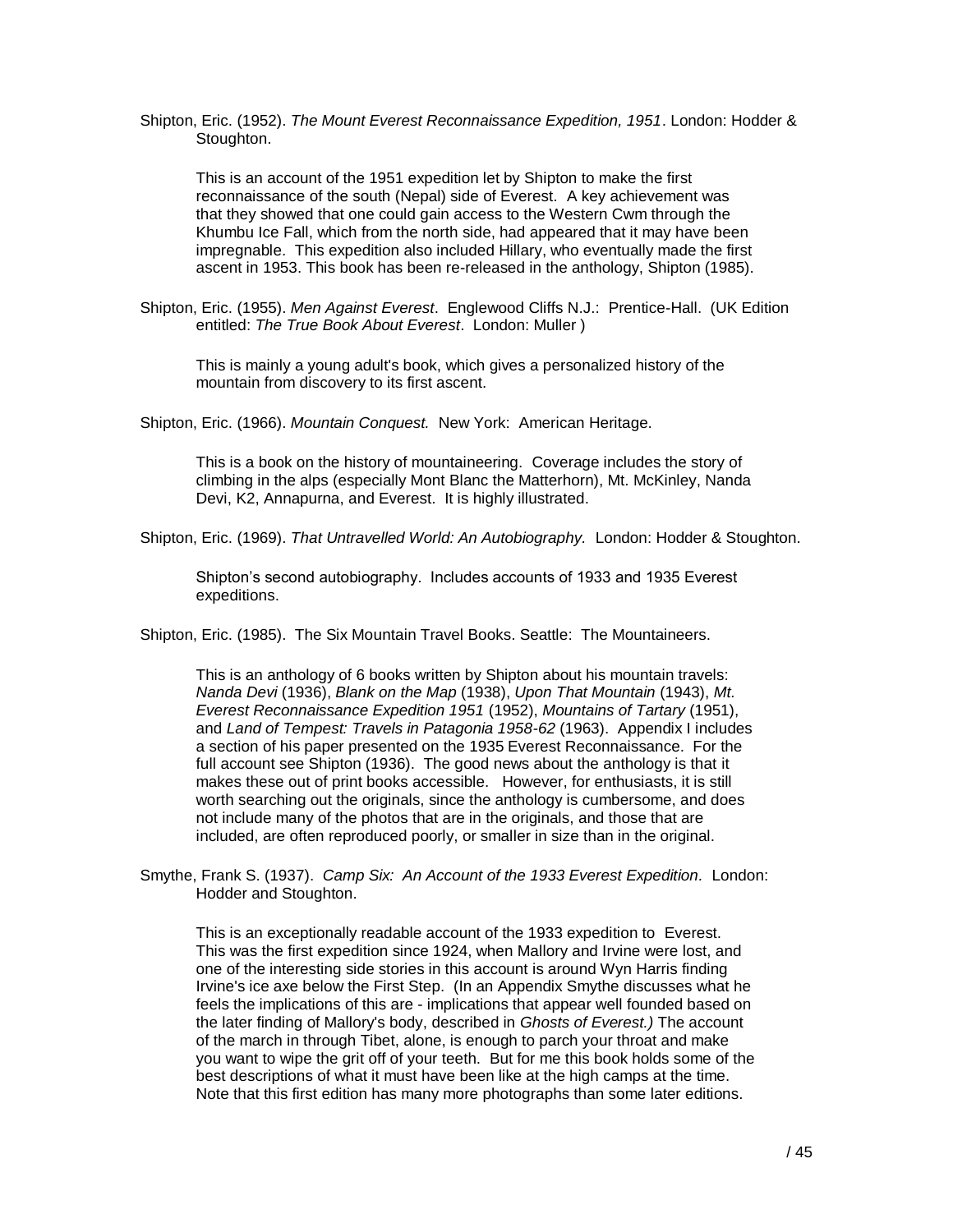Shipton, Eric. (1952). *The Mount Everest Reconnaissance Expedition, 1951*. London: Hodder & Stoughton.

> This is an account of the 1951 expedition let by Shipton to make the first reconnaissance of the south (Nepal) side of Everest. A key achievement was that they showed that one could gain access to the Western Cwm through the Khumbu Ice Fall, which from the north side, had appeared that it may have been impregnable. This expedition also included Hillary, who eventually made the first ascent in 1953. This book has been re-released in the anthology, Shipton (1985).

Shipton, Eric. (1955). *Men Against Everest*. Englewood Cliffs N.J.: Prentice-Hall. (UK Edition entitled: *The True Book About Everest*. London: Muller )

> This is mainly a young adult's book, which gives a personalized history of the mountain from discovery to its first ascent.

Shipton, Eric. (1966). *Mountain Conquest.* New York: American Heritage.

> This is a book on the history of mountaineering. Coverage includes the story of climbing in the alps (especially Mont Blanc the Matterhorn), Mt. McKinley, Nanda Devi, K2, Annapurna, and Everest. It is highly illustrated.

Shipton, Eric. (1969). *That Untravelled World: An Autobiography.* London: Hodder & Stoughton.

> Shipton's second autobiography. Includes accounts of 1933 and 1935 Everest expeditions.

Shipton, Eric. (1985). The Six Mountain Travel Books. Seattle: The Mountaineers.

> This is an anthology of 6 books written by Shipton about his mountain travels: *Nanda Devi* (1936), *Blank on the Map* (1938), *Upon That Mountain* (1943), *Mt. Everest Reconnaissance Expedition 1951* (1952), *Mountains of Tartary* (1951), and *Land of Tempest: Travels in Patagonia 1958-62* (1963). Appendix I includes a section of his paper presented on the 1935 Everest Reconnaissance. For the full account see Shipton (1936). The good news about the anthology is that it makes these out of print books accessible. However, for enthusiasts, it is still worth searching out the originals, since the anthology is cumbersome, and does not include many of the photos that are in the originals, and those that are included, are often reproduced poorly, or smaller in size than in the original.

Smythe, Frank S. (1937). *Camp Six: An Account of the 1933 Everest Expedition.* London: Hodder and Stoughton.

> This is an exceptionally readable account of the 1933 expedition to Everest. This was the first expedition since 1924, when Mallory and Irvine were lost, and one of the interesting side stories in this account is around Wyn Harris finding Irvine's ice axe below the First Step. (In an Appendix Smythe discusses what he feels the implications of this are - implications that appear well founded based on the later finding of Mallory's body, described in *Ghosts of Everest.)* The account of the march in through Tibet, alone, is enough to parch your throat and make you want to wipe the grit off of your teeth. But for me this book holds some of the best descriptions of what it must have been like at the high camps at the time. Note that this first edition has many more photographs than some later editions.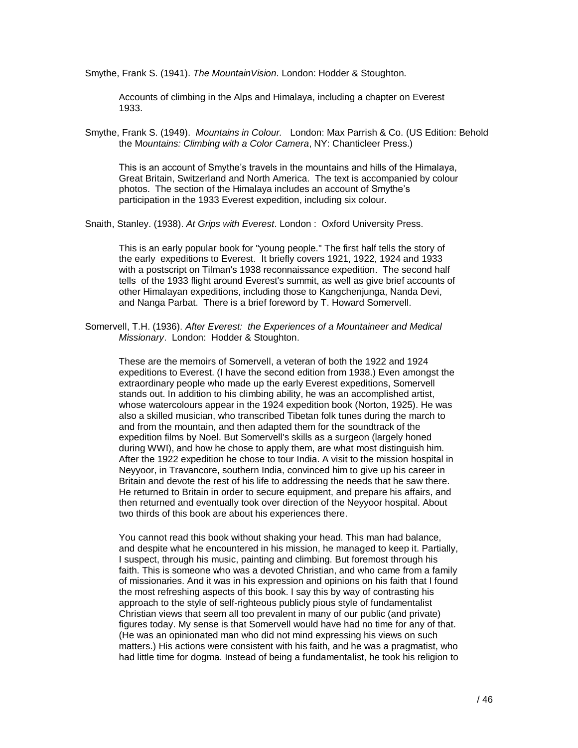Smythe, Frank S. (1941). *The MountainVision*. London: Hodder & Stoughton.

Accounts of climbing in the Alps and Himalaya, including a chapter on Everest 1933.

Smythe, Frank S. (1949). *Mountains in Colour.* London: Max Parrish & Co. (US Edition: Behold the M*ountains: Climbing with a Color Camera*, NY: Chanticleer Press.)

This is an account of Smythe's travels in the mountains and hills of the Himalaya, Great Britain, Switzerland and North America. The text is accompanied by colour photos. The section of the Himalaya includes an account of Smythe's participation in the 1933 Everest expedition, including six colour.

Snaith, Stanley. (1938). *At Grips with Everest*. London : Oxford University Press.

This is an early popular book for "young people." The first half tells the story of the early expeditions to Everest. It briefly covers 1921, 1922, 1924 and 1933 with a postscript on Tilman's 1938 reconnaissance expedition. The second half tells of the 1933 flight around Everest's summit, as well as give brief accounts of other Himalayan expeditions, including those to Kangchenjunga, Nanda Devi, and Nanga Parbat. There is a brief foreword by T. Howard Somervell.

Somervell, T.H. (1936). *After Everest: the Experiences of a Mountaineer and Medical Missionary*. London: Hodder & Stoughton.

These are the memoirs of Somervell, a veteran of both the 1922 and 1924 expeditions to Everest. (I have the second edition from 1938.) Even amongst the extraordinary people who made up the early Everest expeditions, Somervell stands out. In addition to his climbing ability, he was an accomplished artist, whose watercolours appear in the 1924 expedition book (Norton, 1925). He was also a skilled musician, who transcribed Tibetan folk tunes during the march to and from the mountain, and then adapted them for the soundtrack of the expedition films by Noel. But Somervell's skills as a surgeon (largely honed during WWI), and how he chose to apply them, are what most distinguish him. After the 1922 expedition he chose to tour India. A visit to the mission hospital in Neyyoor, in Travancore, southern India, convinced him to give up his career in Britain and devote the rest of his life to addressing the needs that he saw there. He returned to Britain in order to secure equipment, and prepare his affairs, and then returned and eventually took over direction of the Neyyoor hospital. About two thirds of this book are about his experiences there.

You cannot read this book without shaking your head. This man had balance, and despite what he encountered in his mission, he managed to keep it. Partially, I suspect, through his music, painting and climbing. But foremost through his faith. This is someone who was a devoted Christian, and who came from a family of missionaries. And it was in his expression and opinions on his faith that I found the most refreshing aspects of this book. I say this by way of contrasting his approach to the style of self-righteous publicly pious style of fundamentalist Christian views that seem all too prevalent in many of our public (and private) figures today. My sense is that Somervell would have had no time for any of that. (He was an opinionated man who did not mind expressing his views on such matters.) His actions were consistent with his faith, and he was a pragmatist, who had little time for dogma. Instead of being a fundamentalist, he took his religion to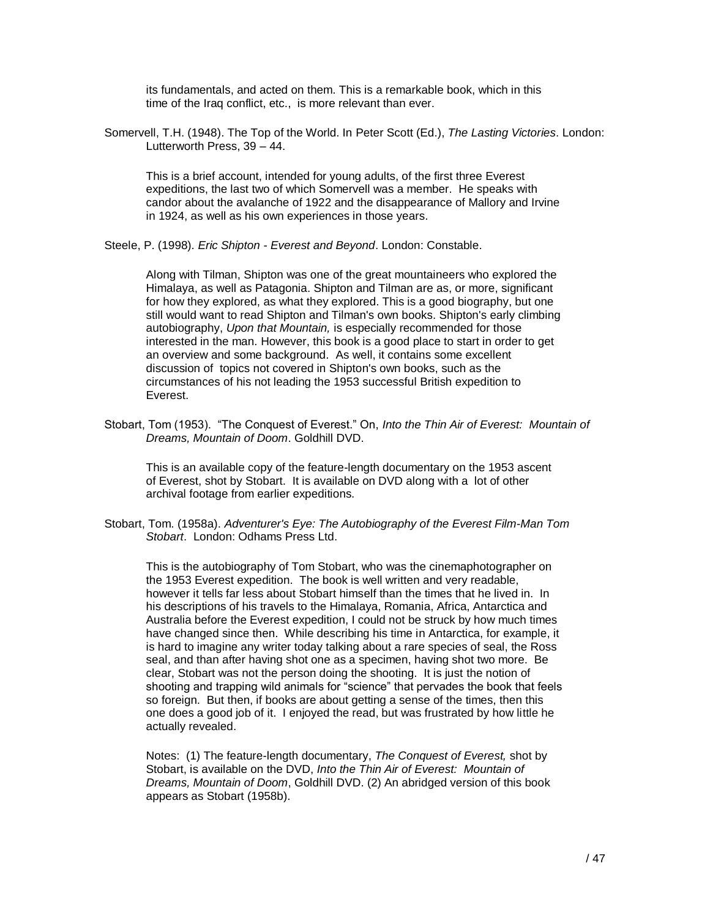its fundamentals, and acted on them. This is a remarkable book, which in this time of the Iraq conflict, etc., is more relevant than ever.

Somervell, T.H. (1948). The Top of the World. In Peter Scott (Ed.), *The Lasting Victories*. London: Lutterworth Press, 39 – 44.

This is a brief account, intended for young adults, of the first three Everest expeditions, the last two of which Somervell was a member. He speaks with candor about the avalanche of 1922 and the disappearance of Mallory and Irvine in 1924, as well as his own experiences in those years.

Steele, P. (1998). *Eric Shipton - Everest and Beyond*. London: Constable.

Along with Tilman, Shipton was one of the great mountaineers who explored the Himalaya, as well as Patagonia. Shipton and Tilman are as, or more, significant for how they explored, as what they explored. This is a good biography, but one still would want to read Shipton and Tilman's own books. Shipton's early climbing autobiography, *Upon that Mountain,* is especially recommended for those interested in the man. However, this book is a good place to start in order to get an overview and some background. As well, it contains some excellent discussion of topics not covered in Shipton's own books, such as the circumstances of his not leading the 1953 successful British expedition to Everest.

Stobart, Tom (1953). "The Conquest of Everest." On, *Into the Thin Air of Everest: Mountain of Dreams, Mountain of Doom*. Goldhill DVD.

This is an available copy of the feature-length documentary on the 1953 ascent of Everest, shot by Stobart. It is available on DVD along with a lot of other archival footage from earlier expeditions.

Stobart, Tom. (1958a). *Adventurer's Eye: The Autobiography of the Everest Film-Man Tom Stobart*. London: Odhams Press Ltd.

This is the autobiography of Tom Stobart, who was the cinemaphotographer on the 1953 Everest expedition. The book is well written and very readable, however it tells far less about Stobart himself than the times that he lived in. In his descriptions of his travels to the Himalaya, Romania, Africa, Antarctica and Australia before the Everest expedition, I could not be struck by how much times have changed since then. While describing his time in Antarctica, for example, it is hard to imagine any writer today talking about a rare species of seal, the Ross seal, and than after having shot one as a specimen, having shot two more. Be clear, Stobart was not the person doing the shooting. It is just the notion of shooting and trapping wild animals for "science" that pervades the book that feels so foreign. But then, if books are about getting a sense of the times, then this one does a good job of it. I enjoyed the read, but was frustrated by how little he actually revealed.

Notes: (1) The feature-length documentary, *The Conquest of Everest,* shot by Stobart, is available on the DVD, *Into the Thin Air of Everest: Mountain of Dreams, Mountain of Doom*, Goldhill DVD. (2) An abridged version of this book appears as Stobart (1958b).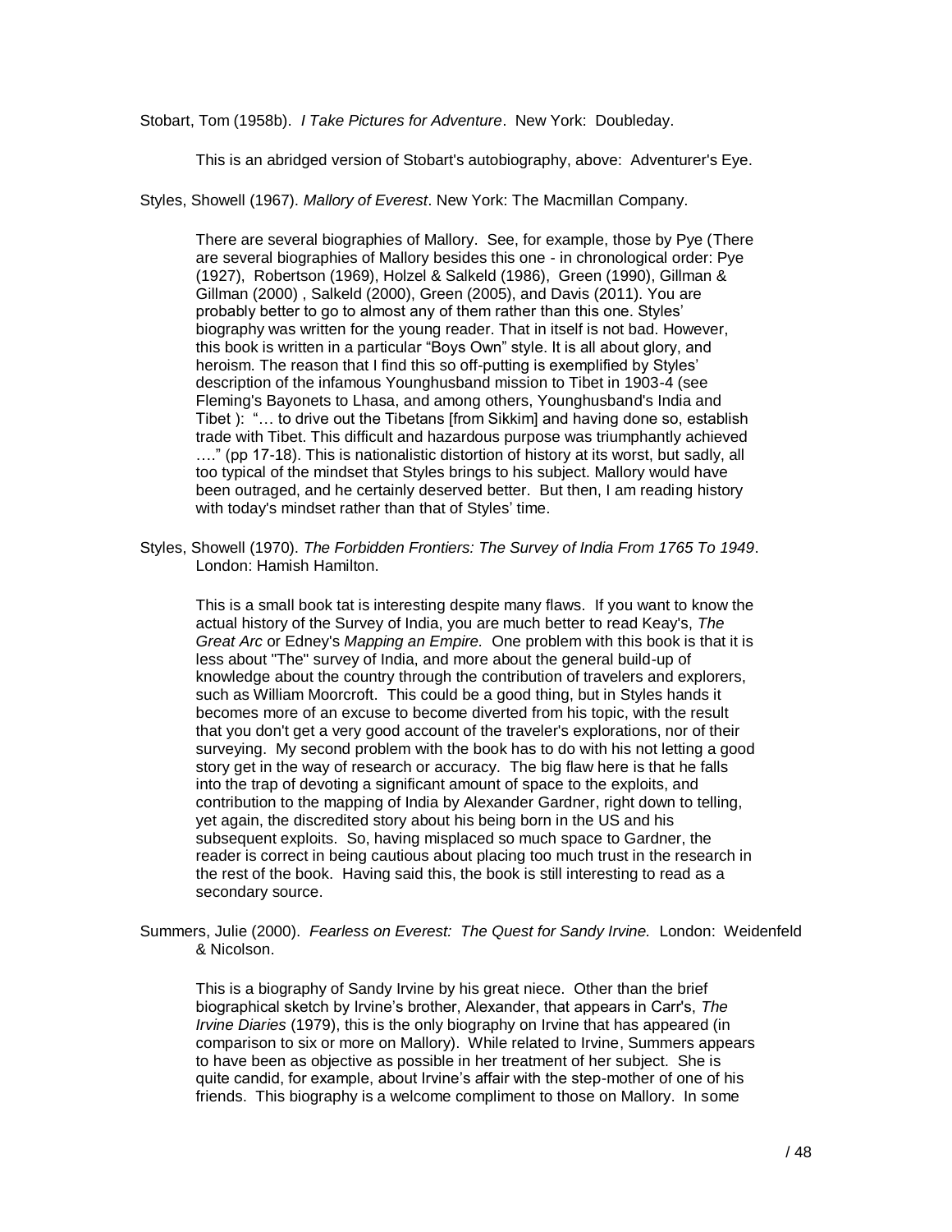Stobart, Tom (1958b). *I Take Pictures for Adventure*. New York: Doubleday.

This is an abridged version of Stobart's autobiography, above: Adventurer's Eye.

Styles, Showell (1967). *Mallory of Everest*. New York: The Macmillan Company.

There are several biographies of Mallory. See, for example, those by Pye (There are several biographies of Mallory besides this one - in chronological order: Pye (1927), Robertson (1969), Holzel & Salkeld (1986), Green (1990), Gillman & Gillman (2000) , Salkeld (2000), Green (2005), and Davis (2011). You are probably better to go to almost any of them rather than this one. Styles' biography was written for the young reader. That in itself is not bad. However, this book is written in a particular "Boys Own" style. It is all about glory, and heroism. The reason that I find this so off-putting is exemplified by Styles' description of the infamous Younghusband mission to Tibet in 1903-4 (see Fleming's Bayonets to Lhasa, and among others, Younghusband's India and Tibet ): "… to drive out the Tibetans [from Sikkim] and having done so, establish trade with Tibet. This difficult and hazardous purpose was triumphantly achieved …." (pp 17-18). This is nationalistic distortion of history at its worst, but sadly, all too typical of the mindset that Styles brings to his subject. Mallory would have been outraged, and he certainly deserved better. But then, I am reading history with today's mindset rather than that of Styles' time.

Styles, Showell (1970). *The Forbidden Frontiers: The Survey of India From 1765 To 1949*. London: Hamish Hamilton.

This is a small book tat is interesting despite many flaws. If you want to know the actual history of the Survey of India, you are much better to read Keay's, *The Great Arc* or Edney's *Mapping an Empire.* One problem with this book is that it is less about "The" survey of India, and more about the general build-up of knowledge about the country through the contribution of travelers and explorers, such as William Moorcroft. This could be a good thing, but in Styles hands it becomes more of an excuse to become diverted from his topic, with the result that you don't get a very good account of the traveler's explorations, nor of their surveying. My second problem with the book has to do with his not letting a good story get in the way of research or accuracy. The big flaw here is that he falls into the trap of devoting a significant amount of space to the exploits, and contribution to the mapping of India by Alexander Gardner, right down to telling, yet again, the discredited story about his being born in the US and his subsequent exploits. So, having misplaced so much space to Gardner, the reader is correct in being cautious about placing too much trust in the research in the rest of the book. Having said this, the book is still interesting to read as a secondary source.

Summers, Julie (2000). *Fearless on Everest: The Quest for Sandy Irvine.* London: Weidenfeld & Nicolson.

This is a biography of Sandy Irvine by his great niece. Other than the brief biographical sketch by Irvine's brother, Alexander, that appears in Carr's, *The Irvine Diaries* (1979), this is the only biography on Irvine that has appeared (in comparison to six or more on Mallory). While related to Irvine, Summers appears to have been as objective as possible in her treatment of her subject. She is quite candid, for example, about Irvine's affair with the step-mother of one of his friends. This biography is a welcome compliment to those on Mallory. In some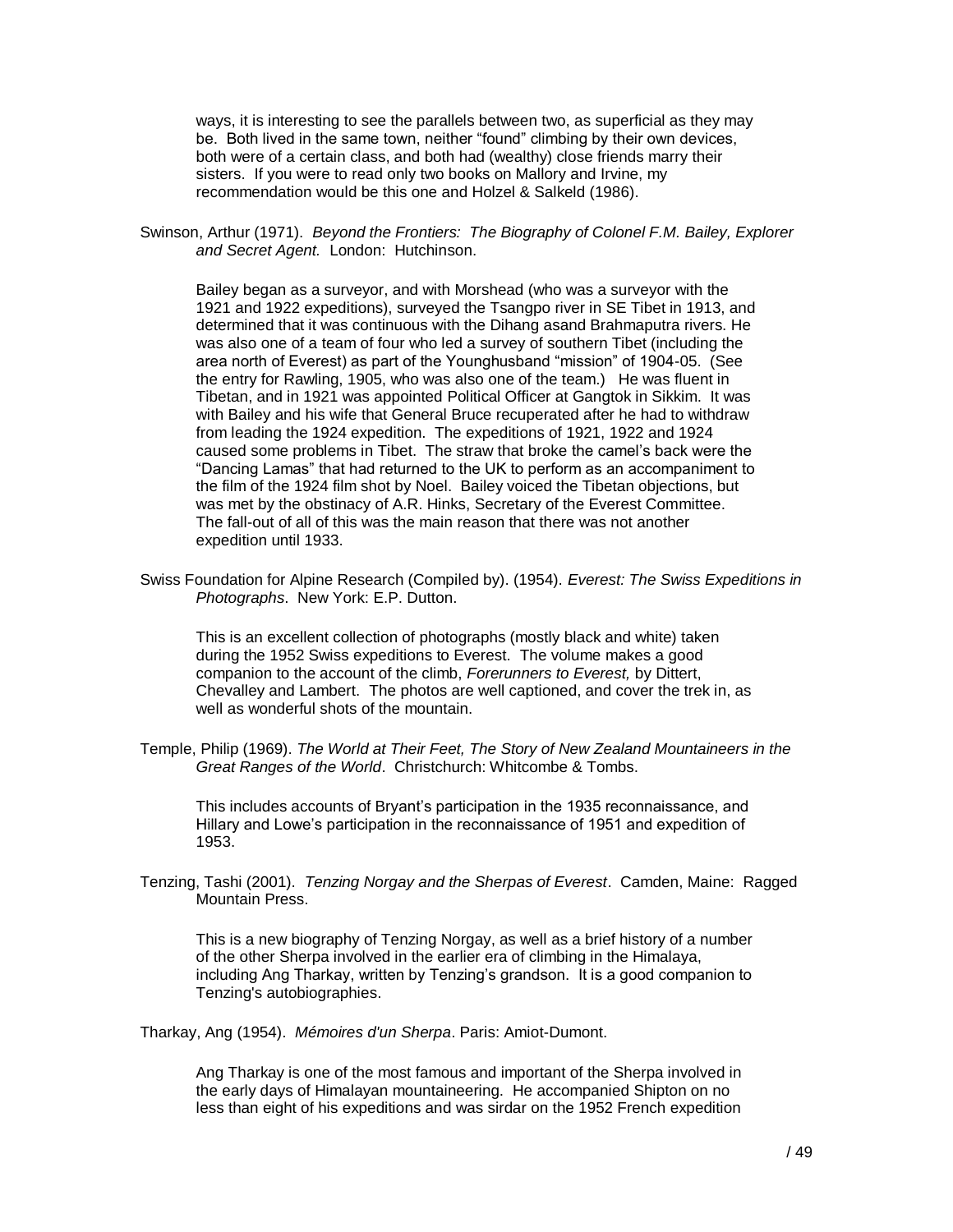ways, it is interesting to see the parallels between two, as superficial as they may be. Both lived in the same town, neither "found" climbing by their own devices, both were of a certain class, and both had (wealthy) close friends marry their sisters. If you were to read only two books on Mallory and Irvine, my recommendation would be this one and Holzel & Salkeld (1986).

Swinson, Arthur (1971). *Beyond the Frontiers: The Biography of Colonel F.M. Bailey, Explorer and Secret Agent.* London: Hutchinson.

Bailey began as a surveyor, and with Morshead (who was a surveyor with the 1921 and 1922 expeditions), surveyed the Tsangpo river in SE Tibet in 1913, and determined that it was continuous with the Dihang asand Brahmaputra rivers. He was also one of a team of four who led a survey of southern Tibet (including the area north of Everest) as part of the Younghusband "mission" of 1904-05. (See the entry for Rawling, 1905, who was also one of the team.) He was fluent in Tibetan, and in 1921 was appointed Political Officer at Gangtok in Sikkim. It was with Bailey and his wife that General Bruce recuperated after he had to withdraw from leading the 1924 expedition. The expeditions of 1921, 1922 and 1924 caused some problems in Tibet. The straw that broke the camel's back were the "Dancing Lamas" that had returned to the UK to perform as an accompaniment to the film of the 1924 film shot by Noel. Bailey voiced the Tibetan objections, but was met by the obstinacy of A.R. Hinks, Secretary of the Everest Committee. The fall-out of all of this was the main reason that there was not another expedition until 1933.

Swiss Foundation for Alpine Research (Compiled by). (1954). *Everest: The Swiss Expeditions in Photographs*. New York: E.P. Dutton.

This is an excellent collection of photographs (mostly black and white) taken during the 1952 Swiss expeditions to Everest. The volume makes a good companion to the account of the climb, *Forerunners to Everest,* by Dittert, Chevalley and Lambert. The photos are well captioned, and cover the trek in, as well as wonderful shots of the mountain.

Temple, Philip (1969). *The World at Their Feet, The Story of New Zealand Mountaineers in the Great Ranges of the World*. Christchurch: Whitcombe & Tombs.

This includes accounts of Bryant's participation in the 1935 reconnaissance, and Hillary and Lowe's participation in the reconnaissance of 1951 and expedition of 1953.

Tenzing, Tashi (2001). *Tenzing Norgay and the Sherpas of Everest*. Camden, Maine: Ragged Mountain Press.

This is a new biography of Tenzing Norgay, as well as a brief history of a number of the other Sherpa involved in the earlier era of climbing in the Himalaya, including Ang Tharkay, written by Tenzing's grandson. It is a good companion to Tenzing's autobiographies.

Tharkay, Ang (1954). *Mémoires d'un Sherpa*. Paris: Amiot-Dumont.

Ang Tharkay is one of the most famous and important of the Sherpa involved in the early days of Himalayan mountaineering. He accompanied Shipton on no less than eight of his expeditions and was sirdar on the 1952 French expedition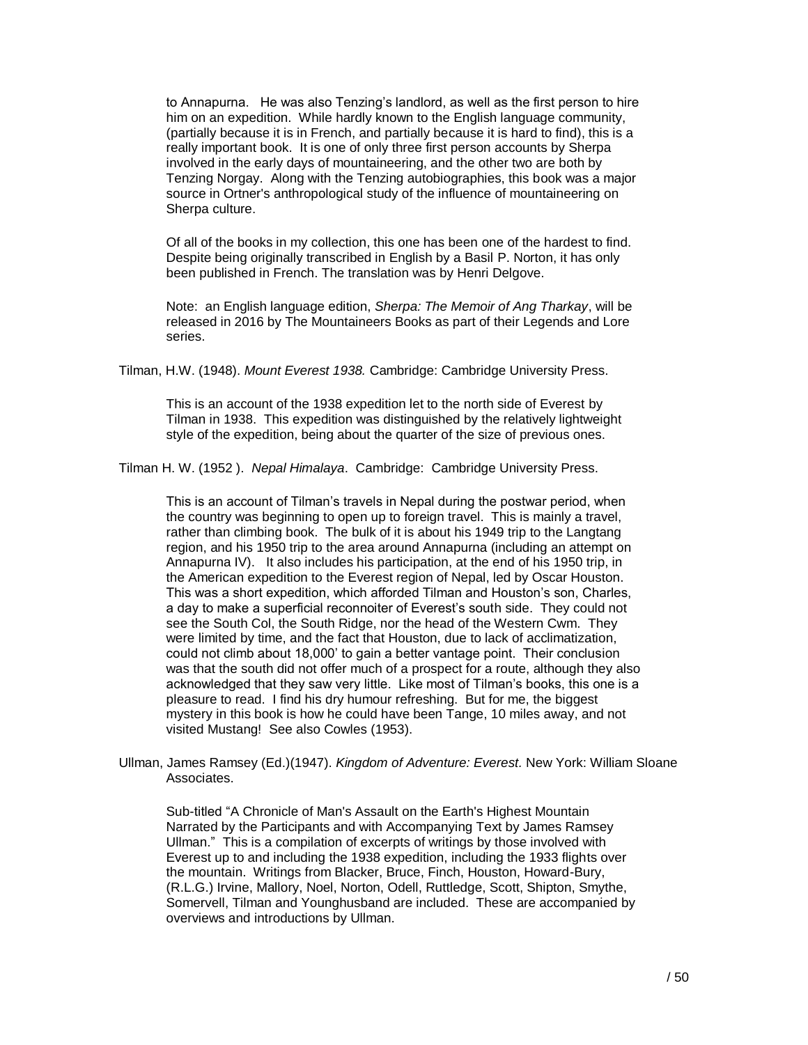to Annapurna. He was also Tenzing's landlord, as well as the first person to hire him on an expedition. While hardly known to the English language community, (partially because it is in French, and partially because it is hard to find), this is a really important book. It is one of only three first person accounts by Sherpa involved in the early days of mountaineering, and the other two are both by Tenzing Norgay. Along with the Tenzing autobiographies, this book was a major source in Ortner's anthropological study of the influence of mountaineering on Sherpa culture.

Of all of the books in my collection, this one has been one of the hardest to find. Despite being originally transcribed in English by a Basil P. Norton, it has only been published in French. The translation was by Henri Delgove.

Note: an English language edition, *Sherpa: The Memoir of Ang Tharkay*, will be released in 2016 by The Mountaineers Books as part of their Legends and Lore series.

Tilman, H.W. (1948). *Mount Everest 1938.* Cambridge: Cambridge University Press.

This is an account of the 1938 expedition let to the north side of Everest by Tilman in 1938. This expedition was distinguished by the relatively lightweight style of the expedition, being about the quarter of the size of previous ones.

Tilman H. W. (1952 ). *Nepal Himalaya*. Cambridge: Cambridge University Press.

This is an account of Tilman's travels in Nepal during the postwar period, when the country was beginning to open up to foreign travel. This is mainly a travel, rather than climbing book. The bulk of it is about his 1949 trip to the Langtang region, and his 1950 trip to the area around Annapurna (including an attempt on Annapurna IV). It also includes his participation, at the end of his 1950 trip, in the American expedition to the Everest region of Nepal, led by Oscar Houston. This was a short expedition, which afforded Tilman and Houston's son, Charles, a day to make a superficial reconnoiter of Everest's south side. They could not see the South Col, the South Ridge, nor the head of the Western Cwm. They were limited by time, and the fact that Houston, due to lack of acclimatization, could not climb about 18,000' to gain a better vantage point. Their conclusion was that the south did not offer much of a prospect for a route, although they also acknowledged that they saw very little. Like most of Tilman's books, this one is a pleasure to read. I find his dry humour refreshing. But for me, the biggest mystery in this book is how he could have been Tange, 10 miles away, and not visited Mustang! See also Cowles (1953).

Ullman, James Ramsey (Ed.)(1947). *Kingdom of Adventure: Everest.* New York: William Sloane Associates.

Sub-titled "A Chronicle of Man's Assault on the Earth's Highest Mountain Narrated by the Participants and with Accompanying Text by James Ramsey Ullman." This is a compilation of excerpts of writings by those involved with Everest up to and including the 1938 expedition, including the 1933 flights over the mountain. Writings from Blacker, Bruce, Finch, Houston, Howard-Bury, (R.L.G.) Irvine, Mallory, Noel, Norton, Odell, Ruttledge, Scott, Shipton, Smythe, Somervell, Tilman and Younghusband are included. These are accompanied by overviews and introductions by Ullman.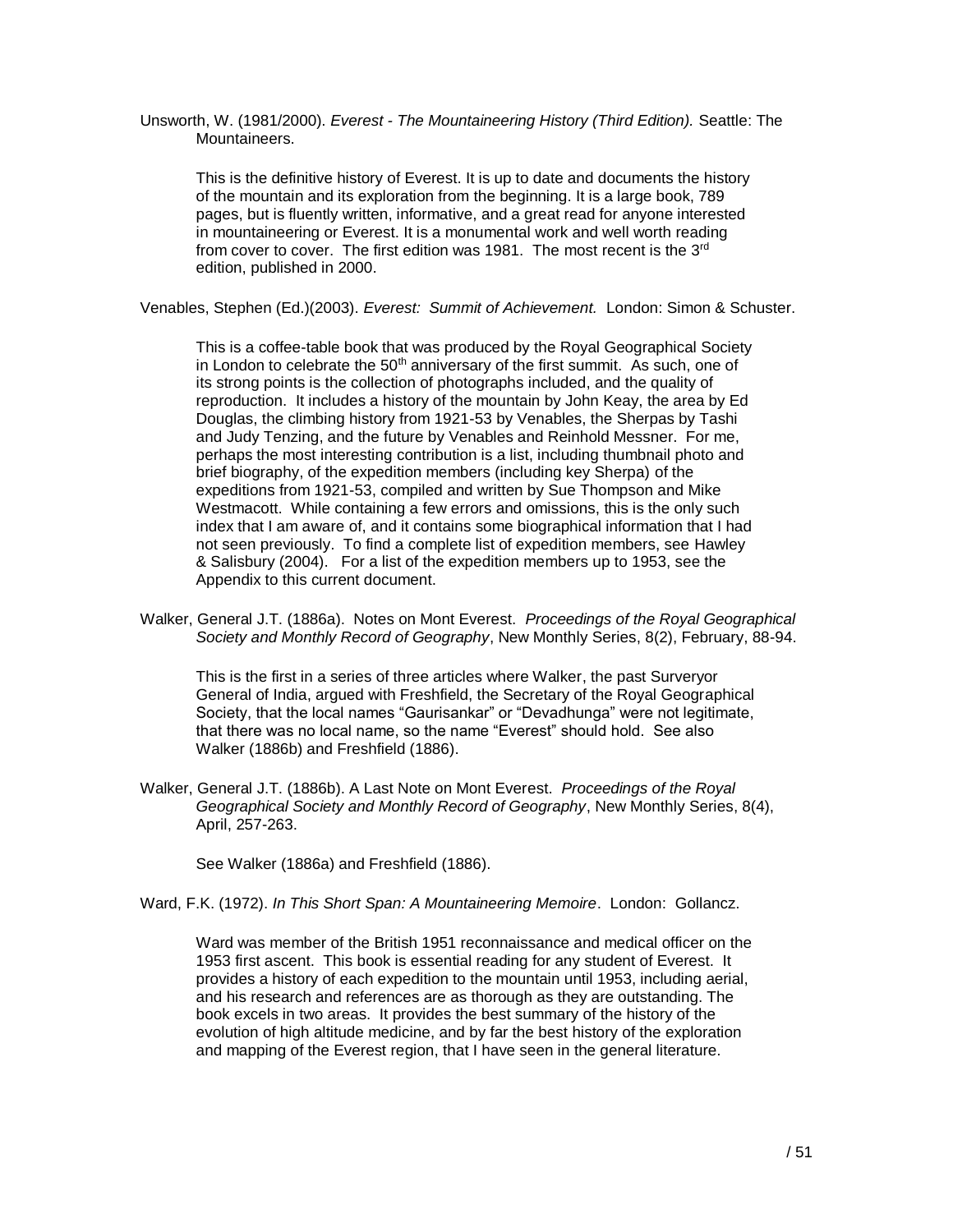Unsworth, W. (1981/2000). *Everest - The Mountaineering History (Third Edition).* Seattle: The Mountaineers.

> This is the definitive history of Everest. It is up to date and documents the history of the mountain and its exploration from the beginning. It is a large book, 789 pages, but is fluently written, informative, and a great read for anyone interested in mountaineering or Everest. It is a monumental work and well worth reading from cover to cover. The first edition was 1981. The most recent is the 3rd edition, published in 2000.

Venables, Stephen (Ed.)(2003). *Everest: Summit of Achievement.* London: Simon & Schuster.

> This is a coffee-table book that was produced by the Royal Geographical Society in London to celebrate the 50th anniversary of the first summit. As such, one of its strong points is the collection of photographs included, and the quality of reproduction. It includes a history of the mountain by John Keay, the area by Ed Douglas, the climbing history from 1921-53 by Venables, the Sherpas by Tashi and Judy Tenzing, and the future by Venables and Reinhold Messner. For me, perhaps the most interesting contribution is a list, including thumbnail photo and brief biography, of the expedition members (including key Sherpa) of the expeditions from 1921-53, compiled and written by Sue Thompson and Mike Westmacott. While containing a few errors and omissions, this is the only such index that I am aware of, and it contains some biographical information that I had not seen previously. To find a complete list of expedition members, see Hawley & Salisbury (2004). For a list of the expedition members up to 1953, see the Appendix to this current document.

Walker, General J.T. (1886a). Notes on Mont Everest. *Proceedings of the Royal Geographical Society and Monthly Record of Geography*, New Monthly Series, 8(2), February, 88-94.

> This is the first in a series of three articles where Walker, the past Surveryor General of India, argued with Freshfield, the Secretary of the Royal Geographical Society, that the local names "Gaurisankar" or "Devadhunga" were not legitimate, that there was no local name, so the name "Everest" should hold. See also Walker (1886b) and Freshfield (1886).

Walker, General J.T. (1886b). A Last Note on Mont Everest. *Proceedings of the Royal Geographical Society and Monthly Record of Geography*, New Monthly Series, 8(4), April, 257-263.

> See Walker (1886a) and Freshfield (1886).

Ward, F.K. (1972). *In This Short Span: A Mountaineering Memoire*. London: Gollancz.

> Ward was member of the British 1951 reconnaissance and medical officer on the 1953 first ascent. This book is essential reading for any student of Everest. It provides a history of each expedition to the mountain until 1953, including aerial, and his research and references are as thorough as they are outstanding. The book excels in two areas. It provides the best summary of the history of the evolution of high altitude medicine, and by far the best history of the exploration and mapping of the Everest region, that I have seen in the general literature.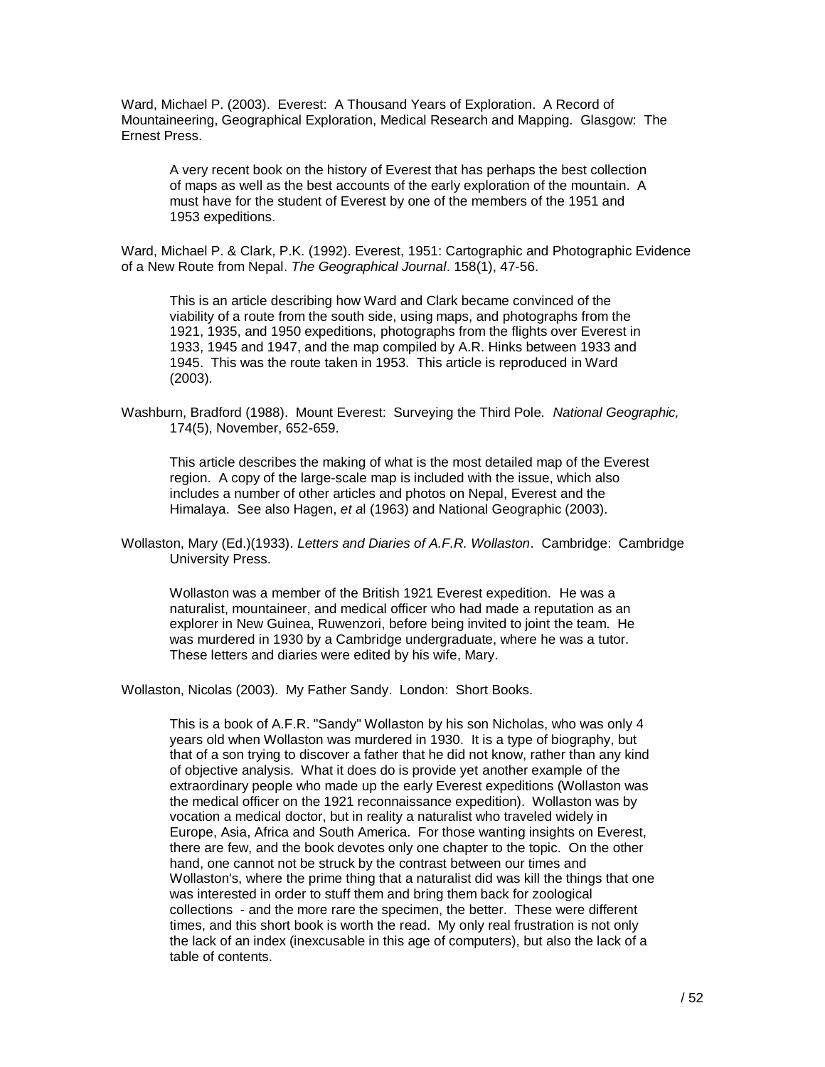Ward, Michael P. (2003). Everest: A Thousand Years of Exploration. A Record of Mountaineering, Geographical Exploration, Medical Research and Mapping. Glasgow: The Ernest Press.

> A very recent book on the history of Everest that has perhaps the best collection of maps as well as the best accounts of the early exploration of the mountain. A must have for the student of Everest by one of the members of the 1951 and 1953 expeditions.

Ward, Michael P. & Clark, P.K. (1992). Everest, 1951: Cartographic and Photographic Evidence of a New Route from Nepal. *The Geographical Journal*. 158(1), 47-56.

> This is an article describing how Ward and Clark became convinced of the viability of a route from the south side, using maps, and photographs from the 1921, 1935, and 1950 expeditions, photographs from the flights over Everest in 1933, 1945 and 1947, and the map compiled by A.R. Hinks between 1933 and 1945. This was the route taken in 1953. This article is reproduced in Ward (2003).

Washburn, Bradford (1988). Mount Everest: Surveying the Third Pole. *National Geographic,* 174(5), November, 652-659.

> This article describes the making of what is the most detailed map of the Everest region. A copy of the large-scale map is included with the issue, which also includes a number of other articles and photos on Nepal, Everest and the Himalaya. See also Hagen, *et a*l (1963) and National Geographic (2003).

Wollaston, Mary (Ed.)(1933). *Letters and Diaries of A.F.R. Wollaston*. Cambridge: Cambridge University Press.

> Wollaston was a member of the British 1921 Everest expedition. He was a naturalist, mountaineer, and medical officer who had made a reputation as an explorer in New Guinea, Ruwenzori, before being invited to joint the team. He was murdered in 1930 by a Cambridge undergraduate, where he was a tutor. These letters and diaries were edited by his wife, Mary.

Wollaston, Nicolas (2003). My Father Sandy. London: Short Books.

> This is a book of A.F.R. "Sandy" Wollaston by his son Nicholas, who was only 4 years old when Wollaston was murdered in 1930. It is a type of biography, but that of a son trying to discover a father that he did not know, rather than any kind of objective analysis. What it does do is provide yet another example of the extraordinary people who made up the early Everest expeditions (Wollaston was the medical officer on the 1921 reconnaissance expedition). Wollaston was by vocation a medical doctor, but in reality a naturalist who traveled widely in Europe, Asia, Africa and South America. For those wanting insights on Everest, there are few, and the book devotes only one chapter to the topic. On the other hand, one cannot not be struck by the contrast between our times and Wollaston's, where the prime thing that a naturalist did was kill the things that one was interested in order to stuff them and bring them back for zoological collections - and the more rare the specimen, the better. These were different times, and this short book is worth the read. My only real frustration is not only the lack of an index (inexcusable in this age of computers), but also the lack of a table of contents.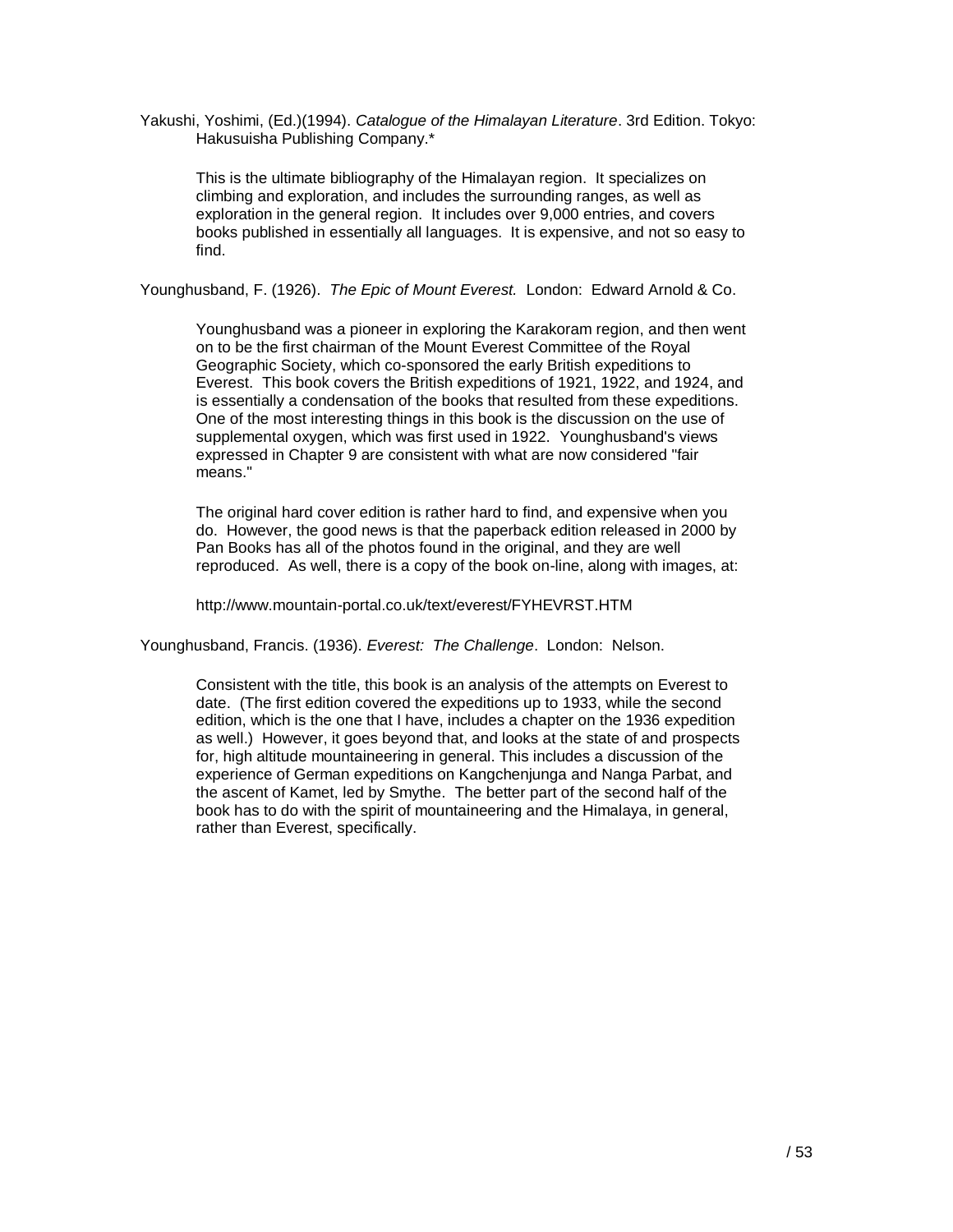Yakushi, Yoshimi, (Ed.)(1994). *Catalogue of the Himalayan Literature*. 3rd Edition. Tokyo: Hakusuisha Publishing Company.*

> This is the ultimate bibliography of the Himalayan region. It specializes on climbing and exploration, and includes the surrounding ranges, as well as exploration in the general region. It includes over 9,000 entries, and covers books published in essentially all languages. It is expensive, and not so easy to find.

Younghusband, F. (1926). *The Epic of Mount Everest.* London: Edward Arnold & Co.

> Younghusband was a pioneer in exploring the Karakoram region, and then went on to be the first chairman of the Mount Everest Committee of the Royal Geographic Society, which co-sponsored the early British expeditions to Everest. This book covers the British expeditions of 1921, 1922, and 1924, and is essentially a condensation of the books that resulted from these expeditions. One of the most interesting things in this book is the discussion on the use of supplemental oxygen, which was first used in 1922. Younghusband's views expressed in Chapter 9 are consistent with what are now considered "fair means."
>
> The original hard cover edition is rather hard to find, and expensive when you do. However, the good news is that the paperback edition released in 2000 by Pan Books has all of the photos found in the original, and they are well reproduced. As well, there is a copy of the book on-line, along with images, at:
>
> http://www.mountain-portal.co.uk/text/everest/FYHEVRST.HTM

Younghusband, Francis. (1936). *Everest: The Challenge*. London: Nelson.

> Consistent with the title, this book is an analysis of the attempts on Everest to date. (The first edition covered the expeditions up to 1933, while the second edition, which is the one that I have, includes a chapter on the 1936 expedition as well.) However, it goes beyond that, and looks at the state of and prospects for, high altitude mountaineering in general. This includes a discussion of the experience of German expeditions on Kangchenjunga and Nanga Parbat, and the ascent of Kamet, led by Smythe. The better part of the second half of the book has to do with the spirit of mountaineering and the Himalaya, in general, rather than Everest, specifically.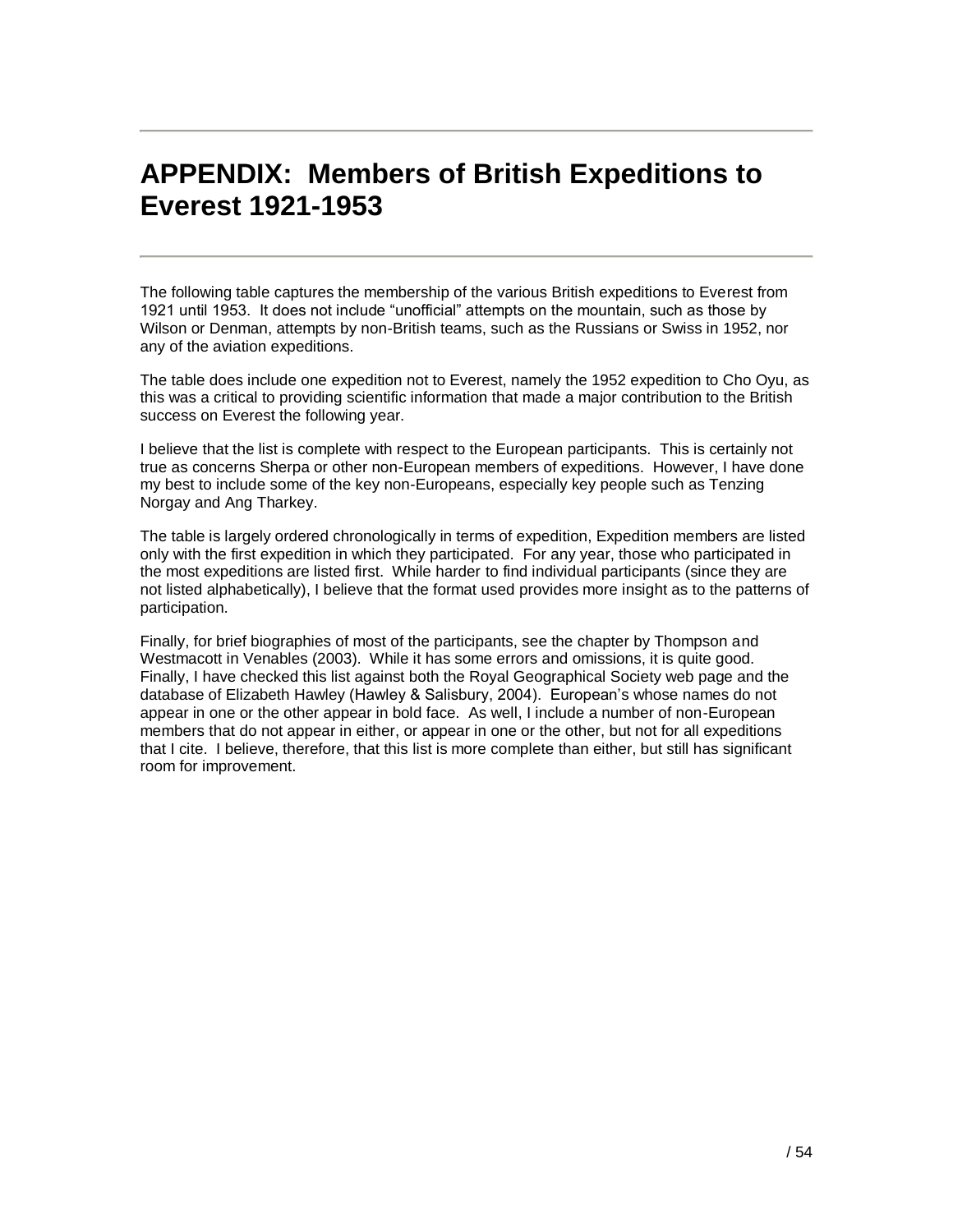# APPENDIX: Members of British Expeditions to Everest 1921-1953

The following table captures the membership of the various British expeditions to Everest from 1921 until 1953. It does not include "unofficial" attempts on the mountain, such as those by Wilson or Denman, attempts by non-British teams, such as the Russians or Swiss in 1952, nor any of the aviation expeditions.

The table does include one expedition not to Everest, namely the 1952 expedition to Cho Oyu, as this was a critical to providing scientific information that made a major contribution to the British success on Everest the following year.

I believe that the list is complete with respect to the European participants. This is certainly not true as concerns Sherpa or other non-European members of expeditions. However, I have done my best to include some of the key non-Europeans, especially key people such as Tenzing Norgay and Ang Tharkey.

The table is largely ordered chronologically in terms of expedition, Expedition members are listed only with the first expedition in which they participated. For any year, those who participated in the most expeditions are listed first. While harder to find individual participants (since they are not listed alphabetically), I believe that the format used provides more insight as to the patterns of participation.

Finally, for brief biographies of most of the participants, see the chapter by Thompson and Westmacott in Venables (2003). While it has some errors and omissions, it is quite good. Finally, I have checked this list against both the Royal Geographical Society web page and the database of Elizabeth Hawley (Hawley & Salisbury, 2004). European's whose names do not appear in one or the other appear in bold face. As well, I include a number of non-European members that do not appear in either, or appear in one or the other, but not for all expeditions that I cite. I believe, therefore, that this list is more complete than either, but still has significant room for improvement.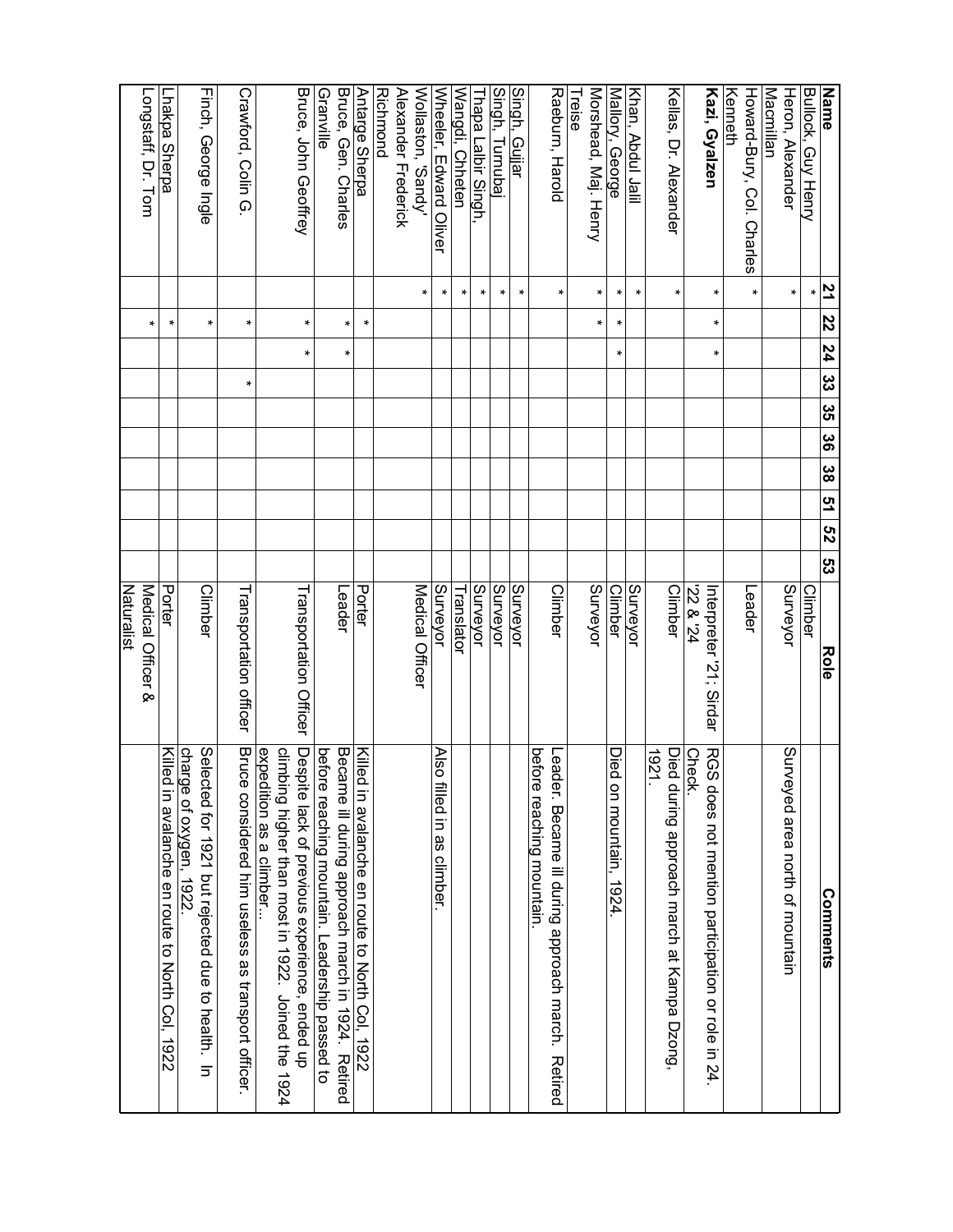| Name | 21 | 22 | 24 | 33 | 35 | 36 | 38 | 51 | 52 | 53 | Role | Comments |
|---|---|---|---|---|---|---|---|---|---|---|---|---|
| Bullock, Guy Henry | * | | | | | | | | | | Climber | |
| Heron, Alexander Macmillan | * | | | | | | | | | | Surveyor | Surveyed area north of mountain |
| Howard-Bury, Col. Charles Kenneth | * | | | | | | | | | | Leader | |
| **Kazi, Gyalzen** | * | * | * | | | | | | | | Interpreter '21; Sirdar '22 & '24 | RGS does not mention participation or role in 24. Check. |
| Kellas, Dr. Alexander | * | | | | | | | | | | Climber | Died during approach march at Kampa Dzong, 1921. |
| Khan, Abdul Jalil | * | | | | | | | | | | Surveyor | |
| Mallory, George | * | * | * | | | | | | | | Climber | Died on mountain, 1924. |
| Morshead, Maj. Henry Treise | * | * | | | | | | | | | Surveyor | |
| Raeburn, Harold | * | | | | | | | | | | Climber | Leader. Became ill during approach march. Retired before reaching mountain. |
| Singh, Gujjar | * | | | | | | | | | | Surveyor | |
| Singh, Turnubaj | * | | | | | | | | | | Surveyor | |
| Thapa Lalbir Singh, | * | | | | | | | | | | Surveyor | |
| Wangdi, Chheten | * | | | | | | | | | | Translator | |
| Wheeler, Edward Oliver | * | | | | | | | | | | Surveyor | Also filled in as climber. |
| Wollaston, 'Sandy' Alexander Frederick Richmond | * | | | | | | | | | | Medical Officer | |
| Antarge Sherpa | | * | | | | | | | | | Porter | Killed in avalanche en route to North Col, 1922 |
| Bruce, Gen. Charles Granville | | * | * | | | | | | | | Leader | Became ill during approach march in 1924. Retired before reaching mountain. Leadership passed to |
| Bruce, John Geoffrey | | * | * | | | | | | | | Transportation Officer | Despite lack of previous experience, ended up climbing higher than most in 1922. Joined the 1924 expedition as a climber... |
| Crawford, Colin G. | | * | | * | | | | | | | Transportation officer | Bruce considered him useless as transport officer. |
| Finch, George Ingle | | * | | | | | | | | | Climber | Selected for 1921 but rejected due to health. In charge of oxygen, 1922. |
| Lhakpa Sherpa | | * | | | | | | | | | Porter | Killed in avalanche en route to North Col, 1922 |
| Longstaff, Dr. Tom | | * | | | | | | | | | Medical Officer & Naturalist | |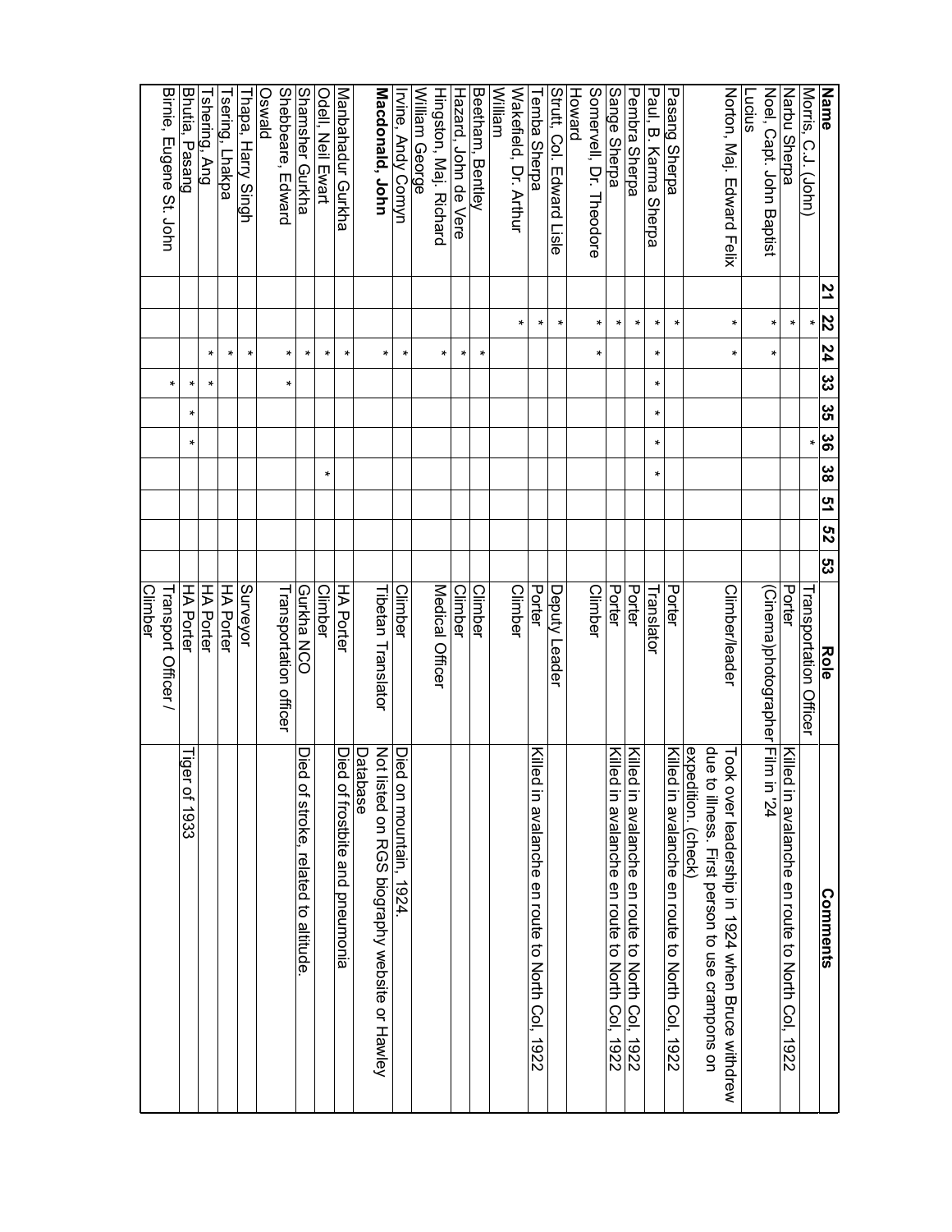| Name | 21 | 22 | 24 | 33 | 35 | 36 | 38 | 51 | 52 | 53 | Role | Comments |
|---|---|---|---|---|---|---|---|---|---|---|---|---|
| Morris, C.J. (John) | | * | | | | * | | | | | Transportation Officer | |
| Narbu Sherpa | | * | | | | | | | | | Porter | Killed in avalanche en route to North Col, 1922 |
| Noel, Capt. John Baptist Lucius | | * | * | | | | | | | | (Cinema)photographer | Film in '24 |
| Norton, Maj. Edward Felix | | * | * | | | | | | | | Climber/leader | Took over leadership in 1924 when Bruce withdrew due to illness. First person to use crampons on expedition. (check) |
| Pasang Sherpa | | * | | | | | | | | | Porter | Killed in avalanche en route to North Col, 1922 |
| Paul, B. Karma Sherpa | | * | * | * | * | * | * | | | | Translator | |
| Pembra Sherpa | | * | | | | | | | | | Porter | Killed in avalanche en route to North Col, 1922 |
| Sange Sherpa | | * | | | | | | | | | Porter | Killed in avalanche en route to North Col, 1922 |
| Somervell, Dr. Theodore Howard | | * | * | | | | | | | | Climber | |
| Strutt, Col. Edward Lisle | | * | | | | | | | | | Deputy Leader | |
| Temba Sherpa | | * | | | | | | | | | Porter | Killed in avalanche en route to North Col, 1922 |
| Wakefield, Dr. Arthur William | | * | | | | | | | | | Climber | |
| Beetham, Bentley | | | * | | | | | | | | Climber | |
| Hazard, John de Vere | | | * | | | | | | | | Climber | |
| Hingston, Maj. Richard William George | | | * | | | | | | | | Medical Officer | |
| Irvine, Andy Comyn | | | * | | | | | | | | Climber | Died on mountain, 1924. |
| **Macdonald, John** | | | * | | | | | | | | Tibetan Translator | Not listed on RGS biography website or Hawley Database |
| Manbahadur Gurkha | | | * | | | | | | | | HA Porter | Died of frostbite and pneumonia |
| Odell, Neil Ewart | | | * | | | | * | | | | Climber | |
| Shamsher Gurkha | | | * | | | | | | | | Gurkha NCO | Died of stroke, related to altitude. |
| Shebbeare, Edward Oswald | | | * | * | | | | | | | Transportation officer | |
| Thapa, Harry Singh | | | * | | | | | | | | Surveyor | |
| Tsering, Lhakpa | | | * | | | | | | | | HA Porter | |
| Tshering, Ang | | | * | * | | | | | | | HA Porter | |
| Bhutia, Pasang | | | | * | * | * | | | | | HA Porter | Tiger of 1933 |
| Birnie, Eugene St. John | | | | * | | | | | | | Transport Officer / Climber | |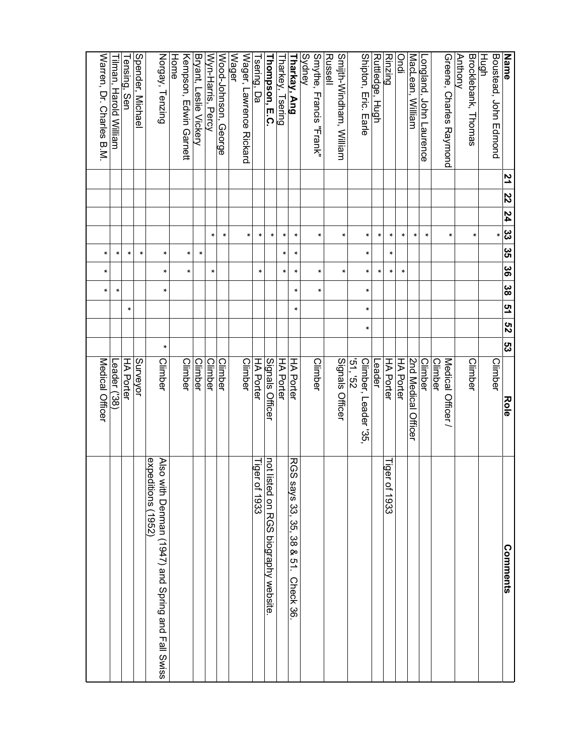| Name | 21 | 22 | 24 | 33 | 35 | 36 | 38 | 51 | 52 | 53 | Role | Comments |
|---|---|---|---|---|---|---|---|---|---|---|---|---|
| Boustead, John Edmond Hugh | | | | * | | | | | | | Climber | |
| Brocklebank, Thomas Anthony | | | | * | | | | | | | Climber | |
| Greene, Charles Raymond | | | | * | | | | | | | Medical Officer / Climber | |
| Longland, John Laurence | | | | * | | | | | | | Climber | |
| MacLean, William | | | | * | | | | | | | 2nd Medical Officer | |
| Ondi | | | | * | | * | | | | | HA Porter | |
| Rinzing | | | | * | * | * | | | | | HA Porter | Tiger of 1933 |
| Ruttledge, Hugh | | | | * | | * | | | | | Leader | |
| Shipton, Eric. Earle | | | | * | * | * | * | * | * | | Climber, Leader '35, '51, '52 | |
| Smijth-Windham, William Russell | | | | * | | * | | | | | Signals Officer | |
| Smythe, Francis "Frank" Sydney | | | | * | | * | * | | | | Climber | |
| **Tharkay, Ang** | | | | * | * | * | * | * | | | HA Porter | RGS says 33, 35, 38 & 51. Check 36. |
| Tharkey, Tsering | | | | * | * | * | | | | | HA Porter | |
| **Thompson, E.C.** | | | | * | | | | | | | Signals Officer | not listed on RGS biography website. |
| Tsering, Da | | | | * | | * | | | | | HA Porter | Tiger of 1933 |
| Wager, Lawrence Rickard Wager | | | | * | | | | | | | Climber | |
| Wood-Johnson, George | | | | * | | | | | | | Climber | |
| Wyn-Harris, Percy | | | | * | | * | | | | | Climber | |
| Bryant, Leslie Vickery | | | | | * | | | | | | Climber | |
| Kempson, Edwin Garnett Home | | | | | * | * | | | | | Climber | |
| Norgay, Tenzing | | | | | * | * | * | | | * | Climber | Also with Denman (1947) and Spring and Fall Swiss expeditions (1952) |
| Spender, Michael | | | | | * | | | | | | Surveyor | |
| Tensing, Sen | | | | | * | | | * | | | HA Porter | |
| Tilman, Harold William | | | | | * | | * | | | | Leader ('38) | |
| Warren, Dr. Charles B.M. | | | | | * | * | * | | | | Medical Officer | |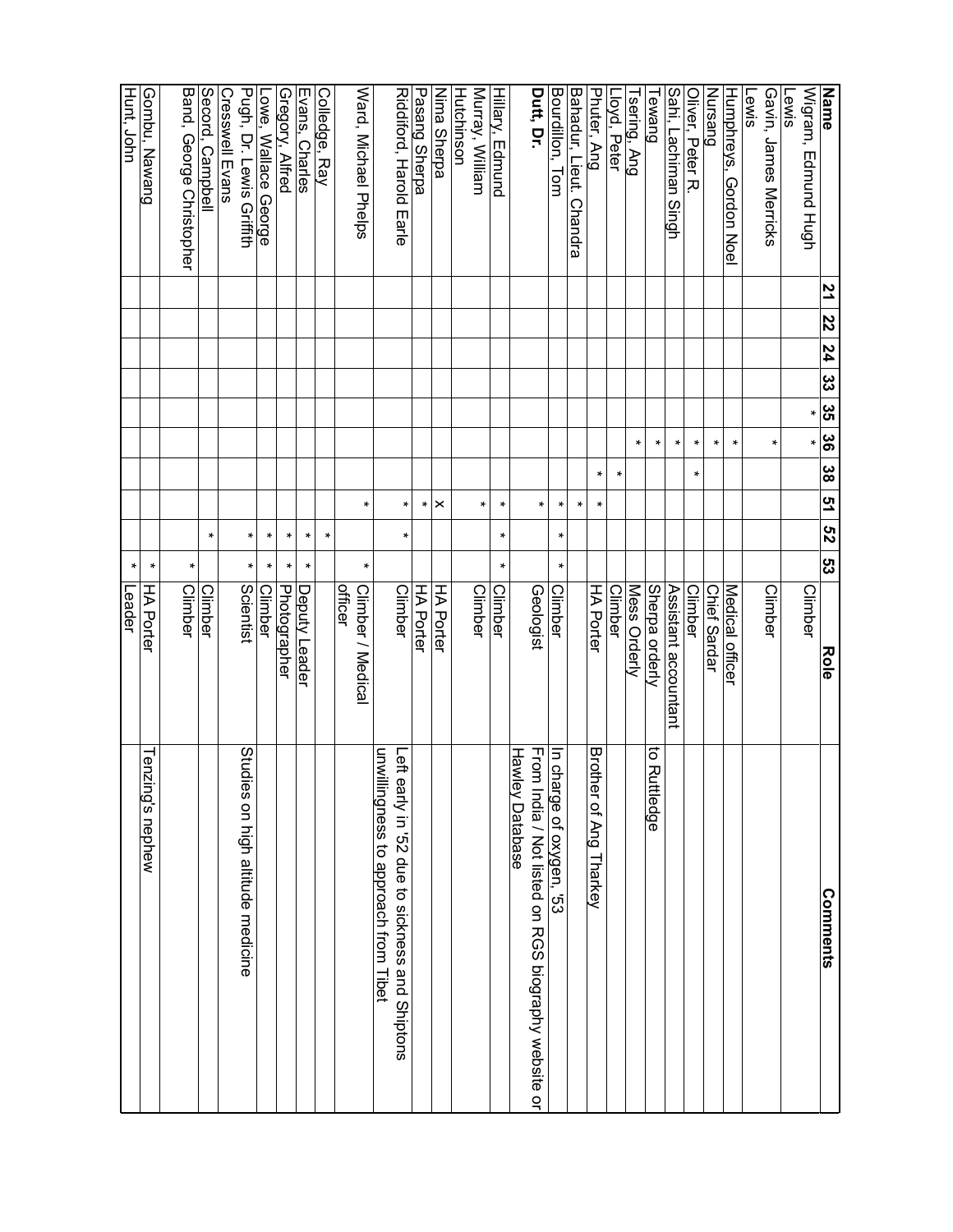| Name | 21 | 22 | 24 | 33 | 35 | 36 | 38 | 51 | 52 | 53 | Role | Comments |
|---|---|---|---|---|---|---|---|---|---|---|---|---|
| Wigram, Edmund Hugh | | | | | * | * | | | | | Climber | |
| Lewis | | | | | | | | | | | | |
| Gavin, James Merricks | | | | | | * | | | | | Climber | |
| Lewis | | | | | | | | | | | | |
| Humphreys, Gordon Noel | | | | | | * | | | | | Medical officer | |
| Nursang | | | | | | * | | | | | Chief Sardar | |
| Oliver, Peter R. | | | | | | * | * | | | | Climber | |
| Sahi, Lachiman Singh | | | | | | * | | | | | Assistant accountant | |
| Tewang | | | | | | * | | | | | Sherpa orderly | to Ruttledge |
| Tsering, Ang | | | | | | * | | | | | Mess Orderly | |
| Lloyd, Peter | | | | | | | * | | | | Climber | |
| Phuter, Ang | | | | | | | * | * | | | HA Porter | Brother of Ang Tharkey |
| Bahadur, Lieut. Chandra | | | | | | | | * | | | | |
| Bourdillon, Tom | | | | | | | | * | * | * | Climber | In charge of oxygen, '53 |
| **Dutt, Dr.** | | | | | | | | * | | | Geologist | From India / Not listed on RGS biography website or Hawley Database |
| Hillary, Edmund | | | | | | | | * | * | * | Climber | |
| Murray, William | | | | | | | | * | | | Climber | |
| Hutchinson | | | | | | | | | | | | |
| Nima Sherpa | | | | | | | | x | | | HA Porter | |
| Pasang Sherpa | | | | | | | | * | | | HA Porter | |
| Riddiford, Harold Earle | | | | | | | | * | * | | Climber | Left early in '52 due to sickness and Shiptons unwillingness to approach from Tibet |
| Ward, Michael Phelps | | | | | | | | * | | * | Climber / Medical officer | |
| Colledge, Ray | | | | | | | | | * | | | |
| Evans, Charles | | | | | | | | | * | * | Deputy Leader | |
| Gregory, Alfred | | | | | | | | | * | * | Photographer | |
| Lowe, Wallace George | | | | | | | | | * | * | Climber | |
| Pugh, Dr. Lewis Griffith | | | | | | | | | * | * | Scientist | Studies on high altitude medicine |
| Cresswell Evans | | | | | | | | | | | | |
| Secord, Campbell | | | | | | | | | * | | Climber | |
| Band, George Christopher | | | | | | | | | | * | Climber | |
| Gombu, Nawang | | | | | | | | | | * | HA Porter | Tenzing's nephew |
| Hunt, John | | | | | | | | | | * | Leader | |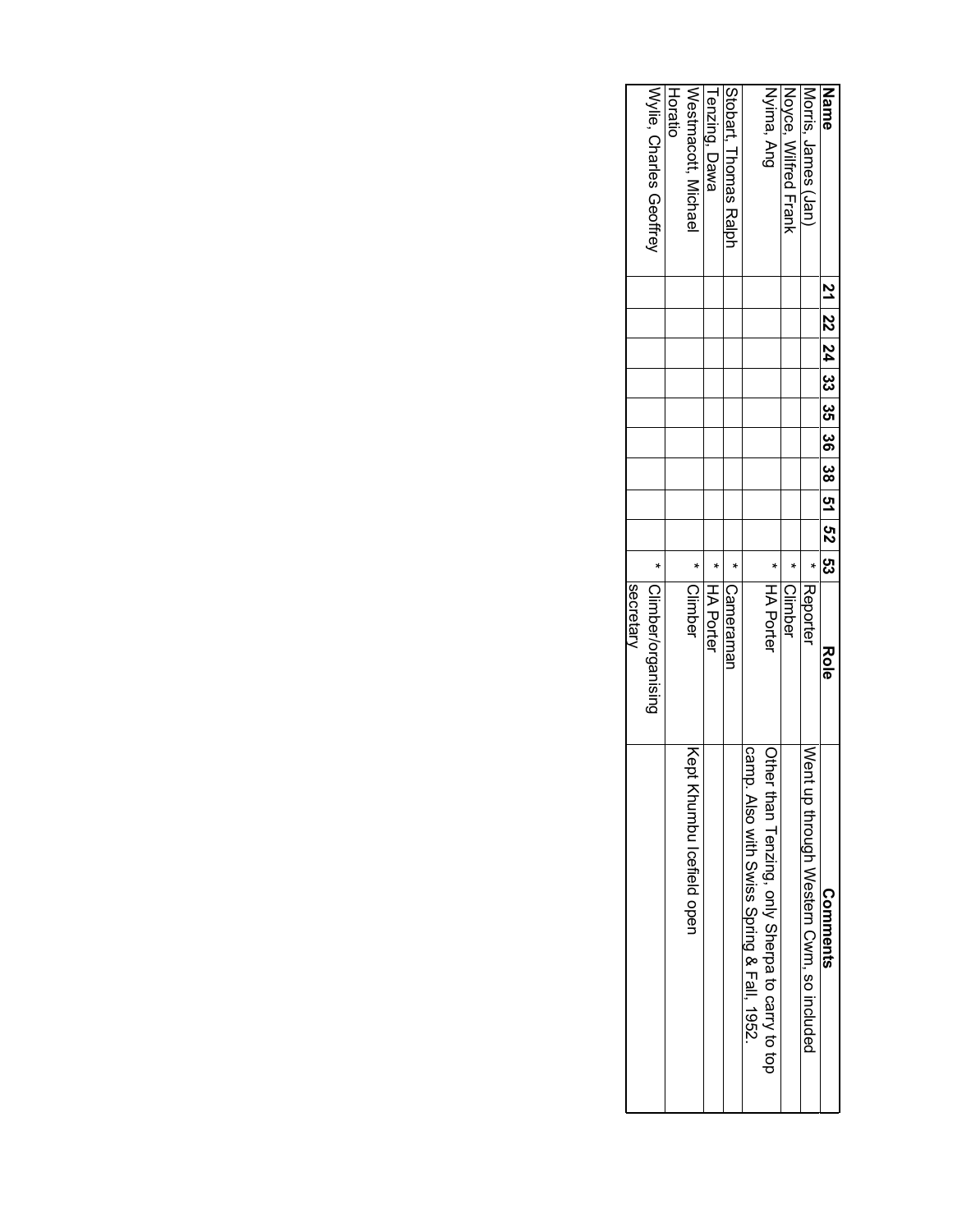| Name | 21 | 22 | 24 | 33 | 35 | 36 | 38 | 51 | 52 | 53 | Role | Comments |
|---|---|---|---|---|---|---|---|---|---|---|---|---|
| Morris, James (Jan) | | | | | | | | | | * | Reporter | Went up through Western Cwm, so included |
| Noyce, Wilfred Frank | | | | | | | | | | * | Climber | |
| Nyima, Ang | | | | | | | | | | * | HA Porter | Other than Tenzing, only Sherpa to carry to top camp. Also with Swiss Spring & Fall, 1952. |
| Stobart, Thomas Ralph | | | | | | | | | | * | Cameraman | |
| Tenzing, Dawa | | | | | | | | | | * | HA Porter | |
| Westmacott, Michael Horatio | | | | | | | | | | * | Climber | Kept Khumbu Icefield open |
| Wylie, Charles Geoffrey | | | | | | | | | | * | Climber/organising secretary | |